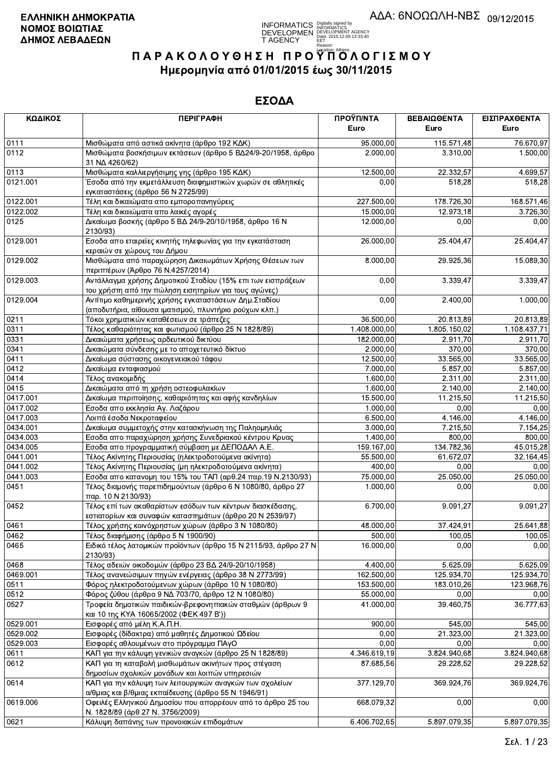**ΕΛΛΗΝΙΚΗ ΔΗΜΟΚΡΑΤΙΑ**
**ΝΟΜΟΣ ΒΟΙΩΤΙΑΣ**
**ΔΗΜΟΣ ΛΕΒΑΔΕΩΝ**

ΑΔΑ: 6ΝΟΩΩΛΗ-ΝΒΣ 09/12/2015

# ΠΑΡΑΚΟΛΟΥΘΗΣΗ ΠΡΟΫΠΟΛΟΓΙΣΜΟΥ

## Ημερομηνία από 01/01/2015 έως 30/11/2015

## ΕΣΟΔΑ

| ΚΩΔΙΚΟΣ | ΠΕΡΙΓΡΑΦΗ | ΠΡΟΫΠ/ΝΤΑ Euro | ΒΕΒΑΙΩΘΕΝΤΑ Euro | ΕΙΣΠΡΑΧΘΕΝΤΑ Euro |
|---|---|---|---|---|
| 0111 | Μισθώματα από αστικά ακίνητα (άρθρο 192 ΚΔΚ) | 95.000,00 | 115.571,48 | 76.670,97 |
| 0112 | Μισθώματα βοσκήσιμων εκτάσεων (άρθρο 5 ΒΔ24/9-20/1958, άρθρο 31 ΝΔ 4260/62) | 2.000,00 | 3.310,00 | 1.500,00 |
| 0113 | Μισθώματα καλλιεργήσιμης γης (άρθρο 195 ΚΔΚ) | 12.500,00 | 22.332,57 | 4.699,57 |
| 0121.001 | Έσοδα από την εκμετάλλευση διαφημιστικών χωρών σε αθλητικές εγκαταστάσεις (άρθρο 56 Ν 2725/99) | 0,00 | 518,28 | 518,28 |
| 0122.001 | Τέλη και δικαιώματα απο εμποροπανηγύρεις | 227.500,00 | 178.726,30 | 168.571,46 |
| 0122.002 | Τέλη και δικαιώματα απο λαικές αγορές | 15.000,00 | 12.973,18 | 3.726,30 |
| 0125 | Δικαίωμα βοσκής (άρθρο 5 ΒΔ 24/9-20/10/1958, άρθρο 16 Ν 2130/93) | 12.000,00 | 0,00 | 0,00 |
| 0129.001 | Εσοδα απο εταιρείες κινητής τηλεφωνίας για την εγκατάσταση κεραιών σε χώρους του Δήμου | 26.000,00 | 25.404,47 | 25.404,47 |
| 0129.002 | Μισθώματα από παραχώρηση Δικαιωμάτων Χρήσης Θέσεων των περιπτέρων (Άρθρο 76 Ν.4257/2014) | 8.000,00 | 29.925,36 | 15.089,30 |
| 0129.003 | Αντάλλαγμα χρήσης Δημοτικού Σταδίου (15% επι των εισπράξεων του χρήστη από την πώληση εισητηρίων για τους αγώνες) | 0,00 | 3.339,47 | 3.339,47 |
| 0129.004 | Αντίτιμο καθημερινής χρήσης εγκαταστάσεων Δημ.Σταδίου (αποδυτήρια, αίθουσα ιματισμού, πλυντήριο ρούχων κλπ.) | 0,00 | 2.400,00 | 1.000,00 |
| 0211 | Τόκοι χρηματικών καταθέσεων σε τράπεζες | 36.500,00 | 20.813,89 | 20.813,89 |
| 0311 | Τέλος καθαριότητας και φωτισμού (άρθρο 25 Ν 1828/89) | 1.408.000,00 | 1.805.150,02 | 1.108.437,71 |
| 0331 | Δικαιώματα χρήσεως αρδευτικού δικτύου | 182.000,00 | 2.911,70 | 2.911,70 |
| 0341 | Δικαιώματα σύνδεσης με το αποχετευτικό δίκτυο | 2.000,00 | 370,00 | 370,00 |
| 0411 | Δικαίωμα σύστασης οικογενειακού τάφου | 12.500,00 | 33.565,00 | 33.565,00 |
| 0412 | Δικαίωμα ενταφιασμού | 7.000,00 | 5.857,00 | 5.857,00 |
| 0414 | Τέλος ανακομιδής | 1.600,00 | 2.311,00 | 2.311,00 |
| 0415 | Δικαιώματα από τη χρήση οστεοφυλακίων | 1.600,00 | 2.140,00 | 2.140,00 |
| 0417.001 | Δικαίωμα περιποίησης, καθαριότητας και αφής κανδηλίων | 15.500,00 | 11.215,50 | 11.215,50 |
| 0417.002 | Εσοδα απο εκκλησία Αγ. Λαζάρου | 1.000,00 | 0,00 | 0,00 |
| 0417.003 | Λοιπά έσοδα Νεκροταφείου | 6.500,00 | 4.146,00 | 4.146,00 |
| 0434.001 | Δικαίωμα συμμετοχής στην κατασκήνωση της Παληομηλιάς | 3.000,00 | 7.215,50 | 7.154,25 |
| 0434.003 | Εσοδα απο παραχώρηση χρήσης Συνεδριακού κέντρου Κρυας | 1.400,00 | 800,00 | 800,00 |
| 0434.005 | Εσοδα απο προγραμματική σύμβαση με ΔΕΠΟΔΑΛ Α.Ε. | 159.167,00 | 134.782,36 | 45.015,28 |
| 0441.001 | Τέλος Ακίνητης Περιουσίας (ηλεκτροδοτούμενα ακίνητα) | 55.500,00 | 61.672,07 | 32.164,45 |
| 0441.002 | Τέλος Ακίνητης Περιουσίας (μη ηλεκτροδοτούμενα ακίνητα) | 400,00 | 0,00 | 0,00 |
| 0441.003 | Εσοδα απο κατανομη του 15% του ΤΑΠ (αρθ.24 παρ.19 Ν.2130/93) | 75.000,00 | 25.050,00 | 25.050,00 |
| 0451 | Τέλος διαμονής παρεπιδημούντων (άρθρο 6 Ν 1080/80, άρθρο 27 παρ. 10 Ν 2130/93) | 1.000,00 | 0,00 | 0,00 |
| 0452 | Τέλος επί των ακαθαρίστων εσόδων των κέντρων διασκέδασης, εστιατορίων και συναφών καταστημάτων (άρθρο 20 Ν 2539/97) | 6.700,00 | 9.091,27 | 9.091,27 |
| 0461 | Τέλος χρήσης κοινόχρηστων χώρων (άρθρο 3 Ν 1080/80) | 48.000,00 | 37.424,91 | 25.641,88 |
| 0462 | Τέλος διαφήμισης (άρθρο 5 Ν 1900/90) | 500,00 | 100,05 | 100,05 |
| 0465 | Ειδικό τέλος λατομικών προϊόντων (άρθρο 15 Ν 2115/93, άρθρο 27 Ν 2130/93) | 16.000,00 | 0,00 | 0,00 |
| 0468 | Τέλος αδειών οικοδομών (άρθρο 23 ΒΔ 24/9-20/10/1958) | 4.400,00 | 5.625,09 | 5.625,09 |
| 0469.001 | Τέλος ανανεώσιμων πηγών ενέργειας (άρθρο 38 Ν 2773/99) | 162.500,00 | 125.934,70 | 125.934,70 |
| 0511 | Φόρος ηλεκτροδοτούμενων χώρων (άρθρο 10 Ν 1080/80) | 153.500,00 | 183.010,26 | 123.968,76 |
| 0512 | Φόρος ζύθου (άρθρο 9 ΝΔ 703/70, άρθρο 12 Ν 1080/80) | 55.000,00 | 0,00 | 0,00 |
| 0527 | Τροφεία δημοτικών παιδικών-βρεφονηπιακών σταθμών (άρθρων 9 και 10 της ΚΥΑ 16065/2002 (ΦΕΚ 497 Β')) | 41.000,00 | 39.460,75 | 36.777,63 |
| 0529.001 | Εισφορές από μέλη Κ.Α.Π.Η. | 900,00 | 545,00 | 545,00 |
| 0529.002 | Εισφορές (δίδακτρα) από μαθητές Δημοτικού Ωδείου | 0,00 | 21.323,00 | 21.323,00 |
| 0529.003 | Εισφορές αθλουμένων στο πρόγραμμα ΠΑγΟ | 0,00 | 0,00 | 0,00 |
| 0611 | ΚΑΠ για την κάλυψη γενικών αναγκών (άρθρο 25 Ν 1828/89) | 4.346.619,19 | 3.824.940,68 | 3.824.940,68 |
| 0612 | ΚΑΠ για τη καταβολή μισθωμάτων ακινήτων προς στέγαση δημοσίων σχολικών μονάδων και λοιπών υπηρεσιών | 87.685,56 | 29.228,52 | 29.228,52 |
| 0614 | ΚΑΠ για την κάλυψη των λειτουργικών αναγκών των σχολείων α/θμιας και β/θμιας εκπαίδευσης (άρθρο 55 Ν 1946/91) | 377.129,70 | 369.924,76 | 369.924,76 |
| 0619.006 | Οφειλές Ελληνικού Δημοσίου που απορρέουν από το άρθρο 25 του Ν. 1828/89 (άρθ 27 Ν. 3756/2009) | 668.079,32 | 0,00 | 0,00 |
| 0621 | Κάλυψη δαπάνης των προνοιακών επιδομάτων | 6.406.702,65 | 5.897.079,35 | 5.897.079,35 |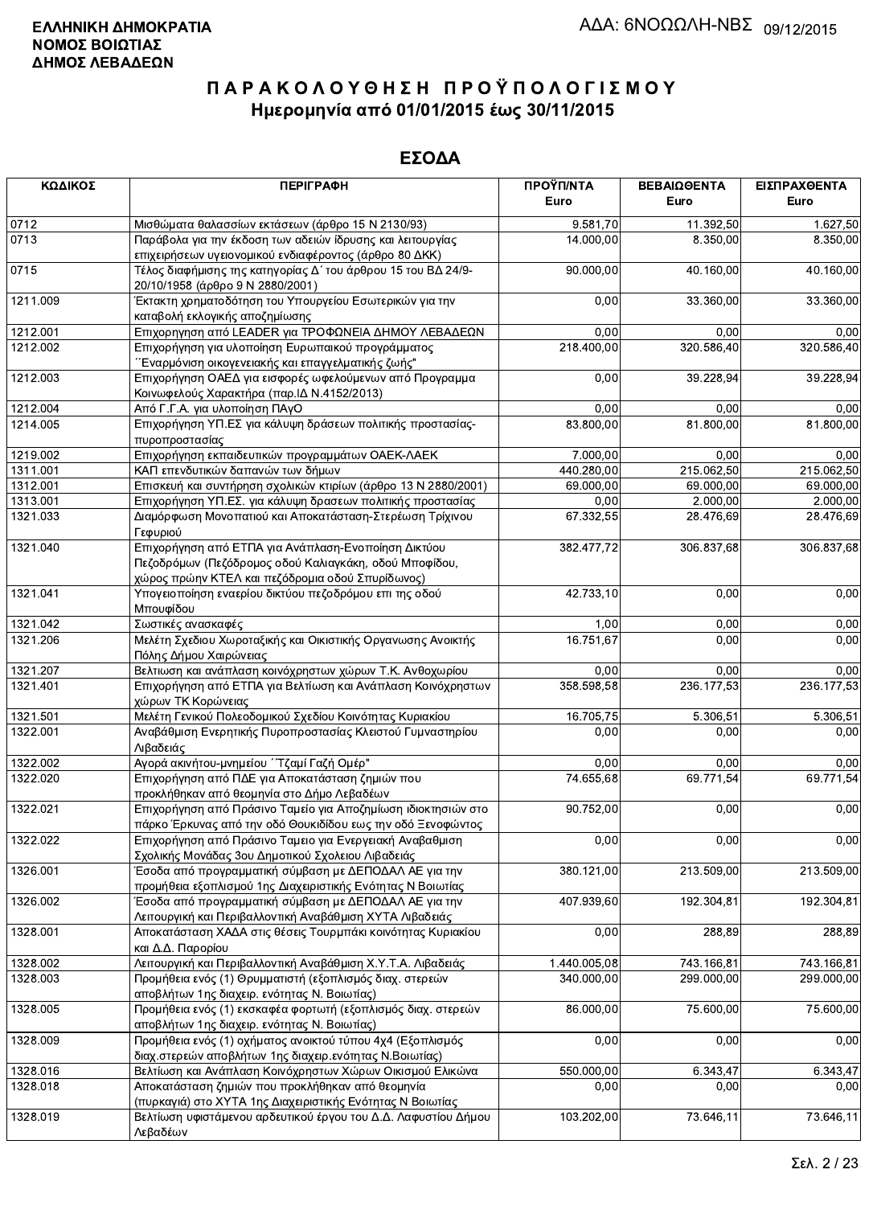**ΕΛΛΗΝΙΚΗ ΔΗΜΟΚΡΑΤΙΑ**
**ΝΟΜΟΣ ΒΟΙΩΤΙΑΣ**
**ΔΗΜΟΣ ΛΕΒΑΔΕΩΝ**

ΑΔΑ: 6ΝΟΩΩΛΗ-ΝΒΣ 09/12/2015

# Π Α Ρ Α Κ Ο Λ Ο Υ Θ Η Σ Η  Π Ρ Ο Ϋ Π Ο Λ Ο Γ Ι Σ Μ Ο Υ
## Ημερομηνία από 01/01/2015 έως 30/11/2015

## ΕΣΟΔΑ

| ΚΩΔΙΚΟΣ | ΠΕΡΙΓΡΑΦΗ | ΠΡΟΫΠ/ΝΤΑ Euro | ΒΕΒΑΙΩΘΕΝΤΑ Euro | ΕΙΣΠΡΑΧΘΕΝΤΑ Euro |
|---|---|---|---|---|
| 0712 | Μισθώματα θαλασσίων εκτάσεων (άρθρο 15 Ν 2130/93) | 9.581,70 | 11.392,50 | 1.627,50 |
| 0713 | Παράβολα για την έκδοση των αδειών ίδρυσης και λειτουργίας επιχειρήσεων υγειονομικού ενδιαφέροντος (άρθρο 80 ΔΚΚ) | 14.000,00 | 8.350,00 | 8.350,00 |
| 0715 | Τέλος διαφήμισης της κατηγορίας Δ΄ του άρθρου 15 του ΒΔ 24/9-20/10/1958 (άρθρο 9 Ν 2880/2001) | 90.000,00 | 40.160,00 | 40.160,00 |
| 1211.009 | Έκτακτη χρηματοδότηση του Υπουργείου Εσωτερικών για την καταβολή εκλογικής αποζημίωσης | 0,00 | 33.360,00 | 33.360,00 |
| 1212.001 | Επιχορήγηση από LEADER για ΤΡΟΦΩΝΕΙΑ ΔΗΜΟΥ ΛΕΒΑΔΕΩΝ | 0,00 | 0,00 | 0,00 |
| 1212.002 | Επιχορήγηση για υλοποίηση Ευρωπαικού προγράμματος ΄΄Εναρμόνιση οικογενειακής και επαγγελματικής ζωής" | 218.400,00 | 320.586,40 | 320.586,40 |
| 1212.003 | Επιχορήγηση ΟΑΕΔ για εισφορές ωφελούμενων από Προγραμμα Κοινωφελούς Χαρακτήρα (παρ.ΙΔ Ν.4152/2013) | 0,00 | 39.228,94 | 39.228,94 |
| 1212.004 | Από Γ.Γ.Α. για υλοποίηση ΠΑγΟ | 0,00 | 0,00 | 0,00 |
| 1214.005 | Επιχορήγηση ΥΠ.ΕΣ για κάλυψη δράσεων πολιτικής προστασίας-πυροπροστασίας | 83.800,00 | 81.800,00 | 81.800,00 |
| 1219.002 | Επιχορήγηση εκπαιδευτικών προγραμμάτων ΟΑΕΚ-ΛΑΕΚ | 7.000,00 | 0,00 | 0,00 |
| 1311.001 | ΚΑΠ επενδυτικών δαπανών των δήμων | 440.280,00 | 215.062,50 | 215.062,50 |
| 1312.001 | Επισκευή και συντήρηση σχολικών κτιρίων (άρθρο 13 Ν 2880/2001) | 69.000,00 | 69.000,00 | 69.000,00 |
| 1313.001 | Επιχορήγηση ΥΠ.ΕΣ. για κάλυψη δρασεων πολιτικής προστασίας | 0,00 | 2.000,00 | 2.000,00 |
| 1321.033 | Διαμόρφωση Μονοπατιού και Αποκατάσταση-Στερέωση Τρίχινου Γεφυριού | 67.332,55 | 28.476,69 | 28.476,69 |
| 1321.040 | Επιχορήγηση από ΕΤΠΑ για Ανάπλαση-Ενοποίηση Δικτύου Πεζοδρόμων (Πεζόδρομος οδού Καλιαγκάκη, οδού Μποφίδου, χώρος πρώην ΚΤΕΛ και πεζόδρομια οδού Σπυρίδωνος) | 382.477,72 | 306.837,68 | 306.837,68 |
| 1321.041 | Υπογειοποίηση εναερίου δικτύου πεζοδρόμου επι της οδού Μπουφίδου | 42.733,10 | 0,00 | 0,00 |
| 1321.042 | Σωστικές ανασκαφές | 1,00 | 0,00 | 0,00 |
| 1321.206 | Μελέτη Σχεδίου Χωροταξικής και Οικιστικής Οργανωσης Ανοικτής Πόλης Δήμου Χαιρώνειας | 16.751,67 | 0,00 | 0,00 |
| 1321.207 | Βελτιωση και ανάπλαση κοινόχρηστων χώρων Τ.Κ. Ανθοχωρίου | 0,00 | 0,00 | 0,00 |
| 1321.401 | Επιχορήγηση από ΕΤΠΑ για Βελτίωση και Ανάπλαση Κοινόχρηστων χώρων ΤΚ Κορώνειας | 358.598,58 | 236.177,53 | 236.177,53 |
| 1321.501 | Μελέτη Γενικού Πολεοδομικού Σχεδίου Κοινότητας Κυριακίου | 16.705,75 | 5.306,51 | 5.306,51 |
| 1322.001 | Αναβάθμιση Ενεργητικής Πυροπροστασίας Κλειστού Γυμναστηρίου Λιβαδειάς | 0,00 | 0,00 | 0,00 |
| 1322.002 | Αγορά ακινήτου-μνημείου ΄΄Τζαμί Γαζή Ομέρ" | 0,00 | 0,00 | 0,00 |
| 1322.020 | Επιχορήγηση από ΠΔΕ για Αποκατάσταση ζημιών που προκλήθηκαν από θεομηνία στο Δήμο Λεβαδέων | 74.655,68 | 69.771,54 | 69.771,54 |
| 1322.021 | Επιχορήγηση από Πράσινο Ταμείο για Αποζημίωση ιδιοκτησιών στο πάρκο Έρκυνας από την οδό Θουκιδίδου εως την οδό Ξενοφώντος | 90.752,00 | 0,00 | 0,00 |
| 1322.022 | Επιχορήγηση από Πράσινο Ταμειο για Ενεργειακή Αναβαθμιση Σχολικής Μονάδας 3ου Δημοτικού Σχολείου Λιβαδειάς | 0,00 | 0,00 | 0,00 |
| 1326.001 | Έσοδα από προγραμματική σύμβαση με ΔΕΠΟΔΑΛ ΑΕ για την προμήθεια εξοπλισμού 1ης Διαχειριστικής Ενότητας Ν Βοιωτίας | 380.121,00 | 213.509,00 | 213.509,00 |
| 1326.002 | Έσοδα από προγραμματική σύμβαση με ΔΕΠΟΔΑΛ ΑΕ για την Λειτουργική και Περιβαλλοντική Αναβάθμιση ΧΥΤΑ Λιβαδειάς | 407.939,60 | 192.304,81 | 192.304,81 |
| 1328.001 | Αποκατάσταση ΧΑΔΑ στις θέσεις Τουρμπάκι κοινότητας Κυριακίου και Δ.Δ. Παρορίου | 0,00 | 288,89 | 288,89 |
| 1328.002 | Λειτουργική και Περιβαλλοντική Αναβάθμιση Χ.Υ.Τ.Α. Λιβαδειάς | 1.440.005,08 | 743.166,81 | 743.166,81 |
| 1328.003 | Προμήθεια ενός (1) Θρυμματιστή (εξοπλισμός διαχ. στερεών αποβλήτων 1ης διαχειρ. ενότητας Ν. Βοιωτίας) | 340.000,00 | 299.000,00 | 299.000,00 |
| 1328.005 | Προμήθεια ενός (1) εκσκαφέα φορτωτή (εξοπλισμός διαχ. στερεών αποβλήτων 1ης διαχειρ. ενότητας Ν. Βοιωτίας) | 86.000,00 | 75.600,00 | 75.600,00 |
| 1328.009 | Προμήθεια ενός (1) οχήματος ανοικτού τύπου 4x4 (Εξοπλισμός διαχ.στερεών αποβλήτων 1ης διαχειρ.ενότητας Ν.Βοιωτίας) | 0,00 | 0,00 | 0,00 |
| 1328.016 | Βελτίωση και Ανάπλαση Κοινόχρηστων Χώρων Οικισμού Ελικώνα | 550.000,00 | 6.343,47 | 6.343,47 |
| 1328.018 | Αποκατάσταση ζημιών που προκλήθηκαν από θεομηνία (πυρκαγιά) στο ΧΥΤΑ 1ης Διαχειριστικής Ενότητας Ν Βοιωτίας | 0,00 | 0,00 | 0,00 |
| 1328.019 | Βελτίωση υφιστάμενου αρδευτικού έργου του Δ.Δ. Λαφυστίου Δήμου Λεβαδέων | 103.202,00 | 73.646,11 | 73.646,11 |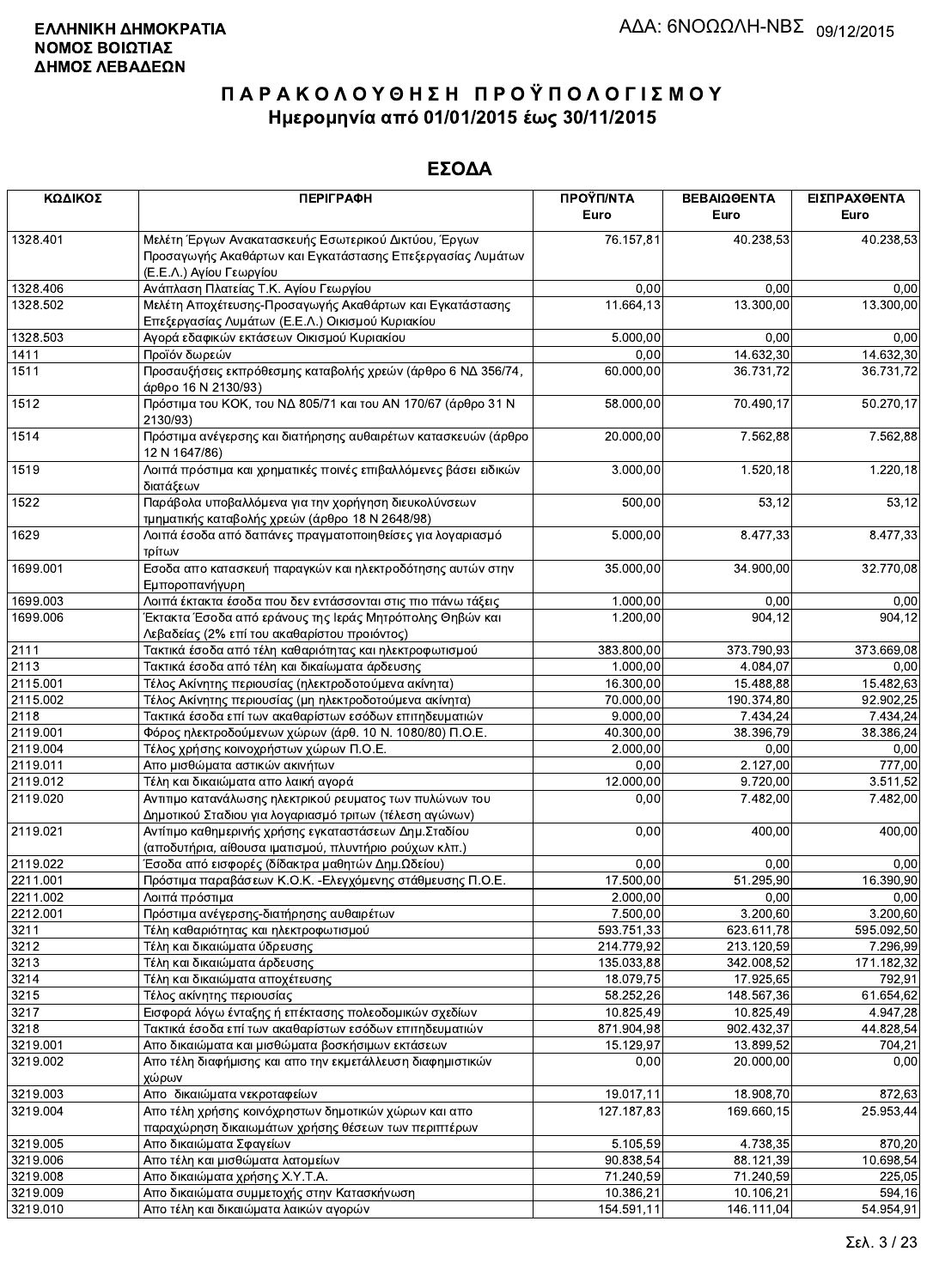**ΕΛΛΗΝΙΚΗ ΔΗΜΟΚΡΑΤΙΑ**
**ΝΟΜΟΣ ΒΟΙΩΤΙΑΣ**
**ΔΗΜΟΣ ΛΕΒΑΔΕΩΝ**

ΑΔΑ: 6ΝΟΩΩΛΗ-ΝΒΣ 09/12/2015

# ΠΑΡΑΚΟΛΟΥΘΗΣΗ ΠΡΟΫΠΟΛΟΓΙΣΜΟΥ
## Ημερομηνία από 01/01/2015 έως 30/11/2015

## ΕΣΟΔΑ

| ΚΩΔΙΚΟΣ | ΠΕΡΙΓΡΑΦΗ | ΠΡΟΫΠ/ΝΤΑ Euro | ΒΕΒΑΙΩΘΕΝΤΑ Euro | ΕΙΣΠΡΑΧΘΕΝΤΑ Euro |
|---|---|---|---|---|
| 1328.401 | Μελέτη Έργων Ανακατασκευής Εσωτερικού Δικτύου, Έργων Προσαγωγής Ακαθάρτων και Εγκατάστασης Επεξεργασίας Λυμάτων (Ε.Ε.Λ.) Αγίου Γεωργίου | 76.157,81 | 40.238,53 | 40.238,53 |
| 1328.406 | Ανάπλαση Πλατείας Τ.Κ. Αγίου Γεωργίου | 0,00 | 0,00 | 0,00 |
| 1328.502 | Μελέτη Αποχέτευσης-Προσαγωγής Ακαθάρτων και Εγκατάστασης Επεξεργασίας Λυμάτων (Ε.Ε.Λ.) Οικισμού Κυριακίου | 11.664,13 | 13.300,00 | 13.300,00 |
| 1328.503 | Αγορά εδαφικών εκτάσεων Οικισμού Κυριακίου | 5.000,00 | 0,00 | 0,00 |
| 1411 | Προϊόν δωρεών | 0,00 | 14.632,30 | 14.632,30 |
| 1511 | Προσαυξήσεις εκπρόθεσμης καταβολής χρεών (άρθρο 6 ΝΔ 356/74, άρθρο 16 Ν 2130/93) | 60.000,00 | 36.731,72 | 36.731,72 |
| 1512 | Πρόστιμα του ΚΟΚ, του ΝΔ 805/71 και του ΑΝ 170/67 (άρθρο 31 Ν 2130/93) | 58.000,00 | 70.490,17 | 50.270,17 |
| 1514 | Πρόστιμα ανέγερσης και διατήρησης αυθαιρέτων κατασκευών (άρθρο 12 Ν 1647/86) | 20.000,00 | 7.562,88 | 7.562,88 |
| 1519 | Λοιπά πρόστιμα και χρηματικές ποινές επιβαλλόμενες βάσει ειδικών διατάξεων | 3.000,00 | 1.520,18 | 1.220,18 |
| 1522 | Παράβολα υποβαλλόμενα για την χορήγηση διευκολύνσεων τμηματικής καταβολής χρεών (άρθρο 18 Ν 2648/98) | 500,00 | 53,12 | 53,12 |
| 1629 | Λοιπά έσοδα από δαπάνες πραγματοποιηθείσες για λογαριασμό τρίτων | 5.000,00 | 8.477,33 | 8.477,33 |
| 1699.001 | Εσοδα απο κατασκευή παραγκών και ηλεκτροδότησης αυτών στην Εμποροπανήγυρη | 35.000,00 | 34.900,00 | 32.770,08 |
| 1699.003 | Λοιπά έκτακτα έσοδα που δεν εντάσσονται στις πιο πάνω τάξεις | 1.000,00 | 0,00 | 0,00 |
| 1699.006 | Έκτακτα Έσοδα από εράνους της Ιεράς Μητρόπολης Θηβών και Λεβαδείας (2% επί του ακαθάριστου προιόντος) | 1.200,00 | 904,12 | 904,12 |
| 2111 | Τακτικά έσοδα από τέλη καθαριότητας και ηλεκτροφωτισμού | 383.800,00 | 373.790,93 | 373.669,08 |
| 2113 | Τακτικά έσοδα από τέλη και δικαιώματα άρδευσης | 1.000,00 | 4.084,07 | 0,00 |
| 2115.001 | Τέλος Ακίνητης περιουσίας (ηλεκτροδοτούμενα ακίνητα) | 16.300,00 | 15.488,88 | 15.482,63 |
| 2115.002 | Τέλος Ακίνητης περιουσίας (μη ηλεκτροδοτούμενα ακίνητα) | 70.000,00 | 190.374,80 | 92.902,25 |
| 2118 | Τακτικά έσοδα επί των ακαθαρίστων εσόδων επιτηδευματιών | 9.000,00 | 7.434,24 | 7.434,24 |
| 2119.001 | Φόρος ηλεκτροδούμενων χώρων (άρθ. 10 Ν. 1080/80) Π.Ο.Ε. | 40.300,00 | 38.396,79 | 38.386,24 |
| 2119.004 | Τέλος χρήσης κοινοχρήστων χώρων Π.Ο.Ε. | 2.000,00 | 0,00 | 0,00 |
| 2119.011 | Απο μισθώματα αστικών ακινήτων | 0,00 | 2.127,00 | 777,00 |
| 2119.012 | Τέλη και δικαιώματα απο λαική αγορά | 12.000,00 | 9.720,00 | 3.511,52 |
| 2119.020 | Αντιτιμο κατανάλωσης ηλεκτρικού ρευματος των πυλώνων του Δημοτικού Σταδιου για λογαριασμό τριτων (τέλεση αγώνων) | 0,00 | 7.482,00 | 7.482,00 |
| 2119.021 | Αντίτιμο καθημερινής χρήσης εγκαταστάσεων Δημ.Σταδίου (αποδυτήρια, αίθουσα ιματισμού, πλυντήριο ρούχων κλπ.) | 0,00 | 400,00 | 400,00 |
| 2119.022 | Έσοδα από εισφορές (δίδακτρα μαθητών Δημ.Ωδείου) | 0,00 | 0,00 | 0,00 |
| 2211.001 | Πρόστιμα παραβάσεων Κ.Ο.Κ. -Ελεγχόμενης στάθμευσης Π.Ο.Ε. | 17.500,00 | 51.295,90 | 16.390,90 |
| 2211.002 | Λοιπά πρόστιμα | 2.000,00 | 0,00 | 0,00 |
| 2212.001 | Πρόστιμα ανέγερσης-διατήρησης αυθαιρέτων | 7.500,00 | 3.200,60 | 3.200,60 |
| 3211 | Τέλη καθαριότητας και ηλεκτροφωτισμού | 593.751,33 | 623.611,78 | 595.092,50 |
| 3212 | Τέλη και δικαιώματα ύδρευσης | 214.779,92 | 213.120,59 | 7.296,99 |
| 3213 | Τέλη και δικαιώματα άρδευσης | 135.033,88 | 342.008,52 | 171.182,32 |
| 3214 | Τέλη και δικαιώματα αποχέτευσης | 18.079,75 | 17.925,65 | 792,91 |
| 3215 | Τέλος ακίνητης περιουσίας | 58.252,26 | 148.567,36 | 61.654,62 |
| 3217 | Εισφορά λόγω ένταξης ή επέκτασης πολεοδομικών σχεδίων | 10.825,49 | 10.825,49 | 4.947,28 |
| 3218 | Τακτικά έσοδα επί των ακαθαρίστων εσόδων επιτηδευματιών | 871.904,98 | 902.432,37 | 44.828,54 |
| 3219.001 | Απο δικαιώματα και μισθώματα βοσκήσιμων εκτάσεων | 15.129,97 | 13.899,52 | 704,21 |
| 3219.002 | Απο τέλη διαφήμισης και απο την εκμετάλλευση διαφημιστικών χώρων | 0,00 | 20.000,00 | 0,00 |
| 3219.003 | Απο δικαιώματα νεκροταφείων | 19.017,11 | 18.908,70 | 872,63 |
| 3219.004 | Απο τέλη χρήσης κοινόχρηστων δημοτικών χώρων και απο παραχώρηση δικαιωμάτων χρήσης θέσεων των περιπτέρων | 127.187,83 | 169.660,15 | 25.953,44 |
| 3219.005 | Απο δικαιώματα Σφαγείων | 5.105,59 | 4.738,35 | 870,20 |
| 3219.006 | Απο τέλη και μισθώματα λατομείων | 90.838,54 | 88.121,39 | 10.698,54 |
| 3219.008 | Απο δικαιώματα χρήσης Χ.Υ.Τ.Α. | 71.240,59 | 71.240,59 | 225,05 |
| 3219.009 | Απο δικαιώματα συμμετοχής στην Κατασκήνωση | 10.386,21 | 10.106,21 | 594,16 |
| 3219.010 | Απο τέλη και δικαιώματα λαικών αγορών | 154.591,11 | 146.111,04 | 54.954,91 |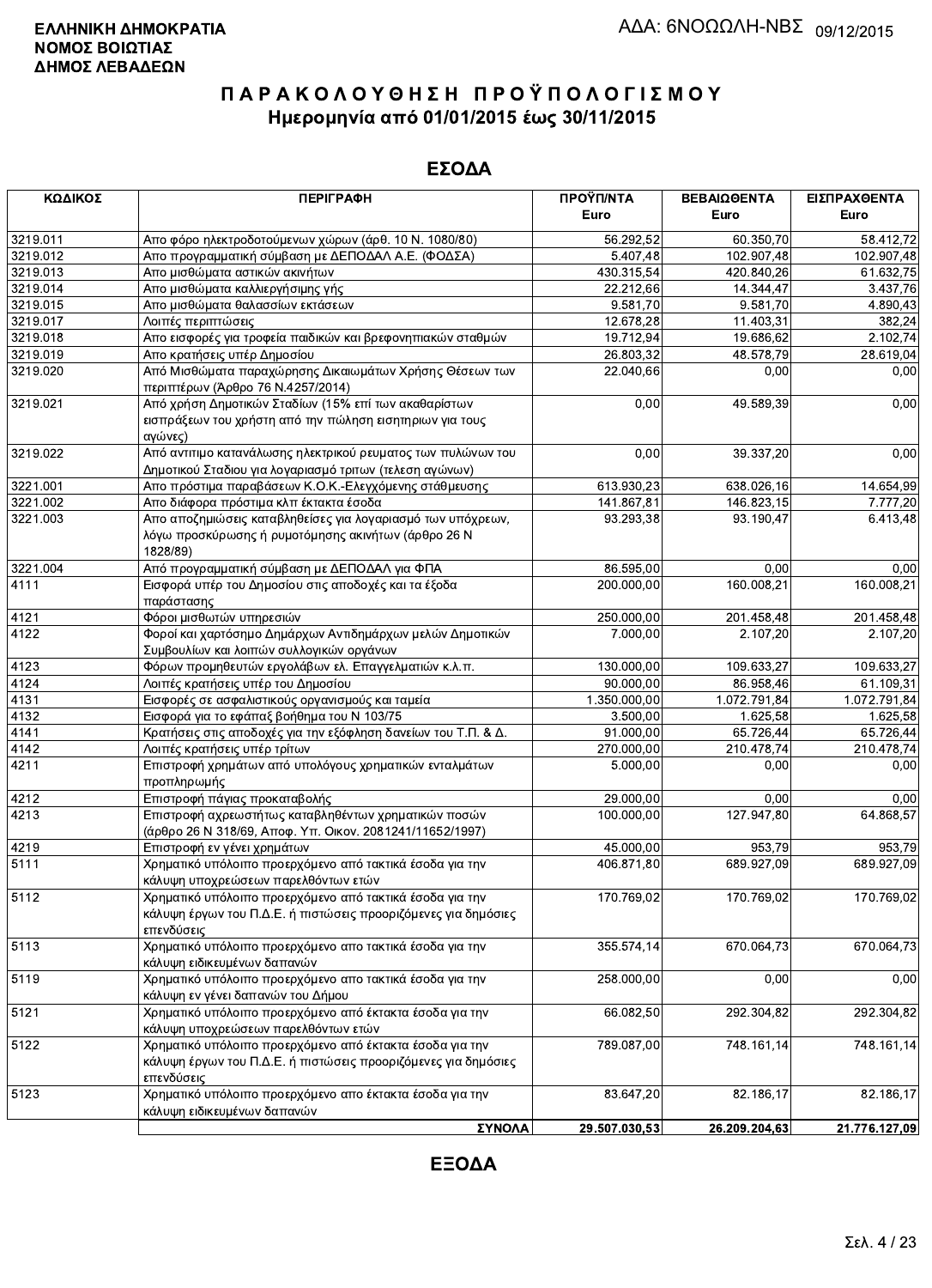**ΕΛΛΗΝΙΚΗ ΔΗΜΟΚΡΑΤΙΑ**
**ΝΟΜΟΣ ΒΟΙΩΤΙΑΣ**
**ΔΗΜΟΣ ΛΕΒΑΔΕΩΝ**

ΑΔΑ: 6ΝΟΩΩΛΗ-ΝΒΣ 09/12/2015

# ΠΑΡΑΚΟΛΟΥΘΗΣΗ ΠΡΟΫΠΟΛΟΓΙΣΜΟΥ
## Ημερομηνία από 01/01/2015 έως 30/11/2015

## ΕΣΟΔΑ

| ΚΩΔΙΚΟΣ | ΠΕΡΙΓΡΑΦΗ | ΠΡΟΫΠ/ΝΤΑ Euro | ΒΕΒΑΙΩΘΕΝΤΑ Euro | ΕΙΣΠΡΑΧΘΕΝΤΑ Euro |
|---|---|---|---|---|
| 3219.011 | Απο φόρο ηλεκτροδοτούμενων χώρων (άρθ. 10 Ν. 1080/80) | 56.292,52 | 60.350,70 | 58.412,72 |
| 3219.012 | Απο προγραμματική σύμβαση με ΔΕΠΟΔΑΛ Α.Ε. (ΦΟΔΣΑ) | 5.407,48 | 102.907,48 | 102.907,48 |
| 3219.013 | Απο μισθώματα αστικών ακινήτων | 430.315,54 | 420.840,26 | 61.632,75 |
| 3219.014 | Απο μισθώματα καλλιεργήσιμης γής | 22.212,66 | 14.344,47 | 3.437,76 |
| 3219.015 | Απο μισθώματα θαλασσίων εκτάσεων | 9.581,70 | 9.581,70 | 4.890,43 |
| 3219.017 | Λοιπές περιπτώσεις | 12.678,28 | 11.403,31 | 382,24 |
| 3219.018 | Απο εισφορές για τροφεία παιδικών και βρεφονηπιακών σταθμών | 19.712,94 | 19.686,62 | 2.102,74 |
| 3219.019 | Απο κρατήσεις υπέρ Δημοσίου | 26.803,32 | 48.578,79 | 28.619,04 |
| 3219.020 | Από Μισθώματα παραχώρησης Δικαιωμάτων Χρήσης Θέσεων των περιπτέρων (Άρθρο 76 Ν.4257/2014) | 22.040,66 | 0,00 | 0,00 |
| 3219.021 | Από χρήση Δημοτικών Σταδίων (15% επί των ακαθαρίστων εισπράξεων του χρήστη από την πώληση εισητηρίων για τους αγώνες) | 0,00 | 49.589,39 | 0,00 |
| 3219.022 | Από αντιτιμο κατανάλωσης ηλεκτρικού ρευματος των πυλώνων του Δημοτικού Σταδιου για λογαριασμό τριτων (τελεση αγώνων) | 0,00 | 39.337,20 | 0,00 |
| 3221.001 | Απο πρόστιμα παραβάσεων Κ.Ο.Κ.-Ελεγχόμενης στάθμευσης | 613.930,23 | 638.026,16 | 14.654,99 |
| 3221.002 | Απο διάφορα πρόστιμα κλπ έκτακτα έσοδα | 141.867,81 | 146.823,15 | 7.777,20 |
| 3221.003 | Απο αποζημιώσεις καταβληθείσες για λογαριασμό των υπόχρεων, λόγω προσκύρωσης ή ρυμοτόμησης ακινήτων (άρθρο 26 Ν 1828/89) | 93.293,38 | 93.190,47 | 6.413,48 |
| 3221.004 | Από προγραμματική σύμβαση με ΔΕΠΟΔΑΛ για ΦΠΑ | 86.595,00 | 0,00 | 0,00 |
| 4111 | Εισφορά υπέρ του Δημοσίου στις αποδοχές και τα έξοδα παράστασης | 200.000,00 | 160.008,21 | 160.008,21 |
| 4121 | Φόροι μισθωτών υπηρεσιών | 250.000,00 | 201.458,48 | 201.458,48 |
| 4122 | Φοροί και χαρτόσημο Δημάρχων Αντιδημάρχων μελών Δημοτικών Συμβουλίων και λοιπών συλλογικών οργάνων | 7.000,00 | 2.107,20 | 2.107,20 |
| 4123 | Φόρων προμηθευτών εργολάβων ελ. Επαγγελματιών κ.λ.π. | 130.000,00 | 109.633,27 | 109.633,27 |
| 4124 | Λοιπές κρατήσεις υπέρ του Δημοσίου | 90.000,00 | 86.958,46 | 61.109,31 |
| 4131 | Εισφορές σε ασφαλιστικούς οργανισμούς και ταμεία | 1.350.000,00 | 1.072.791,84 | 1.072.791,84 |
| 4132 | Εισφορά για το εφάπαξ βοήθημα του Ν 103/75 | 3.500,00 | 1.625,58 | 1.625,58 |
| 4141 | Κρατήσεις στις αποδοχές για την εξόφληση δανείων του Τ.Π. & Δ. | 91.000,00 | 65.726,44 | 65.726,44 |
| 4142 | Λοιπές κρατήσεις υπέρ τρίτων | 270.000,00 | 210.478,74 | 210.478,74 |
| 4211 | Επιστροφή χρημάτων από υπολόγους χρηματικών ενταλμάτων προπληρωμής | 5.000,00 | 0,00 | 0,00 |
| 4212 | Επιστροφή πάγιας προκαταβολής | 29.000,00 | 0,00 | 0,00 |
| 4213 | Επιστροφή αχρεωστήτως καταβληθέντων χρηματικών ποσών (άρθρο 26 Ν 318/69, Αποφ. Υπ. Οικον. 2081241/11652/1997) | 100.000,00 | 127.947,80 | 64.868,57 |
| 4219 | Επιστροφή εν γένει χρημάτων | 45.000,00 | 953,79 | 953,79 |
| 5111 | Χρηματικό υπόλοιπο προερχόμενο από τακτικά έσοδα για την κάλυψη υποχρεώσεων παρελθόντων ετών | 406.871,80 | 689.927,09 | 689.927,09 |
| 5112 | Χρηματικό υπόλοιπο προερχόμενο από τακτικά έσοδα για την κάλυψη έργων του Π.Δ.Ε. ή πιστώσεις προοριζόμενες για δημόσιες επενδύσεις | 170.769,02 | 170.769,02 | 170.769,02 |
| 5113 | Χρηματικό υπόλοιπο προερχόμενο απο τακτικά έσοδα για την κάλυψη ειδικευμένων δαπανών | 355.574,14 | 670.064,73 | 670.064,73 |
| 5119 | Χρηματικό υπόλοιπο προερχόμενο απο τακτικά έσοδα για την κάλυψη εν γένει δαπανών του Δήμου | 258.000,00 | 0,00 | 0,00 |
| 5121 | Χρηματικό υπόλοιπο προερχόμενο από έκτακτα έσοδα για την κάλυψη υποχρεώσεων παρελθόντων ετών | 66.082,50 | 292.304,82 | 292.304,82 |
| 5122 | Χρηματικό υπόλοιπο προερχόμενο από έκτακτα έσοδα για την κάλυψη έργων του Π.Δ.Ε. ή πιστώσεις προοριζόμενες για δημόσιες επενδύσεις | 789.087,00 | 748.161,14 | 748.161,14 |
| 5123 | Χρηματικό υπόλοιπο προερχόμενο απο έκτακτα έσοδα για την κάλυψη ειδικευμένων δαπανών | 83.647,20 | 82.186,17 | 82.186,17 |
| | **ΣΥΝΟΛΑ** | **29.507.030,53** | **26.209.204,63** | **21.776.127,09** |

## ΕΞΟΔΑ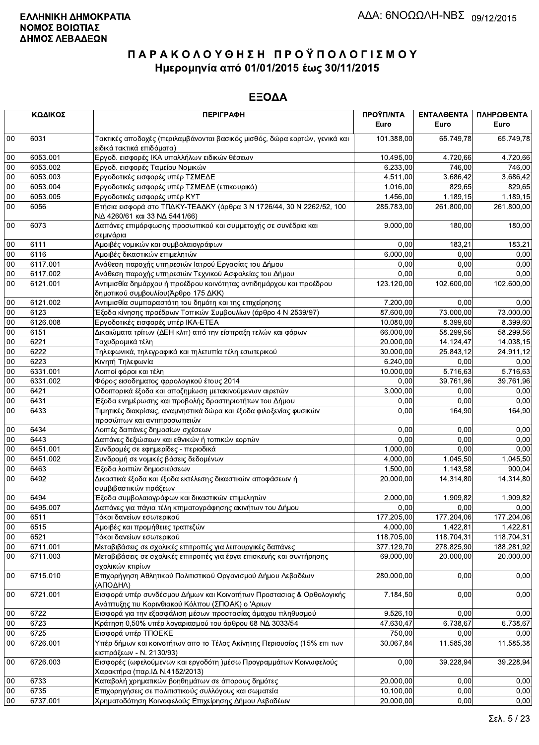**ΕΛΛΗΝΙΚΗ ΔΗΜΟΚΡΑΤΙΑ**
**ΝΟΜΟΣ ΒΟΙΩΤΙΑΣ**
**ΔΗΜΟΣ ΛΕΒΑΔΕΩΝ**

ΑΔΑ: 6ΝΟΩΩΛΗ-ΝΒΣ 09/12/2015

# ΠΑΡΑΚΟΛΟΥΘΗΣΗ ΠΡΟΫΠΟΛΟΓΙΣΜΟΥ
## Ημερομηνία από 01/01/2015 έως 30/11/2015

## ΕΞΟΔΑ

| ΚΩΔΙΚΟΣ | | ΠΕΡΙΓΡΑΦΗ | ΠΡΟΫΠ/ΝΤΑ Euro | ΕΝΤΑΛΘΕΝΤΑ Euro | ΠΛΗΡΩΘΕΝΤΑ Euro |
|---|---|---|---|---|---|
| 00 | 6031 | Τακτικές αποδοχές (περιλαμβάνονται βασικός μισθός, δώρα εορτών, γενικά και ειδικά τακτικά επιδόματα) | 101.388,00 | 65.749,78 | 65.749,78 |
| 00 | 6053.001 | Εργοδ. εισφορές ΙΚΑ υπαλλήλων ειδικών θέσεων | 10.495,00 | 4.720,66 | 4.720,66 |
| 00 | 6053.002 | Εργοδ. εισφορές Ταμείου Νομικών | 6.233,00 | 746,00 | 746,00 |
| 00 | 6053.003 | Εργοδοτικές εισφορές υπέρ ΤΣΜΕΔΕ | 4.511,00 | 3.686,42 | 3.686,42 |
| 00 | 6053.004 | Εργοδοτικές εισφορές υπέρ ΤΣΜΕΔΕ (επικουρικό) | 1.016,00 | 829,65 | 829,65 |
| 00 | 6053.005 | Εργοδοτικές εισφορές υπέρ ΚΥΤ | 1.456,00 | 1.189,15 | 1.189,15 |
| 00 | 6056 | Ετήσια εισφορά στο ΤΠΔΚΥ-ΤΕΑΔΚΥ (άρθρα 3 Ν 1726/44, 30 Ν 2262/52, 100 ΝΔ 4260/61 και 33 ΝΔ 5441/66) | 285.783,00 | 261.800,00 | 261.800,00 |
| 00 | 6073 | Δαπάνες επιμόρφωσης προσωπικού και συμμετοχής σε συνέδρια και σεμινάρια | 9.000,00 | 180,00 | 180,00 |
| 00 | 6111 | Αμοιβές νομικών και συμβολαιογράφων | 0,00 | 183,21 | 183,21 |
| 00 | 6116 | Αμοιβές δικαστικών επιμελητών | 6.000,00 | 0,00 | 0,00 |
| 00 | 6117.001 | Ανάθεση παροχής υπηρεσιών Ιατρού Εργασίας του Δήμου | 0,00 | 0,00 | 0,00 |
| 00 | 6117.002 | Ανάθεση παροχής υπηρεσιών Τεχνικού Ασφαλείας του Δήμου | 0,00 | 0,00 | 0,00 |
| 00 | 6121.001 | Αντιμισθία δημάρχου ή προέδρου κοινότητας αντιδημάρχου και προέδρου δημοτικού συμβουλίου(Άρθρο 175 ΔΚΚ) | 123.120,00 | 102.600,00 | 102.600,00 |
| 00 | 6121.002 | Αντιμισθία συμπαραστάτη του δημότη και της επιχείρησης | 7.200,00 | 0,00 | 0,00 |
| 00 | 6123 | Έξοδα κίνησης προέδρων Τοπικών Συμβουλίων (άρθρο 4 Ν 2539/97) | 87.600,00 | 73.000,00 | 73.000,00 |
| 00 | 6126.008 | Εργοδοτικές εισφορές υπέρ ΙΚΑ-ΕΤΕΑ | 10.080,00 | 8.399,60 | 8.399,60 |
| 00 | 6151 | Δικαιώματα τρίτων (ΔΕΗ κλπ) από την είσπραξη τελών και φόρων | 66.000,00 | 58.299,56 | 58.299,56 |
| 00 | 6221 | Ταχυδρομικά τέλη | 20.000,00 | 14.124,47 | 14.038,15 |
| 00 | 6222 | Τηλεφωνικά, τηλεγραφικά και τηλετυπία τέλη εσωτερικού | 30.000,00 | 25.843,12 | 24.911,12 |
| 00 | 6223 | Κινητή Τηλεφωνία | 6.240,00 | 0,00 | 0,00 |
| 00 | 6331.001 | Λοιποί φόροι και τέλη | 10.000,00 | 5.716,63 | 5.716,63 |
| 00 | 6331.002 | Φόρος εισοδηματος φρρολογικού έτους 2014 | 0,00 | 39.761,96 | 39.761,96 |
| 00 | 6421 | Οδοιπορικά έξοδα και αποζημίωση μετακινούμενων αιρετών | 3.000,00 | 0,00 | 0,00 |
| 00 | 6431 | Έξοδα ενημέρωσης και προβολής δραστηριοτήτων του Δήμου | 0,00 | 0,00 | 0,00 |
| 00 | 6433 | Τιμητικές διακρίσεις, αναμνηστικά δώρα και έξοδα φιλοξενίας φυσικών προσώπων και αντιπροσωπειών | 0,00 | 164,90 | 164,90 |
| 00 | 6434 | Λοιπές δαπάνες δημοσίων σχέσεων | 0,00 | 0,00 | 0,00 |
| 00 | 6443 | Δαπάνες δεξιώσεων και εθνικών ή τοπικών εορτών | 0,00 | 0,00 | 0,00 |
| 00 | 6451.001 | Συνδρομές σε εφημερίδες - περιοδικά | 1.000,00 | 0,00 | 0,00 |
| 00 | 6451.002 | Συνδρομή σε νομικές βάσεις δεδομένων | 4.000,00 | 1.045,50 | 1.045,50 |
| 00 | 6463 | Έξοδα λοιπών δημοσιεύσεων | 1.500,00 | 1.143,58 | 900,04 |
| 00 | 6492 | Δικαστικά έξοδα και έξοδα εκτέλεσης δικαστικών αποφάσεων ή συμβιβαστικών πράξεων | 20.000,00 | 14.314,80 | 14.314,80 |
| 00 | 6494 | Έξοδα συμβολαιογράφων και δικαστικών επιμελητών | 2.000,00 | 1.909,82 | 1.909,82 |
| 00 | 6495.007 | Δαπάνες για πάγια τέλη κτηματογράφησης ακινήτων του Δήμου | 0,00 | 0,00 | 0,00 |
| 00 | 6511 | Τόκοι δανείων εσωτερικού | 177.205,00 | 177.204,06 | 177.204,06 |
| 00 | 6515 | Αμοιβές και προμήθειες τραπεζών | 4.000,00 | 1.422,81 | 1.422,81 |
| 00 | 6521 | Τόκοι δανείων εσωτερικού | 118.705,00 | 118.704,31 | 118.704,31 |
| 00 | 6711.001 | Μεταβιβάσεις σε σχολικές επιτροπές για λειτουργικές δαπάνες | 377.129,70 | 278.825,90 | 188.281,92 |
| 00 | 6711.003 | Μεταβιβάσεις σε σχολικές επιτροπές για έργα επισκευής και συντήρησης σχολικών κτιρίων | 69.000,00 | 20.000,00 | 20.000,00 |
| 00 | 6715.010 | Επιχορήγηση Αθλητικού Πολιτιστικού Οργανισμού Δήμου Λεβαδέων (ΑΠΟΔΗΛ) | 280.000,00 | 0,00 | 0,00 |
| 00 | 6721.001 | Εισφορά υπέρ συνδέσμου Δήμων και Κοινοτήτων Προστασιας & Ορθολογικής Ανάπτυξης τιυ Κορινθιακού Κόλπου (ΣΠΟΑΚ) ο 'Αριων | 7.184,50 | 0,00 | 0,00 |
| 00 | 6722 | Εισφορά για την εξασφάλιση μέσων προστασίας άμαχου πληθυσμού | 9.526,10 | 0,00 | 0,00 |
| 00 | 6723 | Κράτηση 0,50% υπέρ λογαριασμού του άρθρου 68 ΝΔ 3033/54 | 47.630,47 | 6.738,67 | 6.738,67 |
| 00 | 6725 | Εισφορά υπέρ ΤΠΟΕΚΕ | 750,00 | 0,00 | 0,00 |
| 00 | 6726.001 | Υπέρ δήμων και κοινοτήτων απο το Τέλος Ακίνητης Περιουσίας (15% επι των εισπράξεων - Ν. 2130/93) | 30.067,84 | 11.585,38 | 11.585,38 |
| 00 | 6726.003 | Εισφορές (ωφελούμενων και εργοδότη )μέσω Προγραμμάτων Κοινωφελούς Χαρακτήρα (παρ.ΙΔ Ν.4152/2013) | 0,00 | 39.228,94 | 39.228,94 |
| 00 | 6733 | Καταβολή χρηματικών βοηθημάτων σε άπορους δημότες | 20.000,00 | 0,00 | 0,00 |
| 00 | 6735 | Επιχορηγήσεις σε πολιτιστικούς συλλόγους και σωματεία | 10.100,00 | 0,00 | 0,00 |
| 00 | 6737.001 | Χρηματοδότηση Κοινοφελούς Επιχείρησης Δήμου Λεβαδέων | 20.000,00 | 0,00 | 0,00 |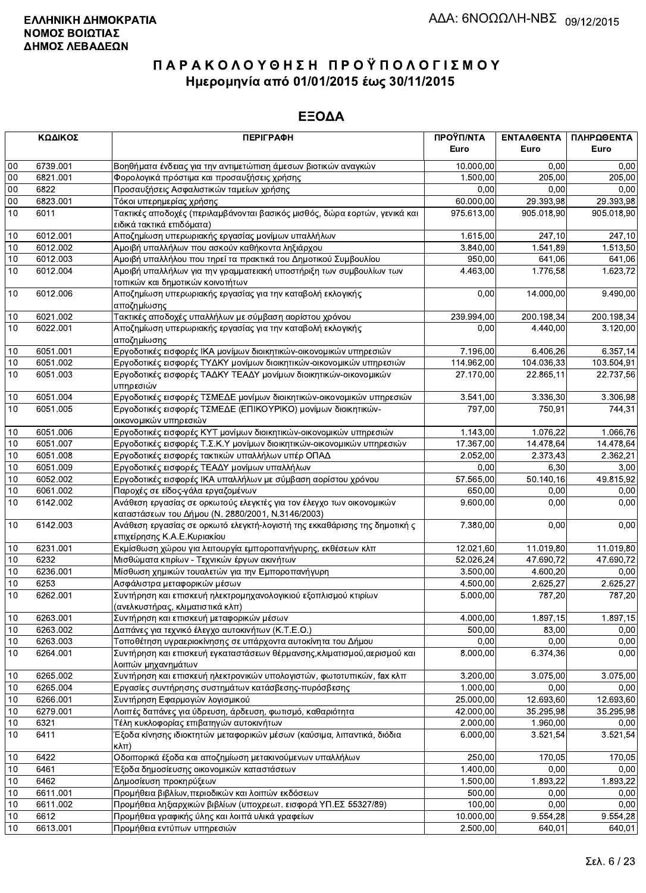**ΕΛΛΗΝΙΚΗ ΔΗΜΟΚΡΑΤΙΑ**
**ΝΟΜΟΣ ΒΟΙΩΤΙΑΣ**
**ΔΗΜΟΣ ΛΕΒΑΔΕΩΝ**

ΑΔΑ: 6ΝΟΩΩΛΗ-ΝΒΣ 09/12/2015

# ΠΑΡΑΚΟΛΟΥΘΗΣΗ ΠΡΟΫΠΟΛΟΓΙΣΜΟΥ
## Ημερομηνία από 01/01/2015 έως 30/11/2015

## ΕΞΟΔΑ

| ΚΩΔΙΚΟΣ | | ΠΕΡΙΓΡΑΦΗ | ΠΡΟΫΠ/ΝΤΑ Euro | ΕΝΤΑΛΘΕΝΤΑ Euro | ΠΛΗΡΩΘΕΝΤΑ Euro |
|---|---|---|---|---|---|
| 00 | 6739.001 | Βοηθήματα ένδειας για την αντιμετώπιση άμεσων βιοτικών αναγκών | 10.000,00 | 0,00 | 0,00 |
| 00 | 6821.001 | Φορολογικά πρόστιμα και προσαυξήσεις χρήσης | 1.500,00 | 205,00 | 205,00 |
| 00 | 6822 | Προσαυξήσεις Ασφαλιστικών ταμείων χρήσης | 0,00 | 0,00 | 0,00 |
| 00 | 6823.001 | Τόκοι υπερημερίας χρήσης | 60.000,00 | 29.393,98 | 29.393,98 |
| 10 | 6011 | Τακτικές αποδοχές (περιλαμβάνονται βασικός μισθός, δώρα εορτών, γενικά και ειδικά τακτικά επιδόματα) | 975.613,00 | 905.018,90 | 905.018,90 |
| 10 | 6012.001 | Αποζημίωση υπερωριακής εργασίας μονίμων υπαλλήλων | 1.615,00 | 247,10 | 247,10 |
| 10 | 6012.002 | Αμοιβή υπαλλήλων που ασκούν καθήκοντα ληξιάρχου | 3.840,00 | 1.541,89 | 1.513,50 |
| 10 | 6012.003 | Αμοιβή υπαλλήλου που τηρεί τα πρακτικά του Δημοτικού Συμβουλίου | 950,00 | 641,06 | 641,06 |
| 10 | 6012.004 | Αμοιβή υπαλλήλων για την γραμματειακή υποστήριξη των συμβουλίων των τοπικών και δημοτικών κοινοτήτων | 4.463,00 | 1.776,58 | 1.623,72 |
| 10 | 6012.006 | Αποζημίωση υπερωριακής εργασίας για την καταβολή εκλογικής αποζημίωσης | 0,00 | 14.000,00 | 9.490,00 |
| 10 | 6021.002 | Τακτικές αποδοχές υπαλλήλων με σύμβαση αορίστου χρόνου | 239.994,00 | 200.198,34 | 200.198,34 |
| 10 | 6022.001 | Αποζημίωση υπερωριακής εργασίας για την καταβολή εκλογικής αποζημίωσης | 0,00 | 4.440,00 | 3.120,00 |
| 10 | 6051.001 | Εργοδοτικές εισφορές ΙΚΑ μονίμων διοικητικών-οικονομικών υπηρεσιών | 7.196,00 | 6.406,26 | 6.357,14 |
| 10 | 6051.002 | Εργοδοτικές εισφορές ΤΥΔΚΥ μονίμων διοικητικών-οικονομικών υπηρεσιών | 114.962,00 | 104.036,33 | 103.504,91 |
| 10 | 6051.003 | Εργοδοτικές εισφορές ΤΑΔΚΥ ΤΕΑΔΥ μονίμων διοικητικών-οικονομικών υπηρεσιών | 27.170,00 | 22.865,11 | 22.737,56 |
| 10 | 6051.004 | Εργοδοτικές εισφορές ΤΣΜΕΔΕ μονίμων διοικητικών-οικονομικών υπηρεσιών | 3.541,00 | 3.336,30 | 3.306,98 |
| 10 | 6051.005 | Εργοδοτικές εισφορές ΤΣΜΕΔΕ (ΕΠΙΚΟΥΡΙΚΟ) μονίμων διοικητικών-οικονομικών υπηρεσιών | 797,00 | 750,91 | 744,31 |
| 10 | 6051.006 | Εργοδοτικές εισφορές ΚΥΤ μονίμων διοικητικών-οικονομικών υπηρεσιών | 1.143,00 | 1.076,22 | 1.066,76 |
| 10 | 6051.007 | Εργοδοτικές εισφορές Τ.Σ.Κ.Υ μονίμων διοικητικών-οικονομικών υπηρεσιών | 17.367,00 | 14.478,64 | 14.478,64 |
| 10 | 6051.008 | Εργοδοτικές εισφορές τακτικών υπαλλήλων υπέρ ΟΠΑΔ | 2.052,00 | 2.373,43 | 2.362,21 |
| 10 | 6051.009 | Εργοδοτικές εισφορές ΤΕΑΔΥ μονίμων υπαλλήλων | 0,00 | 6,30 | 3,00 |
| 10 | 6052.002 | Εργοδοτικές εισφορές ΙΚΑ υπαλλήλων με σύμβαση αορίστου χρόνου | 57.565,00 | 50.140,16 | 49.815,92 |
| 10 | 6061.002 | Παροχές σε είδος-γάλα εργαζομένων | 650,00 | 0,00 | 0,00 |
| 10 | 6142.002 | Ανάθεση εργασίας σε ορκωτούς ελεγκτές για τον έλεγχο των οικονομικών καταστάσεων του Δήμου (Ν. 2880/2001, Ν.3146/2003) | 9.600,00 | 0,00 | 0,00 |
| 10 | 6142.003 | Ανάθεση εργασίας σε ορκωτό ελεγκτή-λογιστή της εκκαθάρισης της δημοτική ς επιχείρησης Κ.Α.Ε.Κυριακίου | 7.380,00 | 0,00 | 0,00 |
| 10 | 6231.001 | Εκμίσθωση χώρου για λειτουργία εμποροπανήγυρης, εκθέσεων κλπ | 12.021,60 | 11.019,80 | 11.019,80 |
| 10 | 6232 | Μισθώματα κτιρίων - Τεχνικών έργων ακινήτων | 52.026,24 | 47.690,72 | 47.690,72 |
| 10 | 6236.001 | Μίσθωση χημικών τουαλετών για την Εμποροπανήγυρη | 3.500,00 | 4.600,20 | 0,00 |
| 10 | 6253 | Ασφάλιστρα μεταφορικών μέσων | 4.500,00 | 2.625,27 | 2.625,27 |
| 10 | 6262.001 | Συντήρηση και επισκευή ηλεκτρομηχανολογικού εξοπλισμού κτιρίων (ανελκυστήρας, κλιματιστικά κλπ) | 5.000,00 | 787,20 | 787,20 |
| 10 | 6263.001 | Συντήρηση και επισκευή μεταφορικών μέσων | 4.000,00 | 1.897,15 | 1.897,15 |
| 10 | 6263.002 | Δαπάνες για τεχνικό έλεγχο αυτοκινήτων (Κ.Τ.Ε.Ο.) | 500,00 | 83,00 | 0,00 |
| 10 | 6263.003 | Τοποθέτηση υγραεριοκίνησης σε υπάρχοντα αυτοκίνητα του Δήμου | 0,00 | 0,00 | 0,00 |
| 10 | 6264.001 | Συντήρηση και επισκευή εγκαταστάσεων θέρμανσης,κλιματισμού,αερισμού και λοιπών μηχανημάτων | 8.000,00 | 6.374,36 | 0,00 |
| 10 | 6265.002 | Συντήρηση και επισκευή ηλεκτρονικών υπολογιστών, φωτοτυπικών, fax κλπ | 3.200,00 | 3.075,00 | 3.075,00 |
| 10 | 6265.004 | Εργασίες συντήρησης συστημάτων κατάσβεσης-πυρόσβεσης | 1.000,00 | 0,00 | 0,00 |
| 10 | 6266.001 | Συντήρηση Εφαρμογών λογισμικού | 25.000,00 | 12.693,60 | 12.693,60 |
| 10 | 6279.001 | Λοιπές δαπάνες για ύδρευση, άρδευση, φωτισμό, καθαριότητα | 42.000,00 | 35.295,98 | 35.295,98 |
| 10 | 6321 | Τέλη κυκλοφορίας επιβατηγών αυτοκινήτων | 2.000,00 | 1.960,00 | 0,00 |
| 10 | 6411 | Έξοδα κίνησης ιδιοκτητών μεταφορικών μέσων (καύσιμα, λιπαντικά, διόδια κλπ) | 6.000,00 | 3.521,54 | 3.521,54 |
| 10 | 6422 | Οδοιπορικά έξοδα και αποζημίωση μετακινούμενων υπαλλήλων | 250,00 | 170,05 | 170,05 |
| 10 | 6461 | Έξοδα δημοσίευσης οικονομικών καταστάσεων | 1.400,00 | 0,00 | 0,00 |
| 10 | 6462 | Δημοσίευση προκηρύξεων | 1.500,00 | 1.893,22 | 1.893,22 |
| 10 | 6611.001 | Προμήθεια βιβλίων,περιοδικών και λοιπών εκδόσεων | 500,00 | 0,00 | 0,00 |
| 10 | 6611.002 | Προμήθεια ληξιαρχικών βιβλίων (υποχρεωτ. εισφορά ΥΠ.ΕΣ 55327/89) | 100,00 | 0,00 | 0,00 |
| 10 | 6612 | Προμήθεια γραφικής ύλης και λοιπά υλικά γραφείων | 10.000,00 | 9.554,28 | 9.554,28 |
| 10 | 6613.001 | Προμήθεια εντύπων υπηρεσιών | 2.500,00 | 640,01 | 640,01 |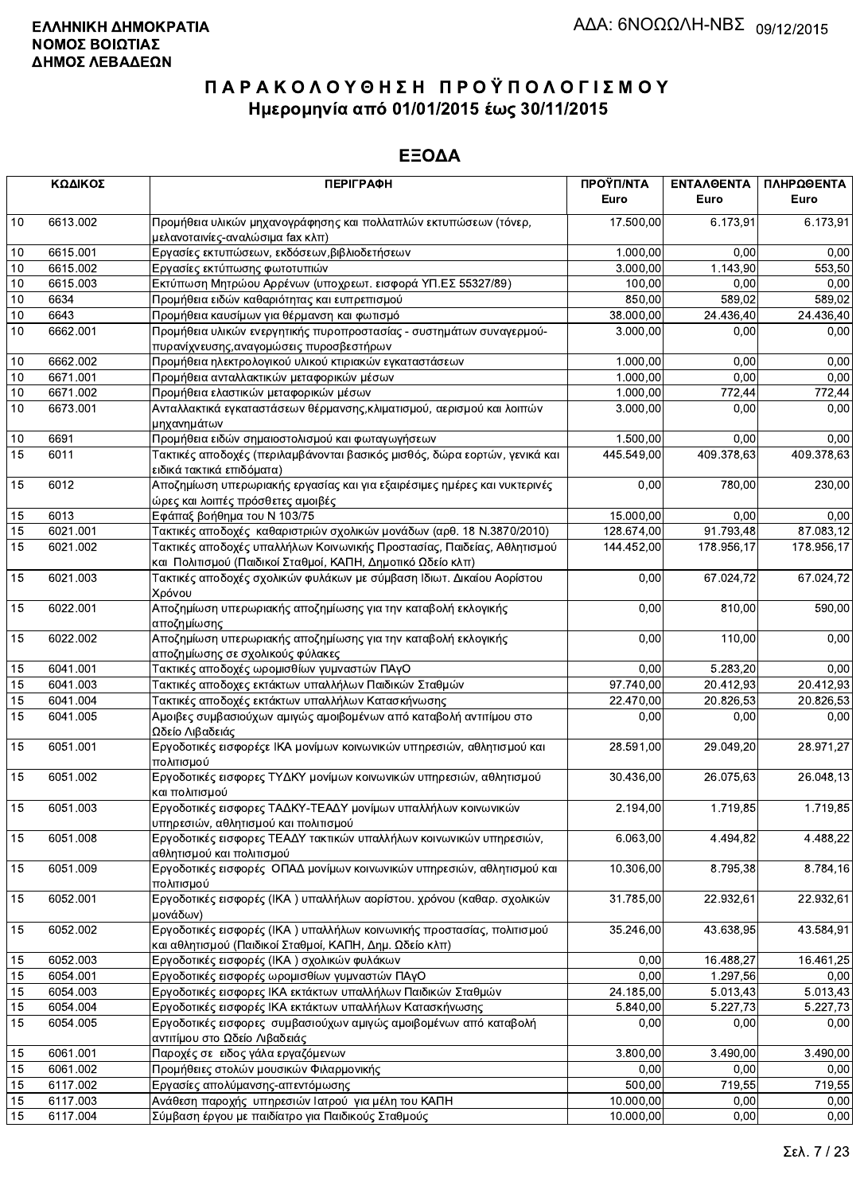**ΕΛΛΗΝΙΚΗ ΔΗΜΟΚΡΑΤΙΑ**
**ΝΟΜΟΣ ΒΟΙΩΤΙΑΣ**
**ΔΗΜΟΣ ΛΕΒΑΔΕΩΝ**

ΑΔΑ: 6ΝΟΩΩΛΗ-ΝΒΣ 09/12/2015

# ΠΑΡΑΚΟΛΟΥΘΗΣΗ ΠΡΟΫΠΟΛΟΓΙΣΜΟΥ
## Ημερομηνία από 01/01/2015 έως 30/11/2015

## ΕΞΟΔΑ

| ΚΩΔΙΚΟΣ | | ΠΕΡΙΓΡΑΦΗ | ΠΡΟΫΠ/ΝΤΑ Euro | ΕΝΤΑΛΘΕΝΤΑ Euro | ΠΛΗΡΩΘΕΝΤΑ Euro |
|---|---|---|---|---|---|
| 10 | 6613.002 | Προμήθεια υλικών μηχανογράφησης και πολλαπλών εκτυπώσεων (τόνερ, μελανοταινίες-αναλώσιμα fax κλπ) | 17.500,00 | 6.173,91 | 6.173,91 |
| 10 | 6615.001 | Εργασίες εκτυπώσεων, εκδόσεων,βιβλιοδετήσεων | 1.000,00 | 0,00 | 0,00 |
| 10 | 6615.002 | Εργασίες εκτύπωσης φωτοτυπιών | 3.000,00 | 1.143,90 | 553,50 |
| 10 | 6615.003 | Εκτύπωση Μητρώου Αρρένων (υποχρεωτ. εισφορά ΥΠ.ΕΣ 55327/89) | 100,00 | 0,00 | 0,00 |
| 10 | 6634 | Προμήθεια ειδών καθαριότητας και ευπρεπισμού | 850,00 | 589,02 | 589,02 |
| 10 | 6643 | Προμήθεια καυσίμων για θέρμανση και φωτισμό | 38.000,00 | 24.436,40 | 24.436,40 |
| 10 | 6662.001 | Προμήθεια υλικών ενεργητικής πυροπροστασίας - συστημάτων συναγερμού-πυρανίχνευσης,αναγομώσεις πυροσβεστήρων | 3.000,00 | 0,00 | 0,00 |
| 10 | 6662.002 | Προμήθεια ηλεκτρολογικού υλικού κτιριακών εγκαταστάσεων | 1.000,00 | 0,00 | 0,00 |
| 10 | 6671.001 | Προμήθεια ανταλλακτικών μεταφορικών μέσων | 1.000,00 | 0,00 | 0,00 |
| 10 | 6671.002 | Προμήθεια ελαστικών μεταφορικών μέσων | 1.000,00 | 772,44 | 772,44 |
| 10 | 6673.001 | Ανταλλακτικά εγκαταστάσεων θέρμανσης,κλιματισμού, αερισμού και λοιπών μηχανημάτων | 3.000,00 | 0,00 | 0,00 |
| 10 | 6691 | Προμήθεια ειδών σημαιοστολισμού και φωταγωγήσεων | 1.500,00 | 0,00 | 0,00 |
| 15 | 6011 | Τακτικές αποδοχές (περιλαμβάνονται βασικός μισθός, δώρα εορτών, γενικά και ειδικά τακτικά επιδόματα) | 445.549,00 | 409.378,63 | 409.378,63 |
| 15 | 6012 | Αποζημίωση υπερωριακής εργασίας και για εξαιρέσιμες ημέρες και νυκτερινές ώρες και λοιπές πρόσθετες αμοιβές | 0,00 | 780,00 | 230,00 |
| 15 | 6013 | Εφάπαξ βοήθημα του Ν 103/75 | 15.000,00 | 0,00 | 0,00 |
| 15 | 6021.001 | Τακτικές αποδοχές καθαριστριών σχολικών μονάδων (αρθ. 18 Ν.3870/2010) | 128.674,00 | 91.793,48 | 87.083,12 |
| 15 | 6021.002 | Τακτικές αποδοχές υπαλλήλων Κοινωνικής Προστασίας, Παιδείας, Αθλητισμού και Πολιτισμού (Παιδικοί Σταθμοί, ΚΑΠΗ, Δημοτικό Ωδείο κλπ) | 144.452,00 | 178.956,17 | 178.956,17 |
| 15 | 6021.003 | Τακτικές αποδοχές σχολικών φυλάκων με σύμβαση Ιδιωτ. Δικαίου Αορίστου Χρόνου | 0,00 | 67.024,72 | 67.024,72 |
| 15 | 6022.001 | Αποζημίωση υπερωριακής αποζημίωσης για την καταβολή εκλογικής αποζημίωσης | 0,00 | 810,00 | 590,00 |
| 15 | 6022.002 | Αποζημίωση υπερωριακής αποζημίωσης για την καταβολή εκλογικής αποζημίωσης σε σχολικούς φύλακες | 0,00 | 110,00 | 0,00 |
| 15 | 6041.001 | Τακτικές αποδοχές ωρομισθίων γυμναστών ΠΑγΟ | 0,00 | 5.283,20 | 0,00 |
| 15 | 6041.003 | Τακτικές αποδοχες εκτάκτων υπαλλήλων Παιδικών Σταθμών | 97.740,00 | 20.412,93 | 20.412,93 |
| 15 | 6041.004 | Τακτικές αποδοχές εκτάκτων υπαλλήλων Κατασκήνωσης | 22.470,00 | 20.826,53 | 20.826,53 |
| 15 | 6041.005 | Αμοιβες συμβασιούχων αμιγώς αμοιβομένων από καταβολή αντιτίμου στο Ωδείο Λιβαδειάς | 0,00 | 0,00 | 0,00 |
| 15 | 6051.001 | Εργοδοτικές εισφορέςε ΙΚΑ μονίμων κοινωνικών υπηρεσιών, αθλητισμού και πολιτισμού | 28.591,00 | 29.049,20 | 28.971,27 |
| 15 | 6051.002 | Εργοδοτικές εισφορες ΤΥΔΚΥ μονίμων κοινωνικών υπηρεσιών, αθλητισμού και πολιτισμού | 30.436,00 | 26.075,63 | 26.048,13 |
| 15 | 6051.003 | Εργοδοτικές εισφορες ΤΑΔΚΥ-ΤΕΑΔΥ μονίμων υπαλλήλων κοινωνικών υπηρεσιών, αθλητισμού και πολιτισμού | 2.194,00 | 1.719,85 | 1.719,85 |
| 15 | 6051.008 | Εργοδοτικές εισφορες ΤΕΑΔΥ τακτικών υπαλλήλων κοινωνικών υπηρεσιών, αθλητισμού και πολιτισμού | 6.063,00 | 4.494,82 | 4.488,22 |
| 15 | 6051.009 | Εργοδοτικές εισφορές ΟΠΑΔ μονίμων κοινωνικών υπηρεσιών, αθλητισμού και πολιτισμού | 10.306,00 | 8.795,38 | 8.784,16 |
| 15 | 6052.001 | Εργοδοτικές εισφορές (ΙΚΑ ) υπαλλήλων αορίστου. χρόνου (καθαρ. σχολικών μονάδων) | 31.785,00 | 22.932,61 | 22.932,61 |
| 15 | 6052.002 | Εργοδοτικές εισφορές (ΙΚΑ ) υπαλλήλων κοινωνικής προστασίας, πολιτισμού και αθλητισμού (Παιδικοί Σταθμοί, ΚΑΠΗ, Δημ. Ωδείο κλπ) | 35.246,00 | 43.638,95 | 43.584,91 |
| 15 | 6052.003 | Εργοδοτικές εισφορές (ΙΚΑ ) σχολικών φυλάκων | 0,00 | 16.488,27 | 16.461,25 |
| 15 | 6054.001 | Εργοδοτικές εισφορές ωρομισθίων γυμναστών ΠΑγΟ | 0,00 | 1.297,56 | 0,00 |
| 15 | 6054.003 | Εργοδοτικές εισφορές ΙΚΑ εκτάκτων υπαλλήλων Παιδικών Σταθμών | 24.185,00 | 5.013,43 | 5.013,43 |
| 15 | 6054.004 | Εργοδοτικές εισφορές ΙΚΑ εκτάκτων υπαλλήλων Κατασκήνωσης | 5.840,00 | 5.227,73 | 5.227,73 |
| 15 | 6054.005 | Εργοδοτικές εισφορες συμβασιούχων αμιγώς αμοιβομένων από καταβολή αντιτίμου στο Ωδείο Λιβαδειάς | 0,00 | 0,00 | 0,00 |
| 15 | 6061.001 | Παροχές σε ειδος γάλα εργαζόμενων | 3.800,00 | 3.490,00 | 3.490,00 |
| 15 | 6061.002 | Προμήθειες στολών μουσικών Φιλαρμονικής | 0,00 | 0,00 | 0,00 |
| 15 | 6117.002 | Εργασίες απολύμανσης-απεντόμωσης | 500,00 | 719,55 | 719,55 |
| 15 | 6117.003 | Ανάθεση παροχής υπηρεσιών Ιατρού για μέλη του ΚΑΠΗ | 10.000,00 | 0,00 | 0,00 |
| 15 | 6117.004 | Σύμβαση έργου με παιδίατρο για Παιδικούς Σταθμούς | 10.000,00 | 0,00 | 0,00 |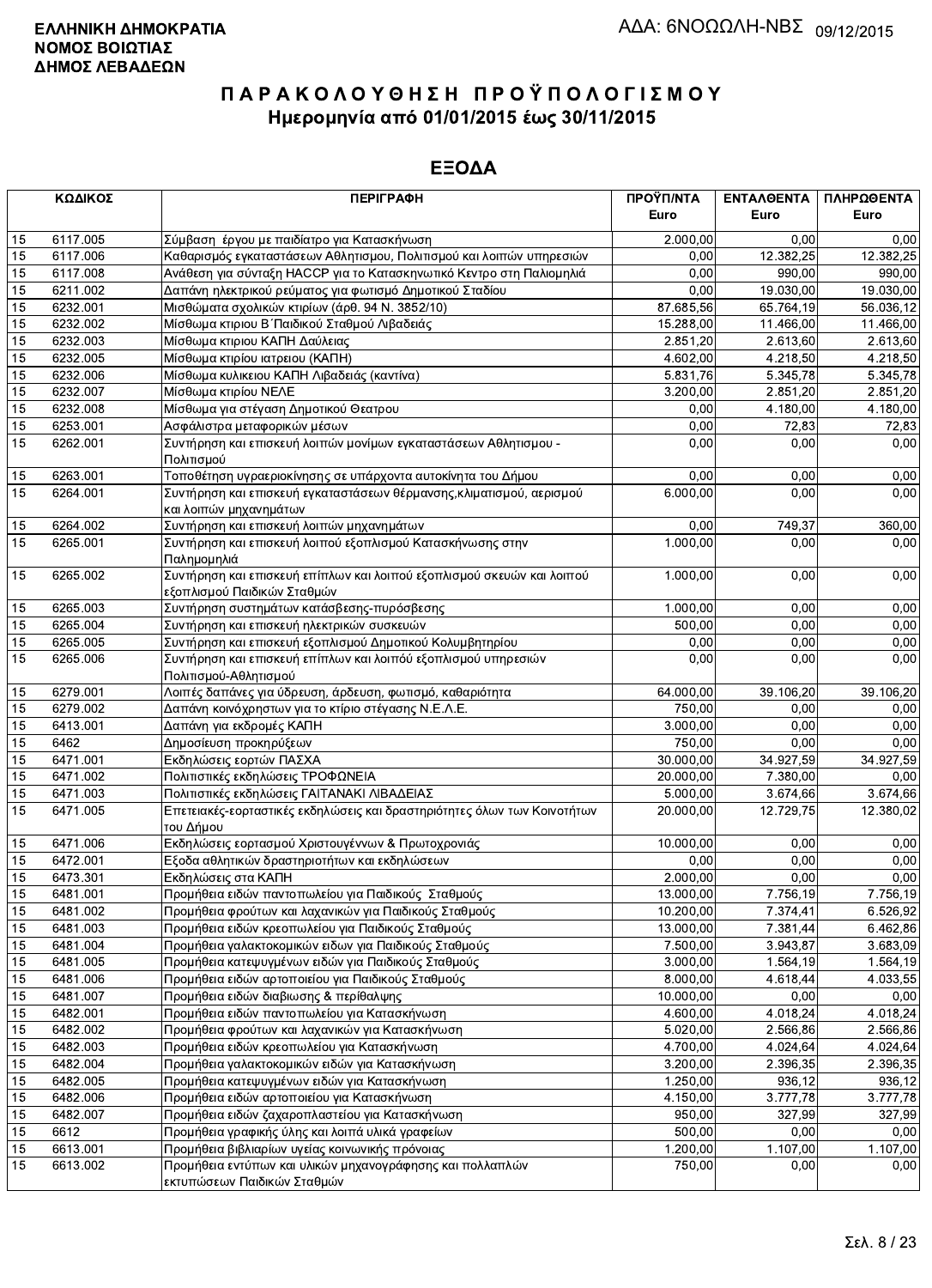**ΕΛΛΗΝΙΚΗ ΔΗΜΟΚΡΑΤΙΑ**
**ΝΟΜΟΣ ΒΟΙΩΤΙΑΣ**
**ΔΗΜΟΣ ΛΕΒΑΔΕΩΝ**

ΑΔΑ: 6ΝΟΩΩΛΗ-ΝΒΣ 09/12/2015

# Π Α Ρ Α Κ Ο Λ Ο Υ Θ Η Σ Η  Π Ρ Ο Ϋ Π Ο Λ Ο Γ Ι Σ Μ Ο Υ
## Ημερομηνία από 01/01/2015 έως 30/11/2015

## ΕΞΟΔΑ

| ΚΩΔΙΚΟΣ | | ΠΕΡΙΓΡΑΦΗ | ΠΡΟΫΠ/ΝΤΑ Euro | ΕΝΤΑΛΘΕΝΤΑ Euro | ΠΛΗΡΩΘΕΝΤΑ Euro |
|---|---|---|---|---|---|
| 15 | 6117.005 | Σύμβαση έργου με παιδίατρο για Κατασκήνωση | 2.000,00 | 0,00 | 0,00 |
| 15 | 6117.006 | Καθαρισμός εγκαταστάσεων Αθλητισμου, Πολιτισμού και λοιπών υπηρεσιών | 0,00 | 12.382,25 | 12.382,25 |
| 15 | 6117.008 | Ανάθεση για σύνταξη HACCP για το Κατασκηνωτικό Κεντρο στη Παλιομηλιά | 0,00 | 990,00 | 990,00 |
| 15 | 6211.002 | Δαπάνη ηλεκτρικού ρεύματος για φωτισμό Δημοτικού Σταδίου | 0,00 | 19.030,00 | 19.030,00 |
| 15 | 6232.001 | Μισθώματα σχολικών κτιρίων (άρθ. 94 Ν. 3852/10) | 87.685,56 | 65.764,19 | 56.036,12 |
| 15 | 6232.002 | Μίσθωμα κτιριου Β΄Παιδικού Σταθμού Λιβαδειάς | 15.288,00 | 11.466,00 | 11.466,00 |
| 15 | 6232.003 | Μίσθωμα κτιριου ΚΑΠΗ Δαύλειας | 2.851,20 | 2.613,60 | 2.613,60 |
| 15 | 6232.005 | Μίσθωμα κτιρίου ιατρειου (ΚΑΠΗ) | 4.602,00 | 4.218,50 | 4.218,50 |
| 15 | 6232.006 | Μίσθωμα κυλικειου ΚΑΠΗ Λιβαδειάς (καντίνα) | 5.831,76 | 5.345,78 | 5.345,78 |
| 15 | 6232.007 | Μίσθωμα κτιρίου ΝΕΛΕ | 3.200,00 | 2.851,20 | 2.851,20 |
| 15 | 6232.008 | Μίσθωμα για στέγαση Δημοτικού Θεατρου | 0,00 | 4.180,00 | 4.180,00 |
| 15 | 6253.001 | Ασφάλιστρα μεταφορικών μέσων | 0,00 | 72,83 | 72,83 |
| 15 | 6262.001 | Συντήρηση και επισκευή λοιπών μονίμων εγκαταστάσεων Αθλητισμου - Πολιτισμού | 0,00 | 0,00 | 0,00 |
| 15 | 6263.001 | Τοποθέτηση υγραεριοκίνησης σε υπάρχοντα αυτοκίνητα του Δήμου | 0,00 | 0,00 | 0,00 |
| 15 | 6264.001 | Συντήρηση και επισκευή εγκαταστάσεων θέρμανσης,κλιματισμού, αερισμού και λοιπών μηχανημάτων | 6.000,00 | 0,00 | 0,00 |
| 15 | 6264.002 | Συντήρηση και επισκευή λοιπών μηχανημάτων | 0,00 | 749,37 | 360,00 |
| 15 | 6265.001 | Συντήρηση και επισκευή λοιπού εξοπλισμού Κατασκήνωσης στην Παλημομηλιά | 1.000,00 | 0,00 | 0,00 |
| 15 | 6265.002 | Συντήρηση και επισκευή επίπλων και λοιπού εξοπλισμού σκευών και λοιπού εξοπλισμού Παιδικών Σταθμών | 1.000,00 | 0,00 | 0,00 |
| 15 | 6265.003 | Συντήρηση συστημάτων κατάσβεσης-πυρόσβεσης | 1.000,00 | 0,00 | 0,00 |
| 15 | 6265.004 | Συντήρηση και επισκευή ηλεκτρικών συσκευών | 500,00 | 0,00 | 0,00 |
| 15 | 6265.005 | Συντήρηση και επισκευή εξοπλισμού Δημοτικού Κολυμβητηρίου | 0,00 | 0,00 | 0,00 |
| 15 | 6265.006 | Συντήρηση και επισκευή επίπλων και λοιπόύ εξοπλισμού υπηρεσιών Πολιτισμού-Αθλητισμού | 0,00 | 0,00 | 0,00 |
| 15 | 6279.001 | Λοιπές δαπάνες για ύδρευση, άρδευση, φωτισμό, καθαριότητα | 64.000,00 | 39.106,20 | 39.106,20 |
| 15 | 6279.002 | Δαπάνη κοινόχρηστων για το κτίριο στέγασης Ν.Ε.Λ.Ε. | 750,00 | 0,00 | 0,00 |
| 15 | 6413.001 | Δαπάνη για εκδρομές ΚΑΠΗ | 3.000,00 | 0,00 | 0,00 |
| 15 | 6462 | Δημοσίευση προκηρύξεων | 750,00 | 0,00 | 0,00 |
| 15 | 6471.001 | Εκδηλώσεις εορτών ΠΑΣΧΑ | 30.000,00 | 34.927,59 | 34.927,59 |
| 15 | 6471.002 | Πολιτιστικές εκδηλώσεις ΤΡΟΦΩΝΕΙΑ | 20.000,00 | 7.380,00 | 0,00 |
| 15 | 6471.003 | Πολιτιστικές εκδηλώσεις ΓΑΙΤΑΝΑΚΙ ΛΙΒΑΔΕΙΑΣ | 5.000,00 | 3.674,66 | 3.674,66 |
| 15 | 6471.005 | Επετειακές-εορταστικές εκδηλώσεις και δραστηριότητες όλων των Κοινοτήτων του Δήμου | 20.000,00 | 12.729,75 | 12.380,02 |
| 15 | 6471.006 | Εκδηλώσεις εορτασμού Χριστουγέννων & Πρωτοχρονιάς | 10.000,00 | 0,00 | 0,00 |
| 15 | 6472.001 | Εξοδα αθλητικών δραστηριοτήτων και εκδηλώσεων | 0,00 | 0,00 | 0,00 |
| 15 | 6473.301 | Εκδηλώσεις στα ΚΑΠΗ | 2.000,00 | 0,00 | 0,00 |
| 15 | 6481.001 | Προμήθεια ειδών παντοπωλείου για Παιδικούς Σταθμούς | 13.000,00 | 7.756,19 | 7.756,19 |
| 15 | 6481.002 | Προμήθεια φρούτων και λαχανικών για Παιδικούς Σταθμούς | 10.200,00 | 7.374,41 | 6.526,92 |
| 15 | 6481.003 | Προμήθεια ειδών κρεοπωλείου για Παιδικούς Σταθμούς | 13.000,00 | 7.381,44 | 6.462,86 |
| 15 | 6481.004 | Προμήθεια γαλακτοκομικών ειδων για Παιδικούς Σταθμούς | 7.500,00 | 3.943,87 | 3.683,09 |
| 15 | 6481.005 | Προμήθεια κατεψυγμένων ειδών για Παιδικούς Σταθμούς | 3.000,00 | 1.564,19 | 1.564,19 |
| 15 | 6481.006 | Προμήθεια ειδών αρτοποιείου για Παιδικούς Σταθμούς | 8.000,00 | 4.618,44 | 4.033,55 |
| 15 | 6481.007 | Προμήθεια ειδών διαβιωσης & περίθαλψης | 10.000,00 | 0,00 | 0,00 |
| 15 | 6482.001 | Προμήθεια ειδών παντοπωλείου για Κατασκήνωση | 4.600,00 | 4.018,24 | 4.018,24 |
| 15 | 6482.002 | Προμήθεια φρούτων και λαχανικών για Κατασκήνωση | 5.020,00 | 2.566,86 | 2.566,86 |
| 15 | 6482.003 | Προμήθεια ειδών κρεοπωλείου για Κατασκήνωση | 4.700,00 | 4.024,64 | 4.024,64 |
| 15 | 6482.004 | Προμήθεια γαλακτοκομικών ειδών για Κατασκήνωση | 3.200,00 | 2.396,35 | 2.396,35 |
| 15 | 6482.005 | Προμήθεια κατεψυγμένων ειδών για Κατασκήνωση | 1.250,00 | 936,12 | 936,12 |
| 15 | 6482.006 | Προμήθεια ειδών αρτοποιείου για Κατασκήνωση | 4.150,00 | 3.777,78 | 3.777,78 |
| 15 | 6482.007 | Προμήθεια ειδών ζαχαροπλαστείου για Κατασκήνωση | 950,00 | 327,99 | 327,99 |
| 15 | 6612 | Προμήθεια γραφικής ύλης και λοιπά υλικά γραφείων | 500,00 | 0,00 | 0,00 |
| 15 | 6613.001 | Προμήθεια βιβλιαρίων υγείας κοινωνικής πρόνοιας | 1.200,00 | 1.107,00 | 1.107,00 |
| 15 | 6613.002 | Προμήθεια εντύπων και υλικών μηχανογράφησης και πολλαπλών εκτυπώσεων Παιδικών Σταθμών | 750,00 | 0,00 | 0,00 |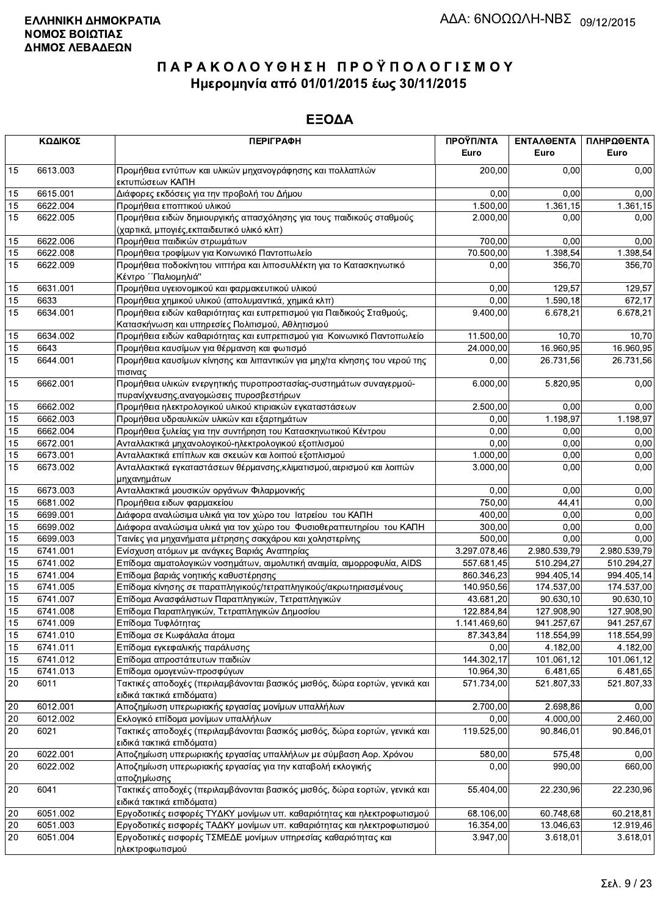**ΕΛΛΗΝΙΚΗ ΔΗΜΟΚΡΑΤΙΑ**
**ΝΟΜΟΣ ΒΟΙΩΤΙΑΣ**
**ΔΗΜΟΣ ΛΕΒΑΔΕΩΝ**

ΑΔΑ: 6ΝΟΩΩΛΗ-ΝΒΣ 09/12/2015

# Π Α Ρ Α Κ Ο Λ Ο Υ Θ Η Σ Η  Π Ρ Ο Ϋ Π Ο Λ Ο Γ Ι Σ Μ Ο Υ
## Ημερομηνία από 01/01/2015 έως 30/11/2015

## ΕΞΟΔΑ

| ΚΩΔΙΚΟΣ | | ΠΕΡΙΓΡΑΦΗ | ΠΡΟΫΠ/ΝΤΑ Euro | ΕΝΤΑΛΘΕΝΤΑ Euro | ΠΛΗΡΩΘΕΝΤΑ Euro |
|---|---|---|---|---|---|
| 15 | 6613.003 | Προμήθεια εντύπων και υλικών μηχανογράφησης και πολλαπλών εκτυπώσεων ΚΑΠΗ | 200,00 | 0,00 | 0,00 |
| 15 | 6615.001 | Διάφορες εκδόσεις για την προβολή του Δήμου | 0,00 | 0,00 | 0,00 |
| 15 | 6622.004 | Προμήθεια εποπτικού υλικού | 1.500,00 | 1.361,15 | 1.361,15 |
| 15 | 6622.005 | Προμήθεια ειδών δημιουργικής απασχόλησης για τους παιδικούς σταθμούς (χαρτικά, μπογιές,εκπαιδευτικό υλικό κλπ) | 2.000,00 | 0,00 | 0,00 |
| 15 | 6622.006 | Προμήθεια παιδικών στρωμάτων | 700,00 | 0,00 | 0,00 |
| 15 | 6622.008 | Προμήθεια τροφίμων για Κοινωνικό Παντοπωλείο | 70.500,00 | 1.398,54 | 1.398,54 |
| 15 | 6622.009 | Προμήθεια ποδοκίνητου νιπτήρα και λιποσυλλέκτη για το Κατασκηνωτικό Κέντρο ΄΄Παλιομηλιά" | 0,00 | 356,70 | 356,70 |
| 15 | 6631.001 | Προμήθεια υγειονομικού και φαρμακευτικού υλικού | 0,00 | 129,57 | 129,57 |
| 15 | 6633 | Προμήθεια χημικού υλικού (απολυμαντικά, χημικά κλπ) | 0,00 | 1.590,18 | 672,17 |
| 15 | 6634.001 | Προμήθεια ειδών καθαριότητας και ευπρεπισμού για Παιδικούς Σταθμούς, Κατασκήνωση και υπηρεσίες Πολιτισμού, Αθλητισμού | 9.400,00 | 6.678,21 | 6.678,21 |
| 15 | 6634.002 | Προμήθεια ειδών καθαριότητας και ευπρεπισμού για Κοινωνικό Παντοπωλείο | 11.500,00 | 10,70 | 10,70 |
| 15 | 6643 | Προμήθεια καυσίμων για θέρμανση και φωτισμό | 24.000,00 | 16.960,95 | 16.960,95 |
| 15 | 6644.001 | Προμήθεια καυσίμων κίνησης και λιπαντικών για μηχ/τα κίνησης του νερού της πισινας | 0,00 | 26.731,56 | 26.731,56 |
| 15 | 6662.001 | Προμήθεια υλικών ενεργητικής πυροπροστασίας-συστημάτων συναγερμού-πυρανίχνευσης,αναγομώσεις πυροσβεστήρων | 6.000,00 | 5.820,95 | 0,00 |
| 15 | 6662.002 | Προμήθεια ηλεκτρολογικού υλικού κτιριακών εγκαταστάσεων | 2.500,00 | 0,00 | 0,00 |
| 15 | 6662.003 | Προμήθεια υδραυλικών υλικών και εξαρτημάτων | 0,00 | 1.198,97 | 1.198,97 |
| 15 | 6662.004 | Προμήθεια ξυλείας για την συντήρηση του Κατασκηνωτικού Κέντρου | 0,00 | 0,00 | 0,00 |
| 15 | 6672.001 | Ανταλλακτικά μηχανολογικού-ηλεκτρολογικού εξοπλισμού | 0,00 | 0,00 | 0,00 |
| 15 | 6673.001 | Ανταλλακτικά επίπλων και σκευών και λοιπού εξοπλισμού | 1.000,00 | 0,00 | 0,00 |
| 15 | 6673.002 | Ανταλλακτικά εγκαταστάσεων θέρμανσης,κλιματισμού,αερισμού και λοιπών μηχανημάτων | 3.000,00 | 0,00 | 0,00 |
| 15 | 6673.003 | Ανταλλακτικά μουσικών οργάνων Φιλαρμονικής | 0,00 | 0,00 | 0,00 |
| 15 | 6681.002 | Προμήθεια ειδων φαρμακείου | 750,00 | 44,41 | 0,00 |
| 15 | 6699.001 | Διάφορα αναλώσιμα υλικά για τον χώρο του Ιατρείου του ΚΑΠΗ | 400,00 | 0,00 | 0,00 |
| 15 | 6699.002 | Διάφορα αναλώσιμα υλικά για τον χώρο του Φυσιοθεραπευτηρίου του ΚΑΠΗ | 300,00 | 0,00 | 0,00 |
| 15 | 6699.003 | Ταινίες για μηχανήματα μέτρησης σακχάρου και χοληστερίνης | 500,00 | 0,00 | 0,00 |
| 15 | 6741.001 | Ενίσχυση ατόμων με ανάγκες Βαριάς Αναπηρίας | 3.297.078,46 | 2.980.539,79 | 2.980.539,79 |
| 15 | 6741.002 | Επίδομα αιματολογικών νοσημάτων, αιμολυτική αναιμία, αιμορροφυλία, AIDS | 557.681,45 | 510.294,27 | 510.294,27 |
| 15 | 6741.004 | Επίδομα βαριάς νοητικής καθυστέρησης | 860.346,23 | 994.405,14 | 994.405,14 |
| 15 | 6741.005 | Επίδομα κίνησης σε παραπληγικούς/τετραπληγικούς/ακρωτηριασμένους | 140.950,56 | 174.537,00 | 174.537,00 |
| 15 | 6741.007 | Επίδομα Ανασφάλιστων Παραπληγικών, Τετραπληγικών | 43.681,20 | 90.630,10 | 90.630,10 |
| 15 | 6741.008 | Επίδομα Παραπληγικών, Τετραπληγικών Δημοσίου | 122.884,84 | 127.908,90 | 127.908,90 |
| 15 | 6741.009 | Επίδομα Τυφλότητας | 1.141.469,60 | 941.257,67 | 941.257,67 |
| 15 | 6741.010 | Επίδομα σε Κωφάλαλα άτομα | 87.343,84 | 118.554,99 | 118.554,99 |
| 15 | 6741.011 | Επίδομα εγκεφαλικής παράλυσης | 0,00 | 4.182,00 | 4.182,00 |
| 15 | 6741.012 | Επίδομα απροστάτευτων παιδιών | 144.302,17 | 101.061,12 | 101.061,12 |
| 15 | 6741.013 | Επίδομα ομογενών-προσφύγων | 10.964,30 | 6.481,65 | 6.481,65 |
| 20 | 6011 | Τακτικές αποδοχές (περιλαμβάνονται βασικός μισθός, δώρα εορτών, γενικά και ειδικά τακτικά επιδόματα) | 571.734,00 | 521.807,33 | 521.807,33 |
| 20 | 6012.001 | Αποζημίωση υπερωριακής εργασίας μονίμων υπαλλήλων | 2.700,00 | 2.698,86 | 0,00 |
| 20 | 6012.002 | Εκλογικό επίδομα μονίμων υπαλλήλων | 0,00 | 4.000,00 | 2.460,00 |
| 20 | 6021 | Τακτικές αποδοχές (περιλαμβάνονται βασικός μισθός, δώρα εορτών, γενικά και ειδικά τακτικά επιδόματα) | 119.525,00 | 90.846,01 | 90.846,01 |
| 20 | 6022.001 | Αποζημίωση υπερωριακής εργασίας υπαλλήλων με σύμβαση Αορ. Χρόνου | 580,00 | 575,48 | 0,00 |
| 20 | 6022.002 | Αποζημίωση υπερωριακής εργασίας για την καταβολή εκλογικής αποζημίωσης | 0,00 | 990,00 | 660,00 |
| 20 | 6041 | Τακτικές αποδοχές (περιλαμβάνονται βασικός μισθός, δώρα εορτών, γενικά και ειδικά τακτικά επιδόματα) | 55.404,00 | 22.230,96 | 22.230,96 |
| 20 | 6051.002 | Εργοδοτικές εισφορές ΤΥΔΚΥ μονίμων υπ. καθαριότητας και ηλεκτροφωτισμού | 68.106,00 | 60.748,68 | 60.218,81 |
| 20 | 6051.003 | Εργοδοτικές εισφορές ΤΑΔΚΥ μονίμων υπ. καθαριότητας και ηλεκτροφωτισμού | 16.354,00 | 13.046,63 | 12.919,46 |
| 20 | 6051.004 | Εργοδοτικές εισφορές ΤΣΜΕΔΕ μονίμων υπηρεσίας καθαριότητας και ηλεκτροφωτισμού | 3.947,00 | 3.618,01 | 3.618,01 |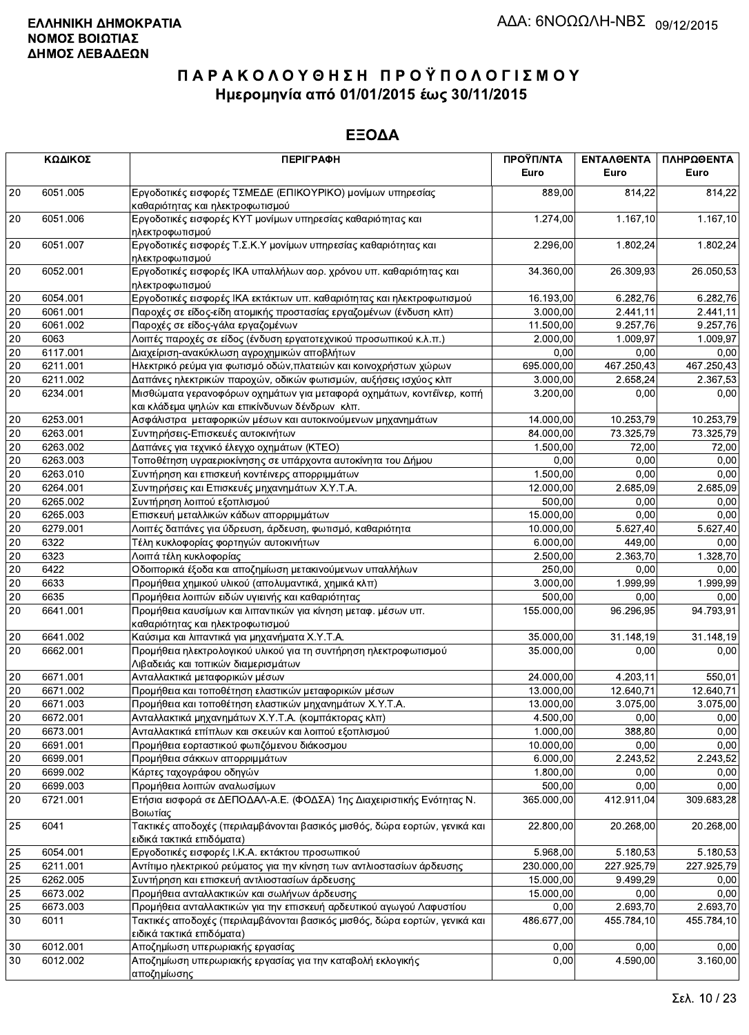**ΕΛΛΗΝΙΚΗ ΔΗΜΟΚΡΑΤΙΑ**
**ΝΟΜΟΣ ΒΟΙΩΤΙΑΣ**
**ΔΗΜΟΣ ΛΕΒΑΔΕΩΝ**

ΑΔΑ: 6ΝΟΩΩΛΗ-ΝΒΣ 09/12/2015

# ΠΑΡΑΚΟΛΟΥΘΗΣΗ ΠΡΟΫΠΟΛΟΓΙΣΜΟΥ
## Ημερομηνία από 01/01/2015 έως 30/11/2015

## ΕΞΟΔΑ

| ΚΩΔΙΚΟΣ | | ΠΕΡΙΓΡΑΦΗ | ΠΡΟΫΠ/ΝΤΑ Euro | ΕΝΤΑΛΘΕΝΤΑ Euro | ΠΛΗΡΩΘΕΝΤΑ Euro |
|---|---|---|---|---|---|
| 20 | 6051.005 | Εργοδοτικές εισφορές ΤΣΜΕΔΕ (ΕΠΙΚΟΥΡΙΚΟ) μονίμων υπηρεσίας καθαριότητας και ηλεκτροφωτισμού | 889,00 | 814,22 | 814,22 |
| 20 | 6051.006 | Εργοδοτικές εισφορές ΚΥΤ μονίμων υπηρεσίας καθαριότητας και ηλεκτροφωτισμού | 1.274,00 | 1.167,10 | 1.167,10 |
| 20 | 6051.007 | Εργοδοτικές εισφορές Τ.Σ.Κ.Υ μονίμων υπηρεσίας καθαριότητας και ηλεκτροφωτισμού | 2.296,00 | 1.802,24 | 1.802,24 |
| 20 | 6052.001 | Εργοδοτικές εισφορές ΙΚΑ υπαλλήλων αορ. χρόνου υπ. καθαριότητας και ηλεκτροφωτισμού | 34.360,00 | 26.309,93 | 26.050,53 |
| 20 | 6054.001 | Εργοδοτικές εισφορές ΙΚΑ εκτάκτων υπ. καθαριότητας και ηλεκτροφωτισμού | 16.193,00 | 6.282,76 | 6.282,76 |
| 20 | 6061.001 | Παροχές σε είδος-είδη ατομικής προστασίας εργαζομένων (ένδυση κλπ) | 3.000,00 | 2.441,11 | 2.441,11 |
| 20 | 6061.002 | Παροχές σε είδος-γάλα εργαζομένων | 11.500,00 | 9.257,76 | 9.257,76 |
| 20 | 6063 | Λοιπές παροχές σε είδος (ένδυση εργατοτεχνικού προσωπικού κ.λ.π.) | 2.000,00 | 1.009,97 | 1.009,97 |
| 20 | 6117.001 | Διαχείριση-ανακύκλωση αγροχημικών αποβλήτων | 0,00 | 0,00 | 0,00 |
| 20 | 6211.001 | Ηλεκτρικό ρεύμα για φωτισμό οδών,πλατειών και κοινοχρήστων χώρων | 695.000,00 | 467.250,43 | 467.250,43 |
| 20 | 6211.002 | Δαπάνες ηλεκτρικών παροχών, οδικών φωτισμών, αυξήσεις ισχύος κλπ | 3.000,00 | 2.658,24 | 2.367,53 |
| 20 | 6234.001 | Μισθώματα γερανοφόρων οχημάτων για μεταφορά οχημάτων, κοντέϊνερ, κοπή και κλάδεμα ψηλών και επικίνδυνων δένδρων κλπ. | 3.200,00 | 0,00 | 0,00 |
| 20 | 6253.001 | Ασφάλιστρα μεταφορικών μέσων και αυτοκινούμενων μηχανημάτων | 14.000,00 | 10.253,79 | 10.253,79 |
| 20 | 6263.001 | Συντηρήσεις-Επισκευές αυτοκινήτων | 84.000,00 | 73.325,79 | 73.325,79 |
| 20 | 6263.002 | Δαπάνες για τεχνικό έλεγχο οχημάτων (ΚΤΕΟ) | 1.500,00 | 72,00 | 72,00 |
| 20 | 6263.003 | Τοποθέτηση υγραεριοκίνησης σε υπάρχοντα αυτοκίνητα του Δήμου | 0,00 | 0,00 | 0,00 |
| 20 | 6263.010 | Συντήρηση και επισκευή κοντέινερς απορριμμάτων | 1.500,00 | 0,00 | 0,00 |
| 20 | 6264.001 | Συντηρήσεις και Επισκευές μηχανημάτων Χ.Υ.Τ.Α. | 12.000,00 | 2.685,09 | 2.685,09 |
| 20 | 6265.002 | Συντήρηση λοιπού εξοπλισμού | 500,00 | 0,00 | 0,00 |
| 20 | 6265.003 | Επισκευή μεταλλικών κάδων απορριμμάτων | 15.000,00 | 0,00 | 0,00 |
| 20 | 6279.001 | Λοιπές δαπάνες για ύδρευση, άρδευση, φωτισμό, καθαριότητα | 10.000,00 | 5.627,40 | 5.627,40 |
| 20 | 6322 | Τέλη κυκλοφορίας φορτηγών αυτοκινήτων | 6.000,00 | 449,00 | 0,00 |
| 20 | 6323 | Λοιπά τέλη κυκλοφορίας | 2.500,00 | 2.363,70 | 1.328,70 |
| 20 | 6422 | Οδοιπορικά έξοδα και αποζημίωση μετακινούμενων υπαλλήλων | 250,00 | 0,00 | 0,00 |
| 20 | 6633 | Προμήθεια χημικού υλικού (απολυμαντικά, χημικά κλπ) | 3.000,00 | 1.999,99 | 1.999,99 |
| 20 | 6635 | Προμήθεια λοιπών ειδών υγιεινής και καθαριότητας | 500,00 | 0,00 | 0,00 |
| 20 | 6641.001 | Προμήθεια καυσίμων και λιπαντικών για κίνηση μεταφ. μέσων υπ. καθαριότητας και ηλεκτροφωτισμού | 155.000,00 | 96.296,95 | 94.793,91 |
| 20 | 6641.002 | Καύσιμα και λιπαντικά για μηχανήματα Χ.Υ.Τ.Α. | 35.000,00 | 31.148,19 | 31.148,19 |
| 20 | 6662.001 | Προμήθεια ηλεκτρολογικού υλικού για τη συντήρηση ηλεκτροφωτισμού Λιβαδειάς και τοπικών διαμερισμάτων | 35.000,00 | 0,00 | 0,00 |
| 20 | 6671.001 | Ανταλλακτικά μεταφορικών μέσων | 24.000,00 | 4.203,11 | 550,01 |
| 20 | 6671.002 | Προμήθεια και τοποθέτηση ελαστικών μεταφορικών μέσων | 13.000,00 | 12.640,71 | 12.640,71 |
| 20 | 6671.003 | Προμήθεια και τοποθέτηση ελαστικών μηχανημάτων Χ.Υ.Τ.Α. | 13.000,00 | 3.075,00 | 3.075,00 |
| 20 | 6672.001 | Ανταλλακτικά μηχανημάτων Χ.Υ.Τ.Α. (κομπάκτορας κλπ) | 4.500,00 | 0,00 | 0,00 |
| 20 | 6673.001 | Ανταλλακτικά επίπλων και σκευών και λοιπού εξοπλισμού | 1.000,00 | 388,80 | 0,00 |
| 20 | 6691.001 | Προμήθεια εορταστικού φωτιζόμενου διάκοσμου | 10.000,00 | 0,00 | 0,00 |
| 20 | 6699.001 | Προμήθεια σάκκων απορριμμάτων | 6.000,00 | 2.243,52 | 2.243,52 |
| 20 | 6699.002 | Κάρτες ταχογράφου οδηγών | 1.800,00 | 0,00 | 0,00 |
| 20 | 6699.003 | Προμήθεια λοιπών αναλωσίμων | 500,00 | 0,00 | 0,00 |
| 20 | 6721.001 | Ετήσια εισφορά σε ΔΕΠΟΔΑΛ-Α.Ε. (ΦΟΔΣΑ) 1ης Διαχειριστικής Ενότητας Ν. Βοιωτίας | 365.000,00 | 412.911,04 | 309.683,28 |
| 25 | 6041 | Τακτικές αποδοχές (περιλαμβάνονται βασικός μισθός, δώρα εορτών, γενικά και ειδικά τακτικά επιδόματα) | 22.800,00 | 20.268,00 | 20.268,00 |
| 25 | 6054.001 | Εργοδοτικές εισφορές Ι.Κ.Α. εκτάκτου προσωπικού | 5.968,00 | 5.180,53 | 5.180,53 |
| 25 | 6211.001 | Αντίτιμο ηλεκτρικού ρεύματος για την κίνηση των αντλιοστασίων άρδευσης | 230.000,00 | 227.925,79 | 227.925,79 |
| 25 | 6262.005 | Συντήρηση και επισκευή αντλιοστασίων άρδευσης | 15.000,00 | 9.499,29 | 0,00 |
| 25 | 6673.002 | Προμήθεια ανταλλακτικών και σωλήνων άρδευσης | 15.000,00 | 0,00 | 0,00 |
| 25 | 6673.003 | Προμήθεια ανταλλακτικών για την επισκευή αρδευτικού αγωγού Λαφυστίου | 0,00 | 2.693,70 | 2.693,70 |
| 30 | 6011 | Τακτικές αποδοχές (περιλαμβάνονται βασικός μισθός, δώρα εορτών, γενικά και ειδικά τακτικά επιδόματα) | 486.677,00 | 455.784,10 | 455.784,10 |
| 30 | 6012.001 | Αποζημίωση υπερωριακής εργασίας | 0,00 | 0,00 | 0,00 |
| 30 | 6012.002 | Αποζημίωση υπερωριακής εργασίας για την καταβολή εκλογικής αποζημίωσης | 0,00 | 4.590,00 | 3.160,00 |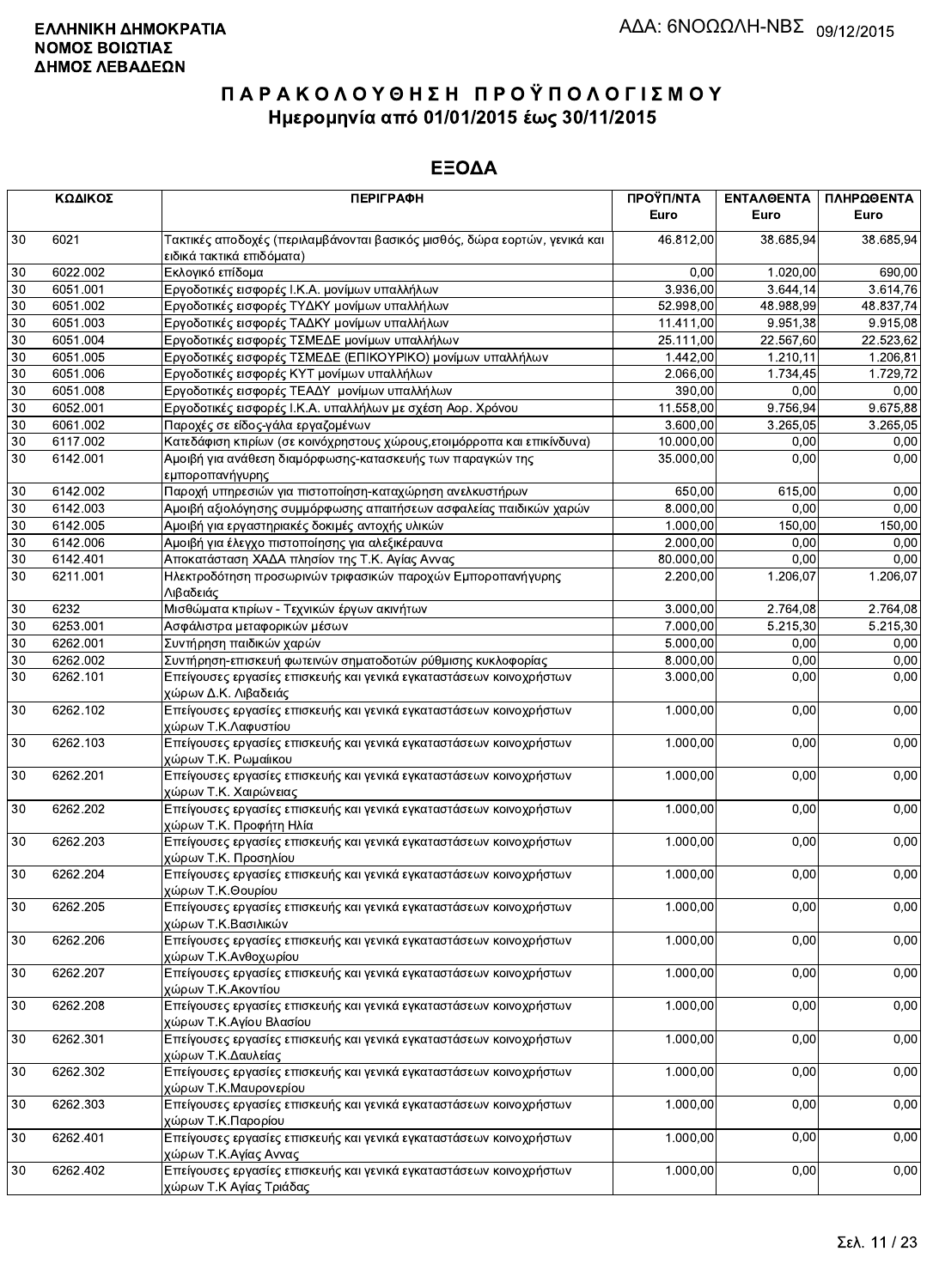ΕΛΛΗΝΙΚΗ ΔΗΜΟΚΡΑΤΙΑ
ΝΟΜΟΣ ΒΟΙΩΤΙΑΣ
ΔΗΜΟΣ ΛΕΒΑΔΕΩΝ

ΑΔΑ: 6ΝΟΩΩΛΗ-ΝΒΣ 09/12/2015

# ΠΑΡΑΚΟΛΟΥΘΗΣΗ ΠΡΟΫΠΟΛΟΓΙΣΜΟΥ
## Ημερομηνία από 01/01/2015 έως 30/11/2015

## ΕΞΟΔΑ

| ΚΩΔΙΚΟΣ | | ΠΕΡΙΓΡΑΦΗ | ΠΡΟΫΠ/ΝΤΑ Euro | ΕΝΤΑΛΘΕΝΤΑ Euro | ΠΛΗΡΩΘΕΝΤΑ Euro |
|---|---|---|---|---|---|
| 30 | 6021 | Τακτικές αποδοχές (περιλαμβάνονται βασικός μισθός, δώρα εορτών, γενικά και ειδικά τακτικά επιδόματα) | 46.812,00 | 38.685,94 | 38.685,94 |
| 30 | 6022.002 | Εκλογικό επίδομα | 0,00 | 1.020,00 | 690,00 |
| 30 | 6051.001 | Εργοδοτικές εισφορές Ι.Κ.Α. μονίμων υπαλλήλων | 3.936,00 | 3.644,14 | 3.614,76 |
| 30 | 6051.002 | Εργοδοτικές εισφορές ΤΥΔΚΥ μονίμων υπαλλήλων | 52.998,00 | 48.988,99 | 48.837,74 |
| 30 | 6051.003 | Εργοδοτικές εισφορές ΤΑΔΚΥ μονίμων υπαλλήλων | 11.411,00 | 9.951,38 | 9.915,08 |
| 30 | 6051.004 | Εργοδοτικές εισφορές ΤΣΜΕΔΕ μονίμων υπαλλήλων | 25.111,00 | 22.567,60 | 22.523,62 |
| 30 | 6051.005 | Εργοδοτικές εισφορές ΤΣΜΕΔΕ (ΕΠΙΚΟΥΡΙΚΟ) μονίμων υπαλλήλων | 1.442,00 | 1.210,11 | 1.206,81 |
| 30 | 6051.006 | Εργοδοτικές εισφορές ΚΥΤ μονίμων υπαλλήλων | 2.066,00 | 1.734,45 | 1.729,72 |
| 30 | 6051.008 | Εργοδοτικές εισφορές ΤΕΑΔΥ μονίμων υπαλλήλων | 390,00 | 0,00 | 0,00 |
| 30 | 6052.001 | Εργοδοτικές εισφορές Ι.Κ.Α. υπαλλήλων με σχέση Αορ. Χρόνου | 11.558,00 | 9.756,94 | 9.675,88 |
| 30 | 6061.002 | Παροχές σε είδος-γάλα εργαζομένων | 3.600,00 | 3.265,05 | 3.265,05 |
| 30 | 6117.002 | Κατεδάφιση κτιρίων (σε κοινόχρηστους χώρους,ετοιμόρροπα και επικίνδυνα) | 10.000,00 | 0,00 | 0,00 |
| 30 | 6142.001 | Αμοιβή για ανάθεση διαμόρφωσης-κατασκευής των παραγκών της εμποροπανήγυρης | 35.000,00 | 0,00 | 0,00 |
| 30 | 6142.002 | Παροχή υπηρεσιών για πιστοποίηση-καταχώρηση ανελκυστήρων | 650,00 | 615,00 | 0,00 |
| 30 | 6142.003 | Αμοιβή αξιολόγησης συμμόρφωσης απαιτήσεων ασφαλείας παιδικών χαρών | 8.000,00 | 0,00 | 0,00 |
| 30 | 6142.005 | Αμοιβή για εργαστηριακές δοκιμές αντοχής υλικών | 1.000,00 | 150,00 | 150,00 |
| 30 | 6142.006 | Αμοιβή για έλεγχο πιστοποίησης για αλεξικέραυνα | 2.000,00 | 0,00 | 0,00 |
| 30 | 6142.401 | Αποκατάσταση ΧΑΔΑ πλησίον της Τ.Κ. Αγίας Αννας | 80.000,00 | 0,00 | 0,00 |
| 30 | 6211.001 | Ηλεκτροδότηση προσωρινών τριφασικών παροχών Εμποροπανήγυρης Λιβαδειάς | 2.200,00 | 1.206,07 | 1.206,07 |
| 30 | 6232 | Μισθώματα κτιρίων - Τεχνικών έργων ακινήτων | 3.000,00 | 2.764,08 | 2.764,08 |
| 30 | 6253.001 | Ασφάλιστρα μεταφορικών μέσων | 7.000,00 | 5.215,30 | 5.215,30 |
| 30 | 6262.001 | Συντήρηση παιδικών χαρών | 5.000,00 | 0,00 | 0,00 |
| 30 | 6262.002 | Συντήρηση-επισκευή φωτεινών σηματοδοτών ρύθμισης κυκλοφορίας | 8.000,00 | 0,00 | 0,00 |
| 30 | 6262.101 | Επείγουσες εργασίες επισκευής και γενικά εγκαταστάσεων κοινοχρήστων χώρων Δ.Κ. Λιβαδειάς | 3.000,00 | 0,00 | 0,00 |
| 30 | 6262.102 | Επείγουσες εργασίες επισκευής και γενικά εγκαταστάσεων κοινοχρήστων χώρων Τ.Κ.Λαφυστίου | 1.000,00 | 0,00 | 0,00 |
| 30 | 6262.103 | Επείγουσες εργασίες επισκευής και γενικά εγκαταστάσεων κοινοχρήστων χώρων Τ.Κ. Ρωμαίικου | 1.000,00 | 0,00 | 0,00 |
| 30 | 6262.201 | Επείγουσες εργασίες επισκευής και γενικά εγκαταστάσεων κοινοχρήστων χώρων Τ.Κ. Χαιρώνειας | 1.000,00 | 0,00 | 0,00 |
| 30 | 6262.202 | Επείγουσες εργασίες επισκευής και γενικά εγκαταστάσεων κοινοχρήστων χώρων Τ.Κ. Προφήτη Ηλία | 1.000,00 | 0,00 | 0,00 |
| 30 | 6262.203 | Επείγουσες εργασίες επισκευής και γενικά εγκαταστάσεων κοινοχρήστων χώρων Τ.Κ. Προσηλίου | 1.000,00 | 0,00 | 0,00 |
| 30 | 6262.204 | Επείγουσες εργασίες επισκευής και γενικά εγκαταστάσεων κοινοχρήστων χώρων Τ.Κ.Θουρίου | 1.000,00 | 0,00 | 0,00 |
| 30 | 6262.205 | Επείγουσες εργασίες επισκευής και γενικά εγκαταστάσεων κοινοχρήστων χώρων Τ.Κ.Βασιλικών | 1.000,00 | 0,00 | 0,00 |
| 30 | 6262.206 | Επείγουσες εργασίες επισκευής και γενικά εγκαταστάσεων κοινοχρήστων χώρων Τ.Κ.Ανθοχωρίου | 1.000,00 | 0,00 | 0,00 |
| 30 | 6262.207 | Επείγουσες εργασίες επισκευής και γενικά εγκαταστάσεων κοινοχρήστων χώρων Τ.Κ.Ακοντίου | 1.000,00 | 0,00 | 0,00 |
| 30 | 6262.208 | Επείγουσες εργασίες επισκευής και γενικά εγκαταστάσεων κοινοχρήστων χώρων Τ.Κ.Αγίου Βλασίου | 1.000,00 | 0,00 | 0,00 |
| 30 | 6262.301 | Επείγουσες εργασίες επισκευής και γενικά εγκαταστάσεων κοινοχρήστων χώρων Τ.Κ.Δαυλείας | 1.000,00 | 0,00 | 0,00 |
| 30 | 6262.302 | Επείγουσες εργασίες επισκευής και γενικά εγκαταστάσεων κοινοχρήστων χώρων Τ.Κ.Μαυρονερίου | 1.000,00 | 0,00 | 0,00 |
| 30 | 6262.303 | Επείγουσες εργασίες επισκευής και γενικά εγκαταστάσεων κοινοχρήστων χώρων Τ.Κ.Παρορίου | 1.000,00 | 0,00 | 0,00 |
| 30 | 6262.401 | Επείγουσες εργασίες επισκευής και γενικά εγκαταστάσεων κοινοχρήστων χώρων Τ.Κ.Αγίας Αννας | 1.000,00 | 0,00 | 0,00 |
| 30 | 6262.402 | Επείγουσες εργασίες επισκευής και γενικά εγκαταστάσεων κοινοχρήστων χώρων Τ.Κ Αγίας Τριάδας | 1.000,00 | 0,00 | 0,00 |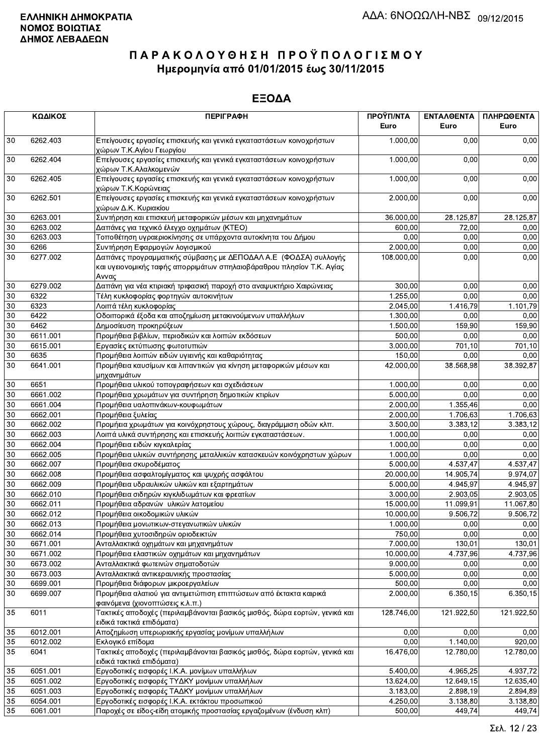ΕΛΛΗΝΙΚΗ ΔΗΜΟΚΡΑΤΙΑ
ΝΟΜΟΣ ΒΟΙΩΤΙΑΣ
ΔΗΜΟΣ ΛΕΒΑΔΕΩΝ

ΑΔΑ: 6ΝΟΩΩΛΗ-ΝΒΣ 09/12/2015

# ΠΑΡΑΚΟΛΟΥΘΗΣΗ ΠΡΟΫΠΟΛΟΓΙΣΜΟΥ
## Ημερομηνία από 01/01/2015 έως 30/11/2015

## ΕΞΟΔΑ

| ΚΩΔΙΚΟΣ | | ΠΕΡΙΓΡΑΦΗ | ΠΡΟΫΠ/ΝΤΑ Euro | ΕΝΤΑΛΘΕΝΤΑ Euro | ΠΛΗΡΩΘΕΝΤΑ Euro |
|---|---|---|---|---|---|
| 30 | 6262.403 | Επείγουσες εργασίες επισκευής και γενικά εγκαταστάσεων κοινοχρήστων χώρων Τ.Κ.Αγίου Γεωργίου | 1.000,00 | 0,00 | 0,00 |
| 30 | 6262.404 | Επείγουσες εργασίες επισκευής και γενικά εγκαταστάσεων κοινοχρήστων χώρων Τ.Κ.Αλαλκομενών | 1.000,00 | 0,00 | 0,00 |
| 30 | 6262.405 | Επείγουσες εργασίες επισκευής και γενικά εγκαταστάσεων κοινοχρήστων χώρων Τ.Κ.Κορώνειας | 1.000,00 | 0,00 | 0,00 |
| 30 | 6262.501 | Επείγουσες εργασίες επισκευής και γενικά εγκαταστάσεων κοινοχρήστων χώρων Δ.Κ. Κυριακίου | 2.000,00 | 0,00 | 0,00 |
| 30 | 6263.001 | Συντήρηση και επισκευή μεταφορικών μέσων και μηχανημάτων | 36.000,00 | 28.125,87 | 28.125,87 |
| 30 | 6263.002 | Δαπάνες για τεχνικό έλεγχο οχημάτων (ΚΤΕΟ) | 600,00 | 72,00 | 0,00 |
| 30 | 6263.003 | Τοποθέτηση υγραεριοκίνησης σε υπάρχοντα αυτοκίνητα του Δήμου | 0,00 | 0,00 | 0,00 |
| 30 | 6266 | Συντήρηση Εφαρμογών λογισμικού | 2.000,00 | 0,00 | 0,00 |
| 30 | 6277.002 | Δαπάνες προγραμματικής σύμβασης με ΔΕΠΟΔΑΛ Α.Ε (ΦΟΔΣΑ) συλλογής και υγειονομικής ταφής απορριμάτων σπηλαιοβάραθρου πλησίον Τ.Κ. Αγίας Αννας | 108.000,00 | 0,00 | 0,00 |
| 30 | 6279.002 | Δαπάνη για νέα κτιριακή τριφασική παροχή στο αναψυκτήριο Χαιρώνειας | 300,00 | 0,00 | 0,00 |
| 30 | 6322 | Τέλη κυκλοφορίας φορτηγών αυτοκινήτων | 1.255,00 | 0,00 | 0,00 |
| 30 | 6323 | Λοιπά τέλη κυκλοφορίας | 2.045,00 | 1.416,79 | 1.101,79 |
| 30 | 6422 | Οδοιπορικά έξοδα και αποζημίωση μετακινούμενων υπαλλήλων | 1.300,00 | 0,00 | 0,00 |
| 30 | 6462 | Δημοσίευση προκηρύξεων | 1.500,00 | 159,90 | 159,90 |
| 30 | 6611.001 | Προμήθεια βιβλίων, περιοδικών και λοιπών εκδόσεων | 500,00 | 0,00 | 0,00 |
| 30 | 6615.001 | Εργασίες εκτύπωσης φωτοτυπιών | 3.000,00 | 701,10 | 701,10 |
| 30 | 6635 | Προμήθεια λοιπών ειδών υγιεινής και καθαριότητας | 150,00 | 0,00 | 0,00 |
| 30 | 6641.001 | Προμήθεια καυσίμων και λιπαντικών για κίνηση μεταφορικών μέσων και μηχανημάτων | 42.000,00 | 38.568,98 | 38.392,87 |
| 30 | 6651 | Προμήθεια υλικού τοπογραφήσεων και σχεδιάσεων | 1.000,00 | 0,00 | 0,00 |
| 30 | 6661.002 | Προμήθεια χρωμάτων για συντήρηση δημοτικών κτιρίων | 5.000,00 | 0,00 | 0,00 |
| 30 | 6661.004 | Προμήθεια υαλοπινάκων-κουφωμάτων | 2.000,00 | 1.355,46 | 0,00 |
| 30 | 6662.001 | Προμήθεια ξυλείας | 2.000,00 | 1.706,63 | 1.706,63 |
| 30 | 6662.002 | Προμήεια χρωμάτων για κοινόχρηστους χώρους, διαγράμμιση οδών κλπ. | 3.500,00 | 3.383,12 | 3.383,12 |
| 30 | 6662.003 | Λοιπά υλικά συντήρησης και επισκευής λοιπών εγκαταστάσεων. | 1.000,00 | 0,00 | 0,00 |
| 30 | 6662.004 | Προμήθεια ειδών κιγκαλερίας | 1.000,00 | 0,00 | 0,00 |
| 30 | 6662.005 | Προμήθεια υλικών συντήρησης μεταλλικών κατασκευών κοινόχρηστων χώρων | 1.000,00 | 0,00 | 0,00 |
| 30 | 6662.007 | Προμήθεια σκυροδέματος | 5.000,00 | 4.537,47 | 4.537,47 |
| 30 | 6662.008 | Προμήθεια ασφαλτομίγματος και ψυχρής ασφάλτου | 20.000,00 | 14.905,74 | 9.974,07 |
| 30 | 6662.009 | Προμήθεια υδραυλικών υλικών και εξαρτημάτων | 5.000,00 | 4.945,97 | 4.945,97 |
| 30 | 6662.010 | Προμήθεια σιδηρών κιγκλιδωμάτων και φρεατίων | 3.000,00 | 2.903,05 | 2.903,05 |
| 30 | 6662.011 | Προμήθεια αδρανών υλικών λατομείου | 15.000,00 | 11.099,91 | 11.067,80 |
| 30 | 6662.012 | Προμήθεια οικοδομικών υλικών | 10.000,00 | 9.506,72 | 9.506,72 |
| 30 | 6662.013 | Προμήθεια μονωτικων-στεγανωτικών υλικών | 1.000,00 | 0,00 | 0,00 |
| 30 | 6662.014 | Προμήθεια χυτοσιδηρών οριοδεικτών | 750,00 | 0,00 | 0,00 |
| 30 | 6671.001 | Ανταλλακτικά οχημάτων και μηχανημάτων | 7.000,00 | 130,01 | 130,01 |
| 30 | 6671.002 | Προμήθεια ελαστικών οχημάτων και μηχανημάτων | 10.000,00 | 4.737,96 | 4.737,96 |
| 30 | 6673.002 | Ανταλλακτικά φωτεινών σηματοδοτών | 9.000,00 | 0,00 | 0,00 |
| 30 | 6673.003 | Ανταλλακτικά αντικεραυνικής προστασίας | 5.000,00 | 0,00 | 0,00 |
| 30 | 6699.001 | Προμήθεια διάφορων μικροεργαλείων | 500,00 | 0,00 | 0,00 |
| 30 | 6699.007 | Προμήθεια αλατιού για αντιμετώπιση επιπτώσεων από έκτακτα καιρικά φαινόμενα (χιονοπτώσεις κ.λ.π.) | 2.000,00 | 6.350,15 | 6.350,15 |
| 35 | 6011 | Τακτικές αποδοχές (περιλαμβάνονται βασικός μισθός, δώρα εορτών, γενικά και ειδικά τακτικά επιδόματα) | 128.746,00 | 121.922,50 | 121.922,50 |
| 35 | 6012.001 | Αποζημίωση υπερωριακής εργασίας μονίμων υπαλλήλων | 0,00 | 0,00 | 0,00 |
| 35 | 6012.002 | Εκλογικό επίδομα | 0,00 | 1.140,00 | 920,00 |
| 35 | 6041 | Τακτικές αποδοχές (περιλαμβάνονται βασικός μισθός, δώρα εορτών, γενικά και ειδικά τακτικά επιδόματα) | 16.476,00 | 12.780,00 | 12.780,00 |
| 35 | 6051.001 | Εργοδοτικές εισφορές Ι.Κ.Α. μονίμων υπαλλήλων | 5.400,00 | 4.965,25 | 4.937,72 |
| 35 | 6051.002 | Εργοδοτικές εισφορές ΤΥΔΚΥ μονίμων υπαλλήλων | 13.624,00 | 12.649,15 | 12.635,40 |
| 35 | 6051.003 | Εργοδοτικές εισφορές ΤΑΔΚΥ μονίμων υπαλλήλων | 3.183,00 | 2.898,19 | 2.894,89 |
| 35 | 6054.001 | Εργοδοτικές εισφορές Ι.Κ.Α. εκτάκτου προσωπικού | 4.250,00 | 3.138,80 | 3.138,80 |
| 35 | 6061.001 | Παροχές σε είδος-είδη ατομικής προστασίας εργαζομένων (ένδυση κλπ) | 500,00 | 449,74 | 449,74 |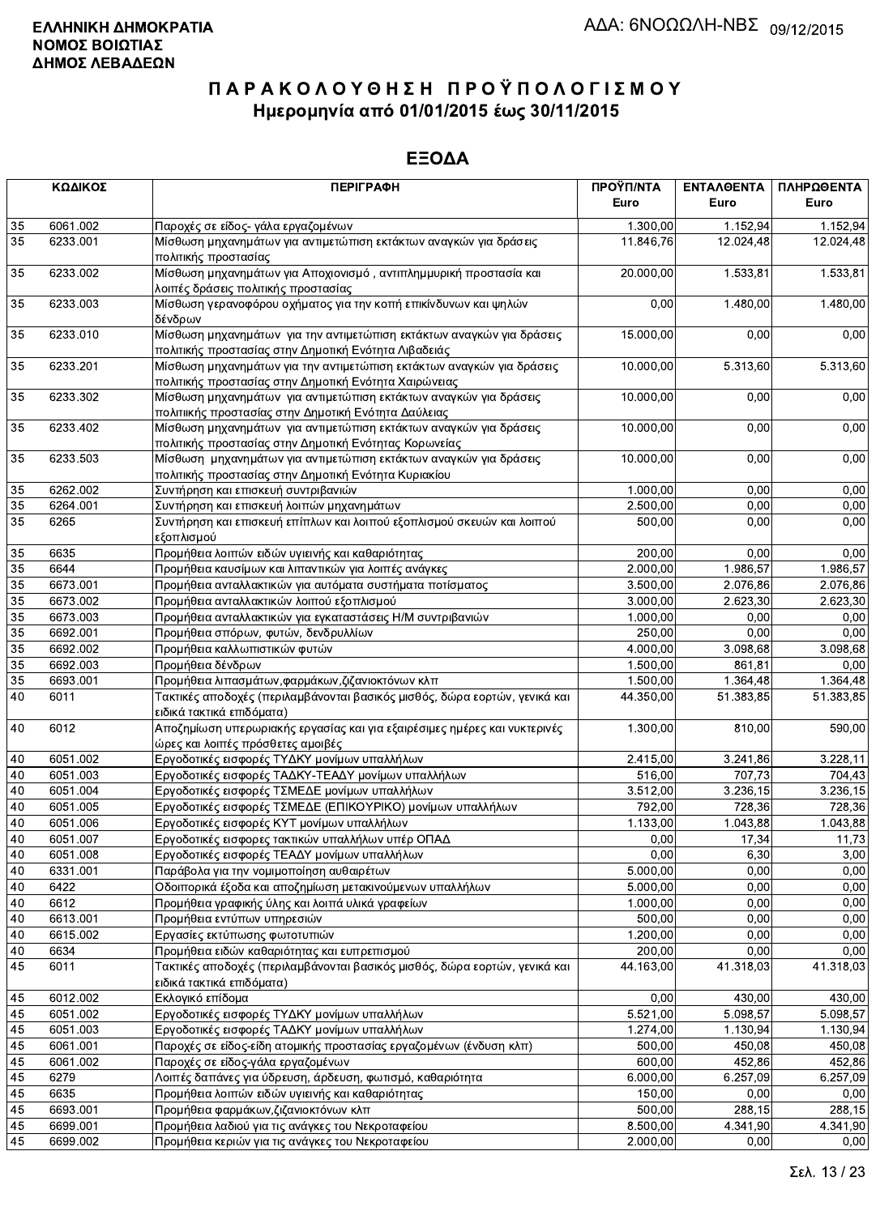**ΕΛΛΗΝΙΚΗ ΔΗΜΟΚΡΑΤΙΑ**
**ΝΟΜΟΣ ΒΟΙΩΤΙΑΣ**
**ΔΗΜΟΣ ΛΕΒΑΔΕΩΝ**

ΑΔΑ: 6ΝΟΩΩΛΗ-ΝΒΣ 09/12/2015

# ΠΑΡΑΚΟΛΟΥΘΗΣΗ ΠΡΟΫΠΟΛΟΓΙΣΜΟΥ

## Ημερομηνία από 01/01/2015 έως 30/11/2015

## ΕΞΟΔΑ

| ΚΩΔΙΚΟΣ | | ΠΕΡΙΓΡΑΦΗ | ΠΡΟΫΠ/ΝΤΑ Euro | ΕΝΤΑΛΘΕΝΤΑ Euro | ΠΛΗΡΩΘΕΝΤΑ Euro |
|---|---|---|---|---|---|
| 35 | 6061.002 | Παροχές σε είδος- γάλα εργαζομένων | 1.300,00 | 1.152,94 | 1.152,94 |
| 35 | 6233.001 | Μίσθωση μηχανημάτων για αντιμετώπιση εκτάκτων αναγκών για δράσεις πολιτικής προστασίας | 11.846,76 | 12.024,48 | 12.024,48 |
| 35 | 6233.002 | Μίσθωση μηχανημάτων για Αποχιονισμό , αντιπλημμυρική προστασία και λοιπές δράσεις πολιτικής προστασίας | 20.000,00 | 1.533,81 | 1.533,81 |
| 35 | 6233.003 | Μίσθωση γερανοφόρου οχήματος για την κοπή επικίνδυνων και ψηλών δένδρων | 0,00 | 1.480,00 | 1.480,00 |
| 35 | 6233.010 | Μίσθωση μηχανημάτων για την αντιμετώπιση εκτάκτων αναγκών για δράσεις πολιτικής προστασίας στην Δημοτική Ενότητα Λιβαδειάς | 15.000,00 | 0,00 | 0,00 |
| 35 | 6233.201 | Μίσθωση μηχανημάτων για την αντιμετώπιση εκτάκτων αναγκών για δράσεις πολιτικής προστασίας στην Δημοτική Ενότητα Χαιρώνειας | 10.000,00 | 5.313,60 | 5.313,60 |
| 35 | 6233.302 | Μίσθωση μηχανημάτων για αντιμετώπιση εκτάκτων αναγκών για δράσεις πολιτικής προστασίας στην Δημοτική Ενότητα Δαύλειας | 10.000,00 | 0,00 | 0,00 |
| 35 | 6233.402 | Μίσθωση μηχανημάτων για αντιμετώπιση εκτάκτων αναγκών για δράσεις πολιτικής προστασίας στην Δημοτική Ενότητας Κορωνείας | 10.000,00 | 0,00 | 0,00 |
| 35 | 6233.503 | Μίσθωση μηχανημάτων για αντιμετώπιση εκτάκτων αναγκών για δράσεις πολιτικής προστασίας στην Δημοτική Ενότητα Κυριακίου | 10.000,00 | 0,00 | 0,00 |
| 35 | 6262.002 | Συντήρηση και επισκευή συντριβανιών | 1.000,00 | 0,00 | 0,00 |
| 35 | 6264.001 | Συντήρηση και επισκευή λοιπών μηχανημάτων | 2.500,00 | 0,00 | 0,00 |
| 35 | 6265 | Συντήρηση και επισκευή επίπλων και λοιπού εξοπλισμού σκευών και λοιπού εξοπλισμού | 500,00 | 0,00 | 0,00 |
| 35 | 6635 | Προμήθεια λοιπών ειδών υγιεινής και καθαριότητας | 200,00 | 0,00 | 0,00 |
| 35 | 6644 | Προμήθεια καυσίμων και λιπαντικών για λοιπές ανάγκες | 2.000,00 | 1.986,57 | 1.986,57 |
| 35 | 6673.001 | Προμήθεια ανταλλακτικών για αυτόματα συστήματα ποτίσματος | 3.500,00 | 2.076,86 | 2.076,86 |
| 35 | 6673.002 | Προμήθεια ανταλλακτικών λοιπού εξοπλισμού | 3.000,00 | 2.623,30 | 2.623,30 |
| 35 | 6673.003 | Προμήθεια ανταλλακτικών για εγκαταστάσεις Η/Μ συντριβανιών | 1.000,00 | 0,00 | 0,00 |
| 35 | 6692.001 | Προμήθεια σπόρων, φυτών, δενδρυλλίων | 250,00 | 0,00 | 0,00 |
| 35 | 6692.002 | Προμήθεια καλλωπιστικών φυτών | 4.000,00 | 3.098,68 | 3.098,68 |
| 35 | 6692.003 | Προμήθεια δένδρων | 1.500,00 | 861,81 | 0,00 |
| 35 | 6693.001 | Προμήθεια λιπασμάτων,φαρμάκων,ζιζανιοκτόνων κλπ | 1.500,00 | 1.364,48 | 1.364,48 |
| 40 | 6011 | Τακτικές αποδοχές (περιλαμβάνονται βασικός μισθός, δώρα εορτών, γενικά και ειδικά τακτικά επιδόματα) | 44.350,00 | 51.383,85 | 51.383,85 |
| 40 | 6012 | Αποζημίωση υπερωριακής εργασίας και για εξαιρέσιμες ημέρες και νυκτερινές ώρες και λοιπές πρόσθετες αμοιβές | 1.300,00 | 810,00 | 590,00 |
| 40 | 6051.002 | Εργοδοτικές εισφορές ΤΥΔΚΥ μονίμων υπαλλήλων | 2.415,00 | 3.241,86 | 3.228,11 |
| 40 | 6051.003 | Εργοδοτικές εισφορές ΤΑΔΚΥ-ΤΕΑΔΥ μονίμων υπαλλήλων | 516,00 | 707,73 | 704,43 |
| 40 | 6051.004 | Εργοδοτικές εισφορές ΤΣΜΕΔΕ μονίμων υπαλλήλων | 3.512,00 | 3.236,15 | 3.236,15 |
| 40 | 6051.005 | Εργοδοτικές εισφορές ΤΣΜΕΔΕ (ΕΠΙΚΟΥΡΙΚΟ) μονίμων υπαλλήλων | 792,00 | 728,36 | 728,36 |
| 40 | 6051.006 | Εργοδοτικές εισφορές ΚΥΤ μονίμων υπαλλήλων | 1.133,00 | 1.043,88 | 1.043,88 |
| 40 | 6051.007 | Εργοδοτικές εισφορες τακτικών υπαλλήλων υπέρ ΟΠΑΔ | 0,00 | 17,34 | 11,73 |
| 40 | 6051.008 | Εργοδοτικές εισφορές ΤΕΑΔΥ μονίμων υπαλλήλων | 0,00 | 6,30 | 3,00 |
| 40 | 6331.001 | Παράβολα για την νομιμοποίηση αυθαιρέτων | 5.000,00 | 0,00 | 0,00 |
| 40 | 6422 | Οδοιπορικά έξοδα και αποζημίωση μετακινούμενων υπαλλήλων | 5.000,00 | 0,00 | 0,00 |
| 40 | 6612 | Προμήθεια γραφικής ύλης και λοιπά υλικά γραφείων | 1.000,00 | 0,00 | 0,00 |
| 40 | 6613.001 | Προμήθεια εντύπων υπηρεσιών | 500,00 | 0,00 | 0,00 |
| 40 | 6615.002 | Εργασίες εκτύπωσης φωτοτυπιών | 1.200,00 | 0,00 | 0,00 |
| 40 | 6634 | Προμήθεια ειδών καθαριότητας και ευπρεπισμού | 200,00 | 0,00 | 0,00 |
| 45 | 6011 | Τακτικές αποδοχές (περιλαμβάνονται βασικός μισθός, δώρα εορτών, γενικά και ειδικά τακτικά επιδόματα) | 44.163,00 | 41.318,03 | 41.318,03 |
| 45 | 6012.002 | Εκλογικό επίδομα | 0,00 | 430,00 | 430,00 |
| 45 | 6051.002 | Εργοδοτικές εισφορές ΤΥΔΚΥ μονίμων υπαλλήλων | 5.521,00 | 5.098,57 | 5.098,57 |
| 45 | 6051.003 | Εργοδοτικές εισφορές ΤΑΔΚΥ μονίμων υπαλλήλων | 1.274,00 | 1.130,94 | 1.130,94 |
| 45 | 6061.001 | Παροχές σε είδος-είδη ατομικής προστασίας εργαζομένων (ένδυση κλπ) | 500,00 | 450,08 | 450,08 |
| 45 | 6061.002 | Παροχές σε είδος-γάλα εργαζομένων | 600,00 | 452,86 | 452,86 |
| 45 | 6279 | Λοιπές δαπάνες για ύδρευση, άρδευση, φωτισμό, καθαριότητα | 6.000,00 | 6.257,09 | 6.257,09 |
| 45 | 6635 | Προμήθεια λοιπών ειδών υγιεινής και καθαριότητας | 150,00 | 0,00 | 0,00 |
| 45 | 6693.001 | Προμήθεια φαρμάκων,ζιζανιοκτόνων κλπ | 500,00 | 288,15 | 288,15 |
| 45 | 6699.001 | Προμήθεια λαδιού για τις ανάγκες του Νεκροταφείου | 8.500,00 | 4.341,90 | 4.341,90 |
| 45 | 6699.002 | Προμήθεια κεριών για τις ανάγκες του Νεκροταφείου | 2.000,00 | 0,00 | 0,00 |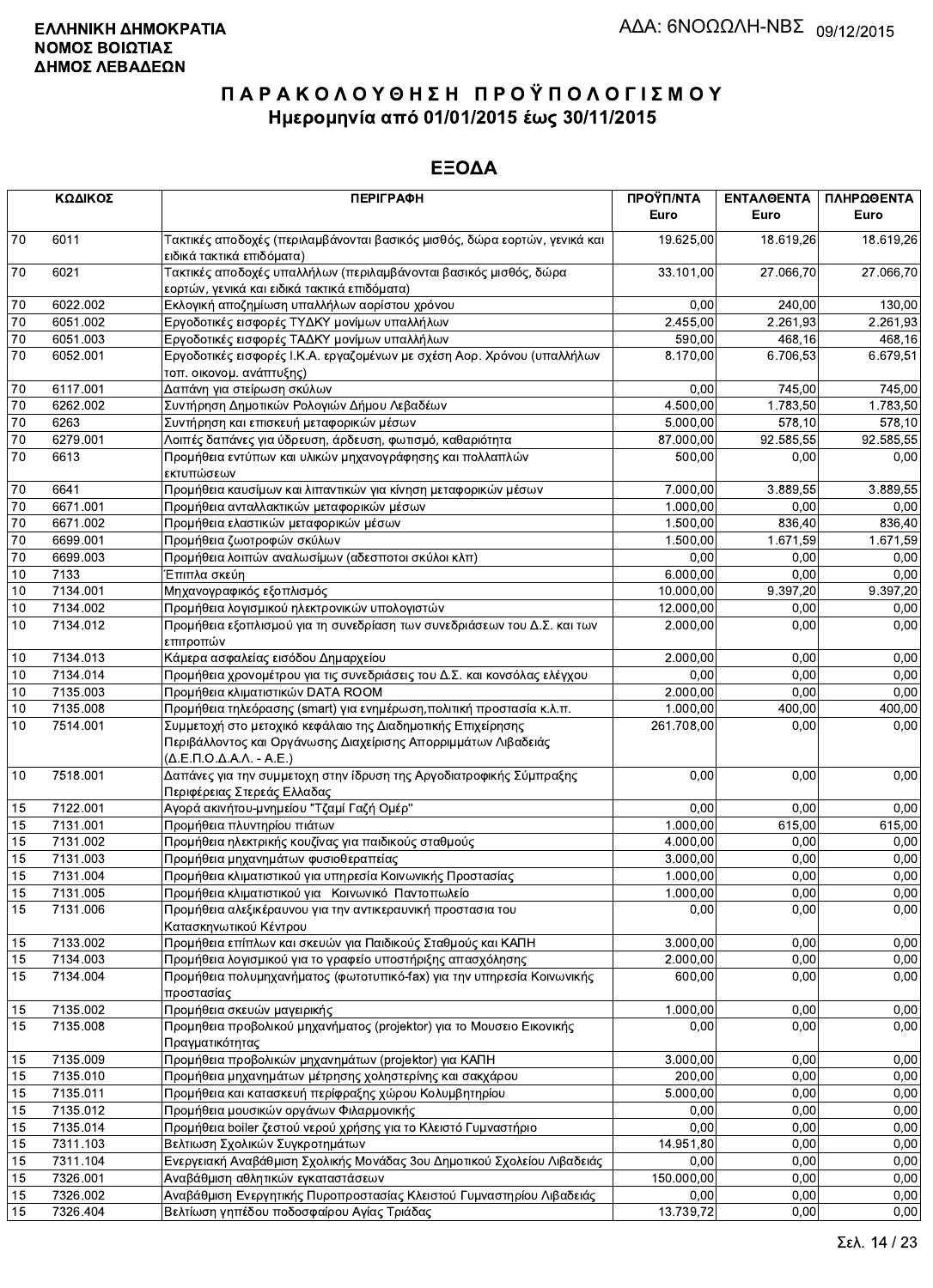**ΕΛΛΗΝΙΚΗ ΔΗΜΟΚΡΑΤΙΑ**
**ΝΟΜΟΣ ΒΟΙΩΤΙΑΣ**
**ΔΗΜΟΣ ΛΕΒΑΔΕΩΝ**

ΑΔΑ: 6ΝΟΩΩΛΗ-ΝΒΣ 09/12/2015

# ΠΑΡΑΚΟΛΟΥΘΗΣΗ ΠΡΟΫΠΟΛΟΓΙΣΜΟΥ

## Ημερομηνία από 01/01/2015 έως 30/11/2015

## ΕΞΟΔΑ

| ΚΩΔΙΚΟΣ | | ΠΕΡΙΓΡΑΦΗ | ΠΡΟΫΠ/ΝΤΑ Euro | ΕΝΤΑΛΘΕΝΤΑ Euro | ΠΛΗΡΩΘΕΝΤΑ Euro |
|---|---|---|---|---|---|
| 70 | 6011 | Τακτικές αποδοχές (περιλαμβάνονται βασικός μισθός, δώρα εορτών, γενικά και ειδικά τακτικά επιδόματα) | 19.625,00 | 18.619,26 | 18.619,26 |
| 70 | 6021 | Τακτικές αποδοχές υπαλλήλων (περιλαμβάνονται βασικός μισθός, δώρα εορτών, γενικά και ειδικά τακτικά επιδόματα) | 33.101,00 | 27.066,70 | 27.066,70 |
| 70 | 6022.002 | Εκλογική αποζημίωση υπαλλήλων αορίστου χρόνου | 0,00 | 240,00 | 130,00 |
| 70 | 6051.002 | Εργοδοτικές εισφορές ΤΥΔΚΥ μονίμων υπαλλήλων | 2.455,00 | 2.261,93 | 2.261,93 |
| 70 | 6051.003 | Εργοδοτικές εισφορές ΤΑΔΚΥ μονίμων υπαλλήλων | 590,00 | 468,16 | 468,16 |
| 70 | 6052.001 | Εργοδοτικές εισφορές Ι.Κ.Α. εργαζομένων με σχέση Αορ. Χρόνου (υπαλλήλων τοπ. οικονομ. ανάπτυξης) | 8.170,00 | 6.706,53 | 6.679,51 |
| 70 | 6117.001 | Δαπάνη για στείρωση σκύλων | 0,00 | 745,00 | 745,00 |
| 70 | 6262.002 | Συντήρηση Δημοτικών Ρολογιών Δήμου Λεβαδέων | 4.500,00 | 1.783,50 | 1.783,50 |
| 70 | 6263 | Συντήρηση και επισκευή μεταφορικών μέσων | 5.000,00 | 578,10 | 578,10 |
| 70 | 6279.001 | Λοιπές δαπάνες για ύδρευση, άρδευση, φωτισμό, καθαριότητα | 87.000,00 | 92.585,55 | 92.585,55 |
| 70 | 6613 | Προμήθεια εντύπων και υλικών μηχανογράφησης και πολλαπλών εκτυπώσεων | 500,00 | 0,00 | 0,00 |
| 70 | 6641 | Προμήθεια καυσίμων και λιπαντικών για κίνηση μεταφορικών μέσων | 7.000,00 | 3.889,55 | 3.889,55 |
| 70 | 6671.001 | Προμήθεια ανταλλακτικών μεταφορικών μέσων | 1.000,00 | 0,00 | 0,00 |
| 70 | 6671.002 | Προμήθεια ελαστικών μεταφορικών μέσων | 1.500,00 | 836,40 | 836,40 |
| 70 | 6699.001 | Προμήθεια ζωοτροφών σκύλων | 1.500,00 | 1.671,59 | 1.671,59 |
| 70 | 6699.003 | Προμήθεια λοιπών αναλωσίμων (αδεσποτοι σκύλοι κλπ) | 0,00 | 0,00 | 0,00 |
| 10 | 7133 | Έπιπλα σκεύη | 6.000,00 | 0,00 | 0,00 |
| 10 | 7134.001 | Μηχανογραφικός εξοπλισμός | 10.000,00 | 9.397,20 | 9.397,20 |
| 10 | 7134.002 | Προμήθεια λογισμικού ηλεκτρονικών υπολογιστών | 12.000,00 | 0,00 | 0,00 |
| 10 | 7134.012 | Προμήθεια εξοπλισμού για τη συνεδρίαση των συνεδριάσεων του Δ.Σ. και των επιτροπών | 2.000,00 | 0,00 | 0,00 |
| 10 | 7134.013 | Κάμερα ασφαλείας εισόδου Δημαρχείου | 2.000,00 | 0,00 | 0,00 |
| 10 | 7134.014 | Προμήθεια χρονομέτρου για τις συνεδριάσεις του Δ.Σ. και κονσόλας ελέγχου | 0,00 | 0,00 | 0,00 |
| 10 | 7135.003 | Προμήθεια κλιματιστικών DATA ROOM | 2.000,00 | 0,00 | 0,00 |
| 10 | 7135.008 | Προμήθεια τηλεόρασης (smart) για ενημέρωση,πολιτική προστασία κ.λ.π. | 1.000,00 | 400,00 | 400,00 |
| 10 | 7514.001 | Συμμετοχή στο μετοχικό κεφάλαιο της Διαδημοτικής Επιχείρησης Περιβάλλοντος και Οργάνωσης Διαχείρισης Απορριμμάτων Λιβαδειάς (Δ.Ε.Π.Ο.Δ.Α.Λ. - Α.Ε.) | 261.708,00 | 0,00 | 0,00 |
| 10 | 7518.001 | Δαπάνες για την συμμετοχη στην ίδρυση της Αργοδιατροφικής Σύμπραξης Περιφέρειας Στερεάς Ελλαδας | 0,00 | 0,00 | 0,00 |
| 15 | 7122.001 | Αγορά ακινήτου-μνημείου "Τζαμί Γαζή Ομέρ" | 0,00 | 0,00 | 0,00 |
| 15 | 7131.001 | Προμήθεια πλυντηρίου πιάτων | 1.000,00 | 615,00 | 615,00 |
| 15 | 7131.002 | Προμήθεια ηλεκτρικής κουζίνας για παιδικούς σταθμούς | 4.000,00 | 0,00 | 0,00 |
| 15 | 7131.003 | Προμήθεια μηχανημάτων φυσιοθεραπείας | 3.000,00 | 0,00 | 0,00 |
| 15 | 7131.004 | Προμήθεια κλιματιστικού για υπηρεσία Κοινωνικής Προστασίας | 1.000,00 | 0,00 | 0,00 |
| 15 | 7131.005 | Προμήθεια κλιματιστικού για Κοινωνικό Παντοπωλείο | 1.000,00 | 0,00 | 0,00 |
| 15 | 7131.006 | Προμήθεια αλεξικέραυνου για την αντικεραυνική προστασια του Κατασκηνωτικού Κέντρου | 0,00 | 0,00 | 0,00 |
| 15 | 7133.002 | Προμήθεια επίπλων και σκευών για Παιδικούς Σταθμούς και ΚΑΠΗ | 3.000,00 | 0,00 | 0,00 |
| 15 | 7134.003 | Προμήθεια λογισμικού για το γραφείο υποστήριξης απασχόλησης | 2.000,00 | 0,00 | 0,00 |
| 15 | 7134.004 | Προμήθεια πολυμηχανήματος (φωτοτυπικό-fax) για την υπηρεσία Κοινωνικής προστασίας | 600,00 | 0,00 | 0,00 |
| 15 | 7135.002 | Προμήθεια σκευών μαγειρικής | 1.000,00 | 0,00 | 0,00 |
| 15 | 7135.008 | Προμηθεια προβολικού μηχανήματος (projektor) για το Μουσειο Εικονικής Πραγματικότητας | 0,00 | 0,00 | 0,00 |
| 15 | 7135.009 | Προμήθεια προβολικών μηχανημάτων (projektor) για ΚΑΠΗ | 3.000,00 | 0,00 | 0,00 |
| 15 | 7135.010 | Προμήθεια μηχανημάτων μέτρησης χοληστερίνης και σακχάρου | 200,00 | 0,00 | 0,00 |
| 15 | 7135.011 | Προμήθεια και κατασκευή περίφραξης χώρου Κολυμβητηρίου | 5.000,00 | 0,00 | 0,00 |
| 15 | 7135.012 | Προμήθεια μουσικών οργάνων Φιλαρμονικής | 0,00 | 0,00 | 0,00 |
| 15 | 7135.014 | Προμήθεια boiler ζεστού νερού χρήσης για το Κλειστό Γυμναστήριο | 0,00 | 0,00 | 0,00 |
| 15 | 7311.103 | Βελτιωση Σχολικών Συγκροτημάτων | 14.951,80 | 0,00 | 0,00 |
| 15 | 7311.104 | Ενεργειακή Αναβάθμιση Σχολικής Μονάδας 3ου Δημοτικού Σχολείου Λιβαδειάς | 0,00 | 0,00 | 0,00 |
| 15 | 7326.001 | Αναβάθμιση αθλητικών εγκαταστάσεων | 150.000,00 | 0,00 | 0,00 |
| 15 | 7326.002 | Αναβάθμιση Ενεργητικής Πυροπροστασίας Κλειστού Γυμναστηρίου Λιβαδειάς | 0,00 | 0,00 | 0,00 |
| 15 | 7326.404 | Βελτίωση γηπέδου ποδοσφαίρου Αγίας Τριάδας | 13.739,72 | 0,00 | 0,00 |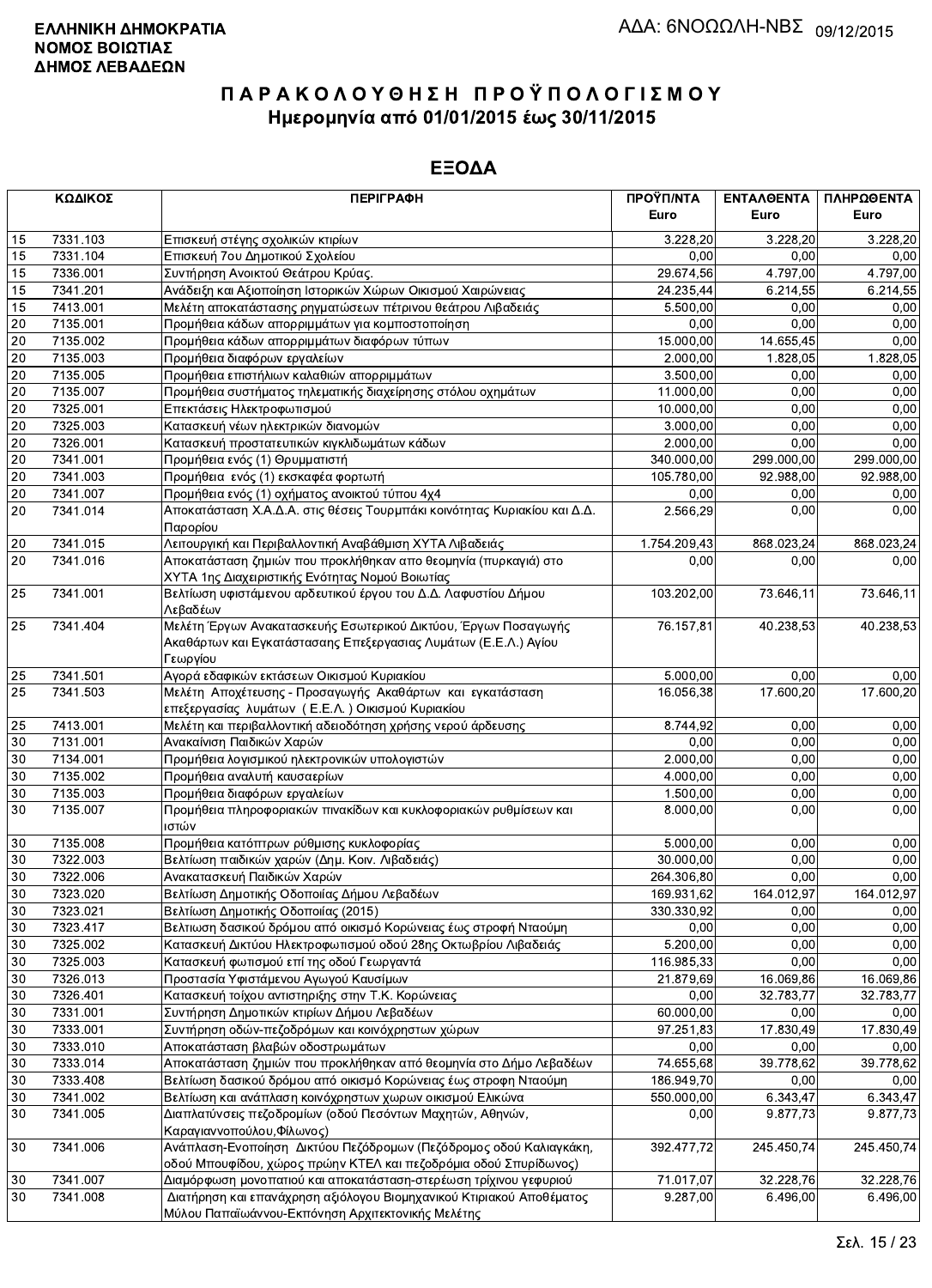**ΕΛΛΗΝΙΚΗ ΔΗΜΟΚΡΑΤΙΑ**
**ΝΟΜΟΣ ΒΟΙΩΤΙΑΣ**
**ΔΗΜΟΣ ΛΕΒΑΔΕΩΝ**

ΑΔΑ: 6ΝΟΩΩΛΗ-ΝΒΣ 09/12/2015

# ΠΑΡΑΚΟΛΟΥΘΗΣΗ ΠΡΟΫΠΟΛΟΓΙΣΜΟΥ
## Ημερομηνία από 01/01/2015 έως 30/11/2015

## ΕΞΟΔΑ

| ΚΩΔΙΚΟΣ | | ΠΕΡΙΓΡΑΦΗ | ΠΡΟΫΠ/ΝΤΑ Euro | ΕΝΤΑΛΘΕΝΤΑ Euro | ΠΛΗΡΩΘΕΝΤΑ Euro |
|---|---|---|---|---|---|
| 15 | 7331.103 | Επισκευή στέγης σχολικών κτιρίων | 3.228,20 | 3.228,20 | 3.228,20 |
| 15 | 7331.104 | Επισκευή 7ου Δημοτικού Σχολείου | 0,00 | 0,00 | 0,00 |
| 15 | 7336.001 | Συντήρηση Ανοικτού Θεάτρου Κρύας. | 29.674,56 | 4.797,00 | 4.797,00 |
| 15 | 7341.201 | Ανάδειξη και Αξιοποίηση Ιστορικών Χώρων Οικισμού Χαιρώνειας | 24.235,44 | 6.214,55 | 6.214,55 |
| 15 | 7413.001 | Μελέτη αποκατάστασης ρηγματώσεων πέτρινου θεάτρου Λιβαδειάς | 5.500,00 | 0,00 | 0,00 |
| 20 | 7135.001 | Προμήθεια κάδων απορριμμάτων για κομποστοποίηση | 0,00 | 0,00 | 0,00 |
| 20 | 7135.002 | Προμήθεια κάδων απορριμμάτων διαφόρων τύπων | 15.000,00 | 14.655,45 | 0,00 |
| 20 | 7135.003 | Προμήθεια διαφόρων εργαλείων | 2.000,00 | 1.828,05 | 1.828,05 |
| 20 | 7135.005 | Προμήθεια επιστήλιων καλαθιών απορριμμάτων | 3.500,00 | 0,00 | 0,00 |
| 20 | 7135.007 | Προμήθεια συστήματος τηλεματικής διαχείρησης στόλου οχημάτων | 11.000,00 | 0,00 | 0,00 |
| 20 | 7325.001 | Επεκτάσεις Ηλεκτροφωτισμού | 10.000,00 | 0,00 | 0,00 |
| 20 | 7325.003 | Κατασκευή νέων ηλεκτρικών διανομών | 3.000,00 | 0,00 | 0,00 |
| 20 | 7326.001 | Κατασκευή προστατευτικών κιγκλιδωμάτων κάδων | 2.000,00 | 0,00 | 0,00 |
| 20 | 7341.001 | Προμήθεια ενός (1) Θρυμματιστή | 340.000,00 | 299.000,00 | 299.000,00 |
| 20 | 7341.003 | Προμήθεια ενός (1) εκσκαφέα φορτωτή | 105.780,00 | 92.988,00 | 92.988,00 |
| 20 | 7341.007 | Προμήθεια ενός (1) οχήματος ανοικτού τύπου 4x4 | 0,00 | 0,00 | 0,00 |
| 20 | 7341.014 | Αποκατάσταση Χ.Α.Δ.Α. στις θέσεις Τουρμπάκι κοινότητας Κυριακίου και Δ.Δ. Παρορίου | 2.566,29 | 0,00 | 0,00 |
| 20 | 7341.015 | Λειτουργική και Περιβαλλοντική Αναβάθμιση ΧΥΤΑ Λιβαδειάς | 1.754.209,43 | 868.023,24 | 868.023,24 |
| 20 | 7341.016 | Αποκατάσταση ζημιών που προκλήθηκαν απο θεομηνία (πυρκαγιά) στο ΧΥΤΑ 1ης Διαχειριστικής Ενότητας Νομού Βοιωτίας | 0,00 | 0,00 | 0,00 |
| 25 | 7341.001 | Βελτίωση υφιστάμενου αρδευτικού έργου του Δ.Δ. Λαφυστίου Δήμου Λεβαδέων | 103.202,00 | 73.646,11 | 73.646,11 |
| 25 | 7341.404 | Μελέτη Έργων Ανακατασκευής Εσωτερικού Δικτύου, Έργων Ποσαγωγής Ακαθάρτων και Εγκατάστασης Επεξεργασίας Λυμάτων (Ε.Ε.Λ.) Αγίου Γεωργίου | 76.157,81 | 40.238,53 | 40.238,53 |
| 25 | 7341.501 | Αγορά εδαφικών εκτάσεων Οικισμού Κυριακίου | 5.000,00 | 0,00 | 0,00 |
| 25 | 7341.503 | Μελέτη Αποχέτευσης - Προσαγωγής Ακαθάρτων και εγκατάσταση επεξεργασίας λυμάτων ( Ε.Ε.Λ. ) Οικισμού Κυριακίου | 16.056,38 | 17.600,20 | 17.600,20 |
| 25 | 7413.001 | Μελέτη και περιβαλλοντική αδειοδότηση χρήσης νερού άρδευσης | 8.744,92 | 0,00 | 0,00 |
| 30 | 7131.001 | Ανακαίνιση Παιδικών Χαρών | 0,00 | 0,00 | 0,00 |
| 30 | 7134.001 | Προμήθεια λογισμικού ηλεκτρονικών υπολογιστών | 2.000,00 | 0,00 | 0,00 |
| 30 | 7135.002 | Προμήθεια αναλυτή καυσαερίων | 4.000,00 | 0,00 | 0,00 |
| 30 | 7135.003 | Προμήθεια διαφόρων εργαλείων | 1.500,00 | 0,00 | 0,00 |
| 30 | 7135.007 | Προμήθεια πληροφοριακών πινακίδων και κυκλοφοριακών ρυθμίσεων και ιστών | 8.000,00 | 0,00 | 0,00 |
| 30 | 7135.008 | Προμήθεια κατόπτρων ρύθμισης κυκλοφορίας | 5.000,00 | 0,00 | 0,00 |
| 30 | 7322.003 | Βελτίωση παιδικών χαρών (Δημ. Κοιν. Λιβαδειάς) | 30.000,00 | 0,00 | 0,00 |
| 30 | 7322.006 | Ανακατασκευή Παιδικών Χαρών | 264.306,80 | 0,00 | 0,00 |
| 30 | 7323.020 | Βελτίωση Δημοτικής Οδοποιίας Δήμου Λεβαδέων | 169.931,62 | 164.012,97 | 164.012,97 |
| 30 | 7323.021 | Βελτίωση Δημοτικής Οδοποιίας (2015) | 330.330,92 | 0,00 | 0,00 |
| 30 | 7323.417 | Βελτιωση δασικού δρόμου από οικισμό Κορώνειας έως στροφή Νταούμη | 0,00 | 0,00 | 0,00 |
| 30 | 7325.002 | Κατασκευή Δικτύου Ηλεκτροφωτισμού οδού 28ης Οκτωβρίου Λιβαδειάς | 5.200,00 | 0,00 | 0,00 |
| 30 | 7325.003 | Κατασκευή φωτισμού επί της οδού Γεωργαντά | 116.985,33 | 0,00 | 0,00 |
| 30 | 7326.013 | Προστασία Υφιστάμενου Αγωγού Καυσίμων | 21.879,69 | 16.069,86 | 16.069,86 |
| 30 | 7326.401 | Κατασκευή τοίχου αντιστηριξης στην Τ.Κ. Κορώνειας | 0,00 | 32.783,77 | 32.783,77 |
| 30 | 7331.001 | Συντήρηση Δημοτικών κτιρίων Δήμου Λεβαδέων | 60.000,00 | 0,00 | 0,00 |
| 30 | 7333.001 | Συντήρηση οδών-πεζοδρόμων και κοινόχρηστων χώρων | 97.251,83 | 17.830,49 | 17.830,49 |
| 30 | 7333.010 | Αποκατάσταση βλαβών οδοστρωμάτων | 0,00 | 0,00 | 0,00 |
| 30 | 7333.014 | Αποκατάσταση ζημιών που προκλήθηκαν από θεομηνία στο Δήμο Λεβαδέων | 74.655,68 | 39.778,62 | 39.778,62 |
| 30 | 7333.408 | Βελτίωση δασικού δρόμου από οικισμό Κορώνειας έως στροφη Νταούμη | 186.949,70 | 0,00 | 0,00 |
| 30 | 7341.002 | Βελτίωση και ανάπλαση κοινόχρηστων χωρων οικισμού Ελικώνα | 550.000,00 | 6.343,47 | 6.343,47 |
| 30 | 7341.005 | Διαπλατύνσεις πεζοδρομίων (οδού Πεσόντων Μαχητών, Αθηνών, Καραγιαννοπούλου,Φίλωνος) | 0,00 | 9.877,73 | 9.877,73 |
| 30 | 7341.006 | Ανάπλαση-Ενοποίηση Δικτύου Πεζόδρομων (Πεζόδρομος οδού Καλιαγκάκη, οδού Μπουφίδου, χώρος πρώην ΚΤΕΛ και πεζοδρόμια οδού Σπυρίδωνος) | 392.477,72 | 245.450,74 | 245.450,74 |
| 30 | 7341.007 | Διαμόρφωση μονοπατιού και αποκατάσταση-στερέωση τρίχινου γεφυριού | 71.017,07 | 32.228,76 | 32.228,76 |
| 30 | 7341.008 | Διατήρηση και επανάχρηση αξιόλογου Βιομηχανικού Κτιριακού Αποθέματος Μύλου Παπαϊωάννου-Εκπόνηση Αρχιτεκτονικής Μελέτης | 9.287,00 | 6.496,00 | 6.496,00 |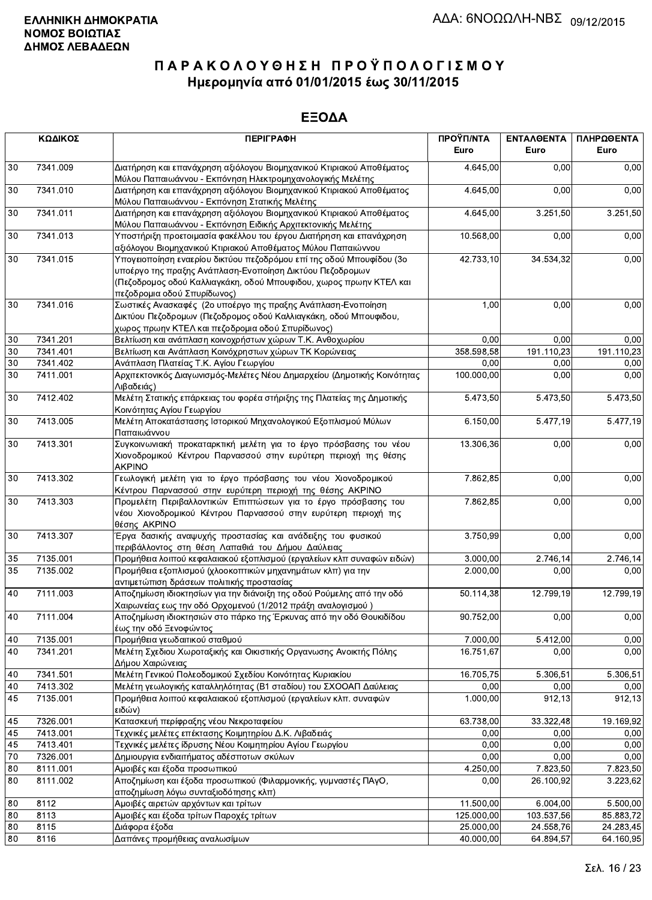**ΕΛΛΗΝΙΚΗ ΔΗΜΟΚΡΑΤΙΑ**
**ΝΟΜΟΣ ΒΟΙΩΤΙΑΣ**
**ΔΗΜΟΣ ΛΕΒΑΔΕΩΝ**

ΑΔΑ: 6ΝΟΩΩΛΗ-ΝΒΣ 09/12/2015

# ΠΑΡΑΚΟΛΟΥΘΗΣΗ ΠΡΟΫΠΟΛΟΓΙΣΜΟΥ
## Ημερομηνία από 01/01/2015 έως 30/11/2015

## ΕΞΟΔΑ

| ΚΩΔΙΚΟΣ | | ΠΕΡΙΓΡΑΦΗ | ΠΡΟΫΠ/ΝΤΑ Euro | ΕΝΤΑΛΘΕΝΤΑ Euro | ΠΛΗΡΩΘΕΝΤΑ Euro |
|---|---|---|---|---|---|
| 30 | 7341.009 | Διατήρηση και επανάχρηση αξιόλογου Βιομηχανικού Κτιριακού Αποθέματος Μύλου Παπαιωάννου - Εκπόνηση Ηλεκτρομηχανολογικής Μελέτης | 4.645,00 | 0,00 | 0,00 |
| 30 | 7341.010 | Διατήρηση και επανάχρηση αξιόλογου Βιομηχανικού Κτιριακού Αποθέματος Μύλου Παπαιωάννου - Εκπόνηση Στατικής Μελέτης | 4.645,00 | 0,00 | 0,00 |
| 30 | 7341.011 | Διατήρηση και επανάχρηση αξιόλογου Βιομηχανικού Κτιριακού Αποθέματος Μύλου Παπαιωάννου - Εκπόνηση Ειδικής Αρχιτεκτονικής Μελέτης | 4.645,00 | 3.251,50 | 3.251,50 |
| 30 | 7341.013 | Υποστήριξη προετοιμασία φακέλλου του έργου Διατήρηση και επανάχρηση αξιόλογου Βιομηχανικού Κτιριακού Αποθέματος Μύλου Παπαιώννου | 10.568,00 | 0,00 | 0,00 |
| 30 | 7341.015 | Υπογειοποίηση εναερίου δικτύου πεζοδρόμου επί της οδού Μπουφίδου (3ο υποέργο της πραξης Ανάπλαση-Ενοποίηση Δικτύου Πεζοδρομων (Πεζοδρομος οδού Καλλιαγκάκη, οδού Μπουφιδου, χωρος πρωην ΚΤΕΛ και πεζοδρομια οδού Σπυρίδωνος) | 42.733,10 | 34.534,32 | 0,00 |
| 30 | 7341.016 | Σωστικές Ανασκαφές (2ο υποέργο της πραξης Ανάπλαση-Ενοποίηση Δικτύου Πεζοδρομων (Πεζοδρομος οδού Καλλιαγκάκη, οδού Μπουφιδου, χωρος πρωην ΚΤΕΛ και πεζοδρομια οδού Σπυρίδωνος) | 1,00 | 0,00 | 0,00 |
| 30 | 7341.201 | Βελτίωση και ανάπλαση κοινοχρήστων χώρων Τ.Κ. Ανθοχωρίου | 0,00 | 0,00 | 0,00 |
| 30 | 7341.401 | Βελτίωση και Ανάπλαση Κοινόχρηστων χώρων ΤΚ Κορώνειας | 358.598,58 | 191.110,23 | 191.110,23 |
| 30 | 7341.402 | Ανάπλαση Πλατείας Τ.Κ. Αγίου Γεωργίου | 0,00 | 0,00 | 0,00 |
| 30 | 7411.001 | Αρχιτεκτονικός Διαγωνισμός-Μελέτες Νέου Δημαρχείου (Δημοτικής Κοινότητας Λιβαδειάς) | 100.000,00 | 0,00 | 0,00 |
| 30 | 7412.402 | Μελέτη Στατικής επάρκειας του φορέα στήριξης της Πλατείας της Δημοτικής Κοινότητας Αγίου Γεωργίου | 5.473,50 | 5.473,50 | 5.473,50 |
| 30 | 7413.005 | Μελέτη Αποκατάστασης Ιστορικού Μηχανολογικού Εξοπλισμού Μύλων Παπαιωάννου | 6.150,00 | 5.477,19 | 5.477,19 |
| 30 | 7413.301 | Συγκοινωνιακή προκαταρκτική μελέτη για το έργο πρόσβασης του νέου Χιονοδρομικού Κέντρου Παρνασσού στην ευρύτερη περιοχή της θέσης ΑΚΡΙΝΟ | 13.306,36 | 0,00 | 0,00 |
| 30 | 7413.302 | Γεωλογική μελέτη για το έργο πρόσβασης του νέου Χιονοδρομικού Κέντρου Παρνασσού στην ευρύτερη περιοχή της θέσης ΑΚΡΙΝΟ | 7.862,85 | 0,00 | 0,00 |
| 30 | 7413.303 | Προμελέτη Περιβαλλοντικών Επιπτώσεων για το έργο πρόσβασης του νέου Χιονοδρομικού Κέντρου Παρνασσού στην ευρύτερη περιοχή της θέσης ΑΚΡΙΝΟ | 7.862,85 | 0,00 | 0,00 |
| 30 | 7413.307 | Έργα δασικής αναψυχής προστασίας και ανάδειξης του φυσικού περιβάλλοντος στη θέση Λαπαθιά του Δήμου Δαύλειας | 3.750,99 | 0,00 | 0,00 |
| 35 | 7135.001 | Προμήθεια λοιπού κεφαλαιακού εξοπλισμού (εργαλείων κλπ συναφών ειδών) | 3.000,00 | 2.746,14 | 2.746,14 |
| 35 | 7135.002 | Προμήθεια εξοπλισμού (χλοοκοπτικών μηχανημάτων κλπ) για την αντιμετώπιση δράσεων πολιτικής προστασίας | 2.000,00 | 0,00 | 0,00 |
| 40 | 7111.003 | Αποζημίωση ιδιοκτησίων για την διάνοιξη της οδού Ρούμελης από την οδό Χαιρωνείας εως την οδό Ορχομενού (1/2012 πράξη αναλογισμού ) | 50.114,38 | 12.799,19 | 12.799,19 |
| 40 | 7111.004 | Αποζημίωση ιδιοκτησιών στο πάρκο της Έρκυνας από την οδό Θουκιδίδου έως την οδό Ξενοφώντος | 90.752,00 | 0,00 | 0,00 |
| 40 | 7135.001 | Προμήθεια γεωδαιτικού σταθμού | 7.000,00 | 5.412,00 | 0,00 |
| 40 | 7341.201 | Μελέτη Σχεδίου Χωροταξικής και Οικιστικής Οργανωσης Ανοικτής Πόλης Δήμου Χαιρώνειας | 16.751,67 | 0,00 | 0,00 |
| 40 | 7341.501 | Μελέτη Γενικού Πολεοδομικού Σχεδίου Κοινότητας Κυριακίου | 16.705,75 | 5.306,51 | 5.306,51 |
| 40 | 7413.302 | Μελέτη γεωλογικής καταλληλότητας (Β1 σταδίου) του ΣΧΟΟΑΠ Δαύλειας | 0,00 | 0,00 | 0,00 |
| 45 | 7135.001 | Προμήθεια λοιπού κεφαλαιακού εξοπλισμού (εργαλείων κλπ. συναφών ειδών) | 1.000,00 | 912,13 | 912,13 |
| 45 | 7326.001 | Κατασκευή περίφραξης νέου Νεκροταφείου | 63.738,00 | 33.322,48 | 19.169,92 |
| 45 | 7413.001 | Τεχνικές μελέτες επέκτασης Κοιμητηρίου Δ.Κ. Λιβαδειάς | 0,00 | 0,00 | 0,00 |
| 45 | 7413.401 | Τεχνικές μελέτες ίδρυσης Νέου Κοιμητηρίου Αγίου Γεωργίου | 0,00 | 0,00 | 0,00 |
| 70 | 7326.001 | Δημιουργια ενδιαιτήματος αδέσποτων σκύλων | 0,00 | 0,00 | 0,00 |
| 80 | 8111.001 | Αμοιβές και έξοδα προσωπικού | 4.250,00 | 7.823,50 | 7.823,50 |
| 80 | 8111.002 | Αποζημίωση και έξοδα προσωπικού (Φιλαρμονικής, γυμναστές ΠΑγΟ, αποζημίωση λόγω συνταξιοδότησης κλπ) | 0,00 | 26.100,92 | 3.223,62 |
| 80 | 8112 | Αμοιβές αιρετών αρχόντων και τρίτων | 11.500,00 | 6.004,00 | 5.500,00 |
| 80 | 8113 | Αμοιβές και έξοδα τρίτων Παροχές τρίτων | 125.000,00 | 103.537,56 | 85.883,72 |
| 80 | 8115 | Διάφορα έξοδα | 25.000,00 | 24.558,76 | 24.283,45 |
| 80 | 8116 | Δαπάνες προμήθειας αναλωσίμων | 40.000,00 | 64.894,57 | 64.160,95 |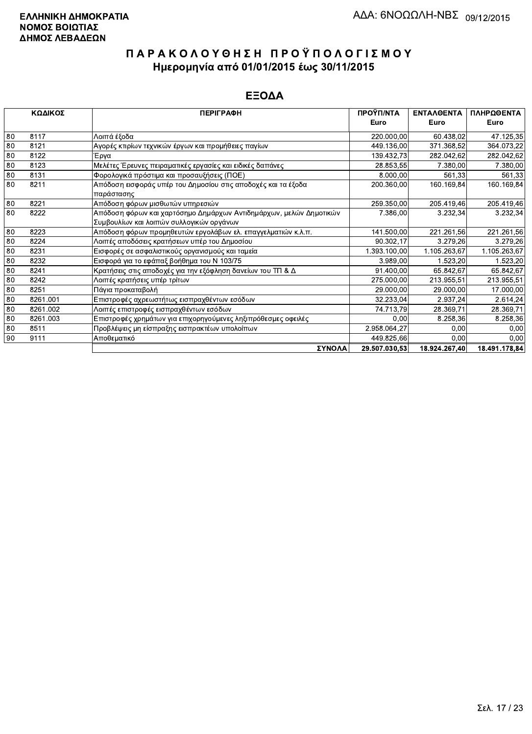**ΕΛΛΗΝΙΚΗ ΔΗΜΟΚΡΑΤΙΑ**
**ΝΟΜΟΣ ΒΟΙΩΤΙΑΣ**
**ΔΗΜΟΣ ΛΕΒΑΔΕΩΝ**

ΑΔΑ: 6ΝΟΩΩΛΗ-ΝΒΣ 09/12/2015

# ΠΑΡΑΚΟΛΟΥΘΗΣΗ ΠΡΟΫΠΟΛΟΓΙΣΜΟΥ
## Ημερομηνία από 01/01/2015 έως 30/11/2015

## ΕΞΟΔΑ

| ΚΩΔΙΚΟΣ | | ΠΕΡΙΓΡΑΦΗ | ΠΡΟΫΠ/ΝΤΑ Euro | ΕΝΤΑΛΘΕΝΤΑ Euro | ΠΛΗΡΩΘΕΝΤΑ Euro |
|---|---|---|---|---|---|
| 80 | 8117 | Λοιπά έξοδα | 220.000,00 | 60.438,02 | 47.125,35 |
| 80 | 8121 | Αγορές κτιρίων τεχνικών έργων και προμήθειες παγίων | 449.136,00 | 371.368,52 | 364.073,22 |
| 80 | 8122 | Έργα | 139.432,73 | 282.042,62 | 282.042,62 |
| 80 | 8123 | Μελέτες Έρευνες πειραματικές εργασίες και ειδικές δαπάνες | 28.853,55 | 7.380,00 | 7.380,00 |
| 80 | 8131 | Φορολογικά πρόστιμα και προσαυξήσεις (ΠΟΕ) | 8.000,00 | 561,33 | 561,33 |
| 80 | 8211 | Απόδοση εισφοράς υπέρ του Δημοσίου στις αποδοχές και τα έξοδα παράστασης | 200.360,00 | 160.169,84 | 160.169,84 |
| 80 | 8221 | Απόδοση φόρων μισθωτών υπηρεσιών | 259.350,00 | 205.419,46 | 205.419,46 |
| 80 | 8222 | Απόδοση φόρων και χαρτόσημο Δημάρχων Αντιδημάρχων, μελών Δημοτικών Συμβουλίων και λοιπών συλλογικών οργάνων | 7.386,00 | 3.232,34 | 3.232,34 |
| 80 | 8223 | Απόδοση φόρων προμηθευτών εργολάβων ελ. επαγγελματιών κ.λ.π. | 141.500,00 | 221.261,56 | 221.261,56 |
| 80 | 8224 | Λοιπές αποδόσεις κρατήσεων υπέρ του Δημοσίου | 90.302,17 | 3.279,26 | 3.279,26 |
| 80 | 8231 | Εισφορές σε ασφαλιστικούς οργανισμούς και ταμεία | 1.393.100,00 | 1.105.263,67 | 1.105.263,67 |
| 80 | 8232 | Εισφορά για το εφάπαξ βοήθημα του Ν 103/75 | 3.989,00 | 1.523,20 | 1.523,20 |
| 80 | 8241 | Κρατήσεις στις αποδοχές για την εξόφληση δανείων του ΤΠ & Δ | 91.400,00 | 65.842,67 | 65.842,67 |
| 80 | 8242 | Λοιπές κρατήσεις υπέρ τρίτων | 275.000,00 | 213.955,51 | 213.955,51 |
| 80 | 8251 | Πάγια προκαταβολή | 29.000,00 | 29.000,00 | 17.000,00 |
| 80 | 8261.001 | Επιστροφές αχρεωστήτως εισπραχθέντων εσόδων | 32.233,04 | 2.937,24 | 2.614,24 |
| 80 | 8261.002 | Λοιπές επιστροφές εισπραχθέντων εσόδων | 74.713,79 | 28.369,71 | 28.369,71 |
| 80 | 8261.003 | Επιστροφές χρημάτων για επιχορηγούμενες ληξιπρόθεσμες οφειλές | 0,00 | 8.258,36 | 8.258,36 |
| 80 | 8511 | Προβλέψεις μη είσπραξης εισπρακτέων υπολοίπων | 2.958.064,27 | 0,00 | 0,00 |
| 90 | 9111 | Αποθεματικό | 449.825,66 | 0,00 | 0,00 |
| | | **ΣΥΝΟΛΑ** | **29.507.030,53** | **18.924.267,40** | **18.491.178,84** |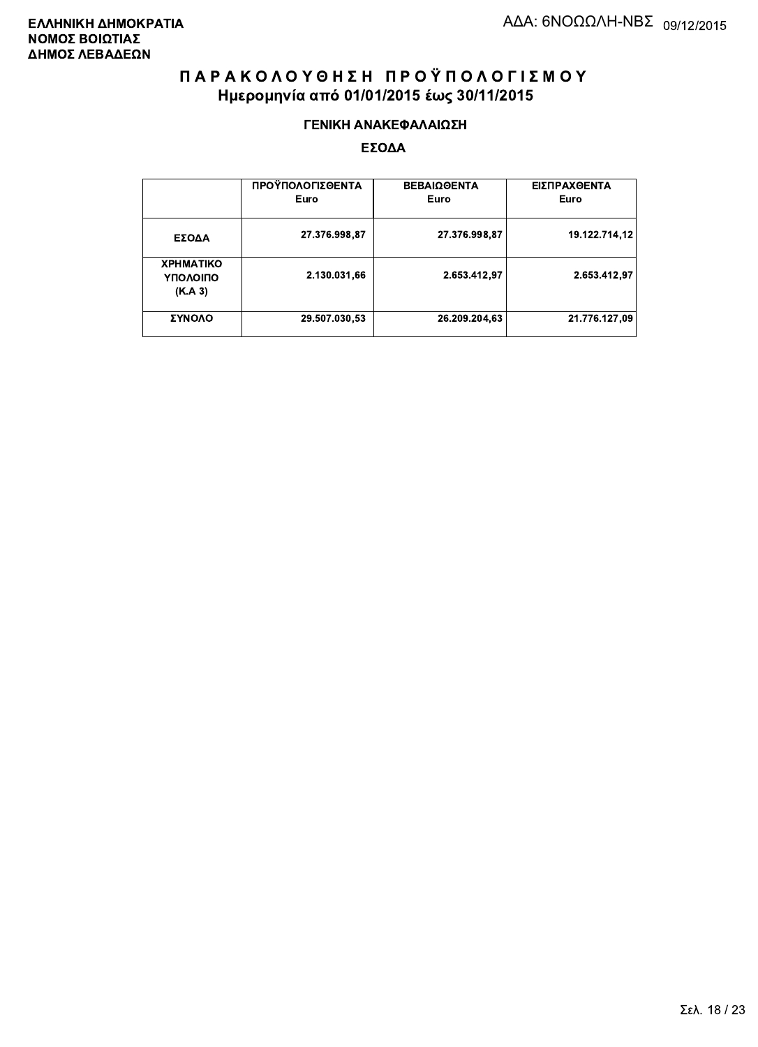**ΕΛΛΗΝΙΚΗ ΔΗΜΟΚΡΑΤΙΑ**
**ΝΟΜΟΣ ΒΟΙΩΤΙΑΣ**
**ΔΗΜΟΣ ΛΕΒΑΔΕΩΝ**

ΑΔΑ: 6ΝΟΩΩΛΗ-ΝΒΣ 09/12/2015

# Π Α Ρ Α Κ Ο Λ Ο Υ Θ Η Σ Η   Π Ρ Ο Ϋ Π Ο Λ Ο Γ Ι Σ Μ Ο Υ

## Ημερομηνία από 01/01/2015 έως 30/11/2015

### ΓΕΝΙΚΗ ΑΝΑΚΕΦΑΛΑΙΩΣΗ

### ΕΣΟΔΑ

| | ΠΡΟΫΠΟΛΟΓΙΣΘΕΝΤΑ Euro | ΒΕΒΑΙΩΘΕΝΤΑ Euro | ΕΙΣΠΡΑΧΘΕΝΤΑ Euro |
|---|---|---|---|
| **ΕΣΟΔΑ** | 27.376.998,87 | 27.376.998,87 | 19.122.714,12 |
| **ΧΡΗΜΑΤΙΚΟ ΥΠΟΛΟΙΠΟ (Κ.Α 3)** | 2.130.031,66 | 2.653.412,97 | 2.653.412,97 |
| **ΣΥΝΟΛΟ** | 29.507.030,53 | 26.209.204,63 | 21.776.127,09 |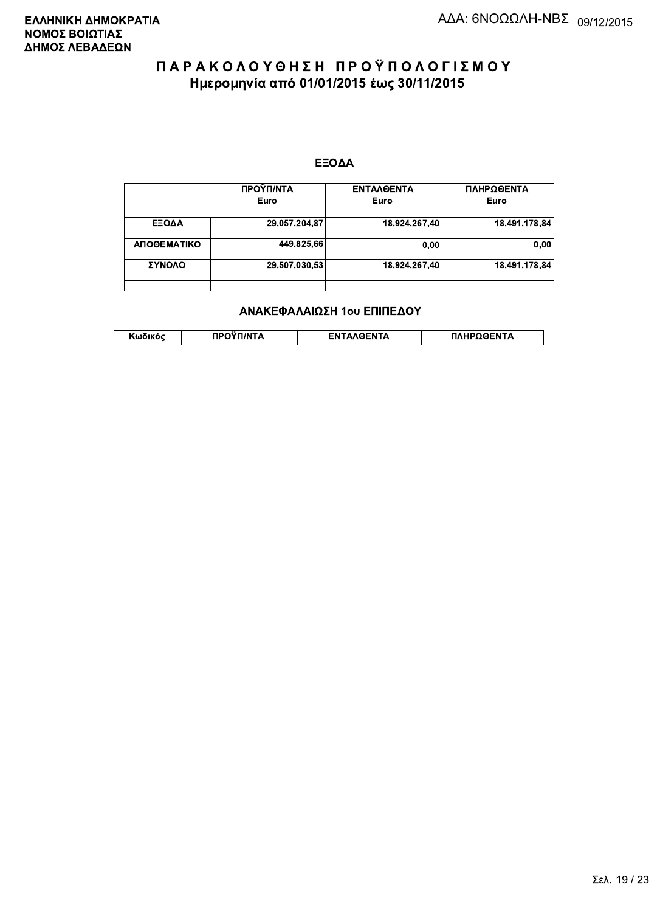ΕΛΛΗΝΙΚΗ ΔΗΜΟΚΡΑΤΙΑ
ΝΟΜΟΣ ΒΟΙΩΤΙΑΣ
ΔΗΜΟΣ ΛΕΒΑΔΕΩΝ

ΑΔΑ: 6ΝΟΩΩΛΗ-ΝΒΣ 09/12/2015

# ΠΑΡΑΚΟΛΟΥΘΗΣΗ ΠΡΟΫΠΟΛΟΓΙΣΜΟΥ

## Ημερομηνία από 01/01/2015 έως 30/11/2015

### ΕΞΟΔΑ

| | ΠΡΟΫΠ/ΝΤΑ Euro | ΕΝΤΑΛΘΕΝΤΑ Euro | ΠΛΗΡΩΘΕΝΤΑ Euro |
|---|---|---|---|
| ΕΞΟΔΑ | 29.057.204,87 | 18.924.267,40 | 18.491.178,84 |
| ΑΠΟΘΕΜΑΤΙΚΟ | 449.825,66 | 0,00 | 0,00 |
| ΣΥΝΟΛΟ | 29.507.030,53 | 18.924.267,40 | 18.491.178,84 |
| | | | |

### ΑΝΑΚΕΦΑΛΑΙΩΣΗ 1ου ΕΠΙΠΕΔΟΥ

| Κωδικός | ΠΡΟΫΠ/ΝΤΑ | ΕΝΤΑΛΘΕΝΤΑ | ΠΛΗΡΩΘΕΝΤΑ |
|---|---|---|---|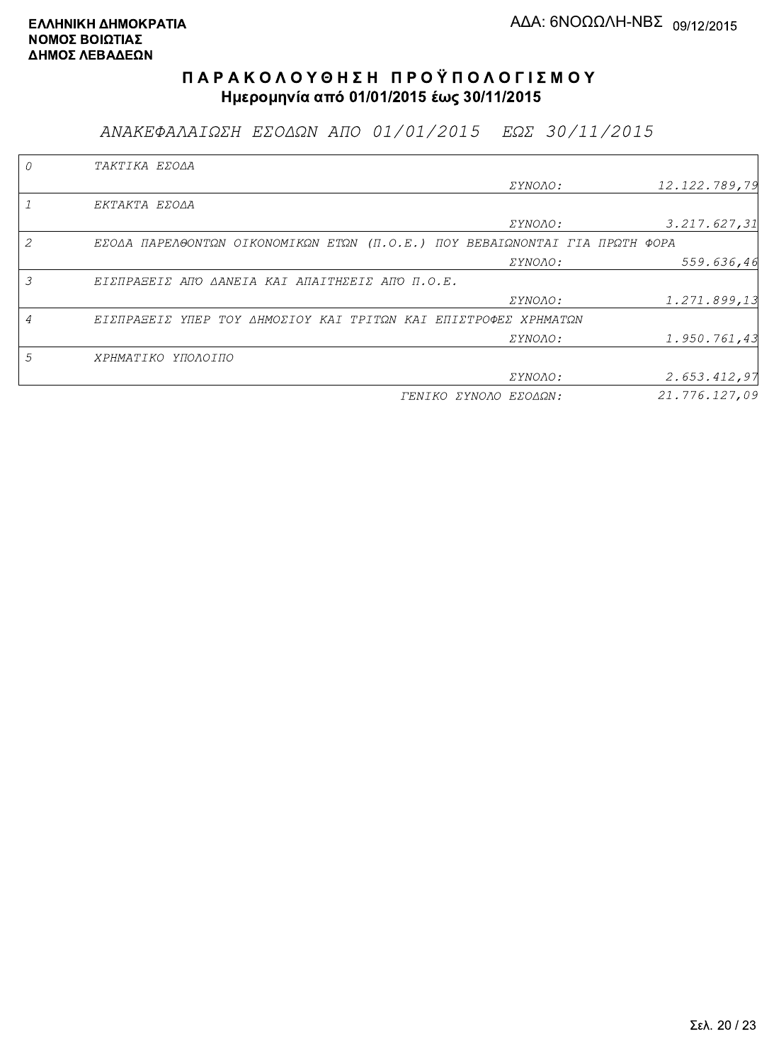**ΕΛΛΗΝΙΚΗ ΔΗΜΟΚΡΑΤΙΑ**
**ΝΟΜΟΣ ΒΟΙΩΤΙΑΣ**
**ΔΗΜΟΣ ΛΕΒΑΔΕΩΝ**

ΑΔΑ: 6ΝΟΩΩΛΗ-ΝΒΣ 09/12/2015

# Π Α Ρ Α Κ Ο Λ Ο Υ Θ Η Σ Η   Π Ρ Ο Ϋ Π Ο Λ Ο Γ Ι Σ Μ Ο Υ

**Ημερομηνία από 01/01/2015 έως 30/11/2015**

## *ΑΝΑΚΕΦΑΛΑΙΩΣΗ ΕΣΟΔΩΝ ΑΠΟ 01/01/2015 ΕΩΣ 30/11/2015*

| | | | |
|---|---|---|---|
| *0* | *ΤΑΚΤΙΚΑ ΕΣΟΔΑ* | | |
| | | *ΣΥΝΟΛΟ:* | *12.122.789,79* |
| *1* | *ΕΚΤΑΚΤΑ ΕΣΟΔΑ* | | |
| | | *ΣΥΝΟΛΟ:* | *3.217.627,31* |
| *2* | *ΕΣΟΔΑ ΠΑΡΕΛΘΟΝΤΩΝ ΟΙΚΟΝΟΜΙΚΩΝ ΕΤΩΝ (Π.Ο.Ε.) ΠΟΥ ΒΕΒΑΙΩΝΟΝΤΑΙ ΓΙΑ ΠΡΩΤΗ ΦΟΡΑ* | | |
| | | *ΣΥΝΟΛΟ:* | *559.636,46* |
| *3* | *ΕΙΣΠΡΑΞΕΙΣ ΑΠΟ ΔΑΝΕΙΑ ΚΑΙ ΑΠΑΙΤΗΣΕΙΣ ΑΠΟ Π.Ο.Ε.* | | |
| | | *ΣΥΝΟΛΟ:* | *1.271.899,13* |
| *4* | *ΕΙΣΠΡΑΞΕΙΣ ΥΠΕΡ ΤΟΥ ΔΗΜΟΣΙΟΥ ΚΑΙ ΤΡΙΤΩΝ ΚΑΙ ΕΠΙΣΤΡΟΦΕΣ ΧΡΗΜΑΤΩΝ* | | |
| | | *ΣΥΝΟΛΟ:* | *1.950.761,43* |
| *5* | *ΧΡΗΜΑΤΙΚΟ ΥΠΟΛΟΙΠΟ* | | |
| | | *ΣΥΝΟΛΟ:* | *2.653.412,97* |
| | | *ΓΕΝΙΚΟ ΣΥΝΟΛΟ ΕΣΟΔΩΝ:* | *21.776.127,09* |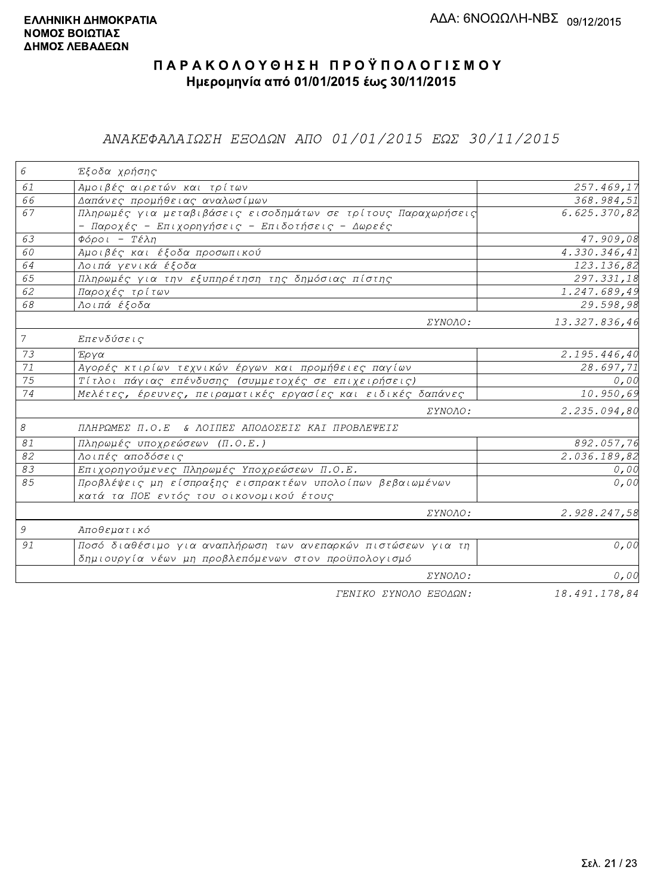**ΕΛΛΗΝΙΚΗ ΔΗΜΟΚΡΑΤΙΑ**
**ΝΟΜΟΣ ΒΟΙΩΤΙΑΣ**
**ΔΗΜΟΣ ΛΕΒΑΔΕΩΝ**

ΑΔΑ: 6ΝΟΩΩΛΗ-ΝΒΣ 09/12/2015

# Π Α Ρ Α Κ Ο Λ Ο Υ Θ Η Σ Η   Π Ρ Ο Ϋ Π Ο Λ Ο Γ Ι Σ Μ Ο Υ

**Ημερομηνία από 01/01/2015 έως 30/11/2015**

## *ΑΝΑΚΕΦΑΛΑΙΩΣΗ ΕΞΟΔΩΝ ΑΠΟ 01/01/2015 ΕΩΣ 30/11/2015*

| Κωδ. | Περιγραφή | Ποσό |
|---|---|---|
| 6 | Έξοδα χρήσης | |
| 61 | Αμοιβές αιρετών και τρίτων | 257.469,17 |
| 66 | Δαπάνες προμήθειας αναλωσίμων | 368.984,51 |
| 67 | Πληρωμές για μεταβιβάσεις εισοδημάτων σε τρίτους Παραχωρήσεις - Παροχές - Επιχορηγήσεις - Επιδοτήσεις - Δωρεές | 6.625.370,82 |
| 63 | Φόροι - Τέλη | 47.909,08 |
| 60 | Αμοιβές και έξοδα προσωπικού | 4.330.346,41 |
| 64 | Λοιπά γενικά έξοδα | 123.136,82 |
| 65 | Πληρωμές για την εξυπηρέτηση της δημόσιας πίστης | 297.331,18 |
| 62 | Παροχές τρίτων | 1.247.689,49 |
| 68 | Λοιπά έξοδα | 29.598,98 |
| | ΣΥΝΟΛΟ: | 13.327.836,46 |
| 7 | Επενδύσεις | |
| 73 | Έργα | 2.195.446,40 |
| 71 | Αγορές κτιρίων τεχνικών έργων και προμήθειες παγίων | 28.697,71 |
| 75 | Τίτλοι πάγιας επένδυσης (συμμετοχές σε επιχειρήσεις) | 0,00 |
| 74 | Μελέτες, έρευνες, πειραματικές εργασίες και ειδικές δαπάνες | 10.950,69 |
| | ΣΥΝΟΛΟ: | 2.235.094,80 |
| 8 | ΠΛΗΡΩΜΕΣ Π.Ο.Ε & ΛΟΙΠΕΣ ΑΠΟΔΟΣΕΙΣ ΚΑΙ ΠΡΟΒΛΕΨΕΙΣ | |
| 81 | Πληρωμές υποχρεώσεων (Π.Ο.Ε.) | 892.057,76 |
| 82 | Λοιπές αποδόσεις | 2.036.189,82 |
| 83 | Επιχορηγούμενες Πληρωμές Υποχρεώσεων Π.Ο.Ε. | 0,00 |
| 85 | Προβλέψεις μη είσπραξης εισπρακτέων υπολοίπων βεβαιωμένων κατά τα ΠΟΕ εντός του οικονομικού έτους | 0,00 |
| | ΣΥΝΟΛΟ: | 2.928.247,58 |
| 9 | Αποθεματικό | |
| 91 | Ποσό διαθέσιμο για αναπλήρωση των ανεπαρκών πιστώσεων για τη δημιουργία νέων μη προβλεπόμενων στον προϋπολογισμό | 0,00 |
| | ΣΥΝΟΛΟ: | 0,00 |
| | ΓΕΝΙΚΟ ΣΥΝΟΛΟ ΕΞΟΔΩΝ: | 18.491.178,84 |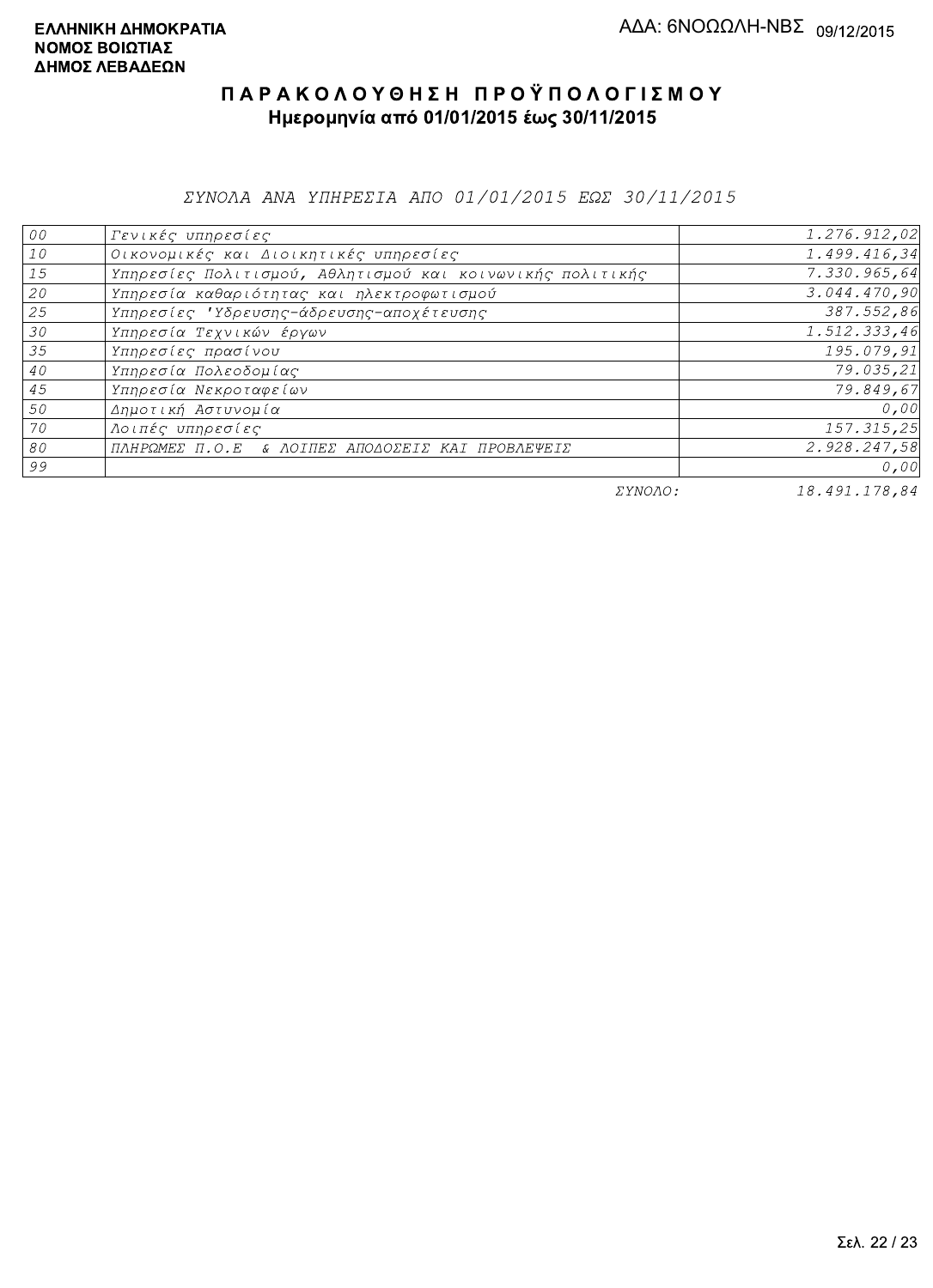**ΕΛΛΗΝΙΚΗ ΔΗΜΟΚΡΑΤΙΑ**
**ΝΟΜΟΣ ΒΟΙΩΤΙΑΣ**
**ΔΗΜΟΣ ΛΕΒΑΔΕΩΝ**

ΑΔΑ: 6ΝΟΩΩΛΗ-ΝΒΣ 09/12/2015

# ΠΑΡΑΚΟΛΟΥΘΗΣΗ ΠΡΟΫΠΟΛΟΓΙΣΜΟΥ

## Ημερομηνία από 01/01/2015 έως 30/11/2015

*ΣΥΝΟΛΑ ΑΝΑ ΥΠΗΡΕΣΙΑ ΑΠΟ 01/01/2015 ΕΩΣ 30/11/2015*

| | | |
|---|---|---|
| 00 | Γενικές υπηρεσίες | 1.276.912,02 |
| 10 | Οικονομικές και Διοικητικές υπηρεσίες | 1.499.416,34 |
| 15 | Υπηρεσίες Πολιτισμού, Αθλητισμού και κοινωνικής πολιτικής | 7.330.965,64 |
| 20 | Υπηρεσία καθαριότητας και ηλεκτροφωτισμού | 3.044.470,90 |
| 25 | Υπηρεσίες 'Υδρευσης-άδρευσης-αποχέτευσης | 387.552,86 |
| 30 | Υπηρεσία Τεχνικών έργων | 1.512.333,46 |
| 35 | Υπηρεσίες πρασίνου | 195.079,91 |
| 40 | Υπηρεσία Πολεοδομίας | 79.035,21 |
| 45 | Υπηρεσία Νεκροταφείων | 79.849,67 |
| 50 | Δημοτική Αστυνομία | 0,00 |
| 70 | Λοιπές υπηρεσίες | 157.315,25 |
| 80 | ΠΛΗΡΩΜΕΣ Π.Ο.Ε & ΛΟΙΠΕΣ ΑΠΟΔΟΣΕΙΣ ΚΑΙ ΠΡΟΒΛΕΨΕΙΣ | 2.928.247,58 |
| 99 | | 0,00 |
| | ΣΥΝΟΛΟ: | 18.491.178,84 |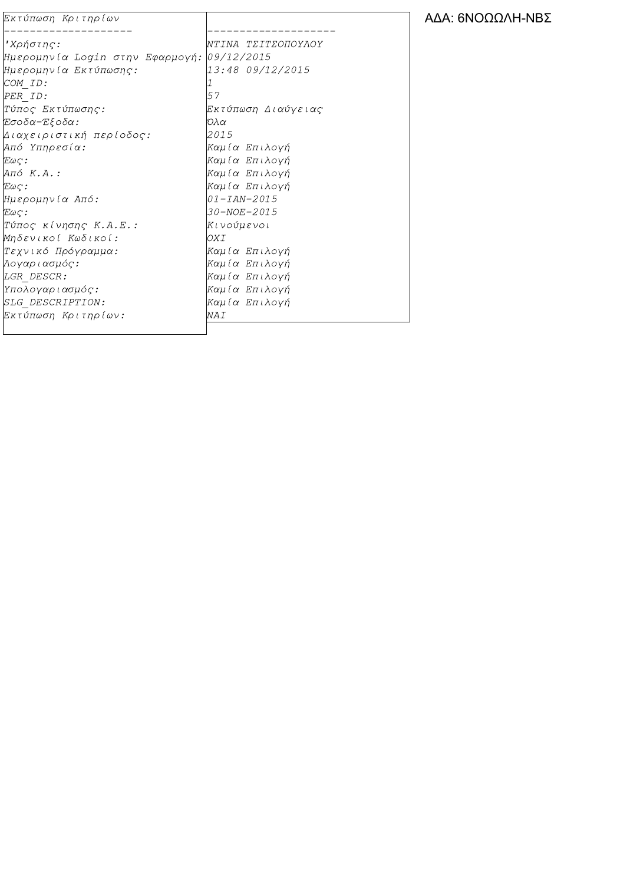ΑΔΑ: 6ΝΟΩΩΛΗ-ΝΒΣ

| Εκτύπωση Κριτηρίων | |
| --- | --- |
| 'Χρήστης: | ΝΤΙΝΑ ΤΣΙΤΣΟΠΟΥΛΟΥ |
| Ημερομηνία Login στην Εφαρμογή: | 09/12/2015 |
| Ημερομηνία Εκτύπωσης: | 13:48 09/12/2015 |
| COM_ID: | 1 |
| PER_ID: | 57 |
| Τύπος Εκτύπωσης: | Εκτύπωση Διαύγειας |
| Έσοδα-Έξοδα: | Όλα |
| Διαχειριστική περίοδος: | 2015 |
| Από Υπηρεσία: | Καμία Επιλογή |
| Έως: | Καμία Επιλογή |
| Από Κ.Α.: | Καμία Επιλογή |
| Έως: | Καμία Επιλογή |
| Ημερομηνία Από: | 01-ΙΑΝ-2015 |
| Έως: | 30-ΝΟΕ-2015 |
| Τύπος κίνησης Κ.Α.Ε.: | Κινούμενοι |
| Μηδενικοί Κωδικοί: | ΟΧΙ |
| Τεχνικό Πρόγραμμα: | Καμία Επιλογή |
| Λογαριασμός: | Καμία Επιλογή |
| LGR_DESCR: | Καμία Επιλογή |
| Υπολογαριασμός: | Καμία Επιλογή |
| SLG_DESCRIPTION: | Καμία Επιλογή |
| Εκτύπωση Κριτηρίων: | ΝΑΙ |